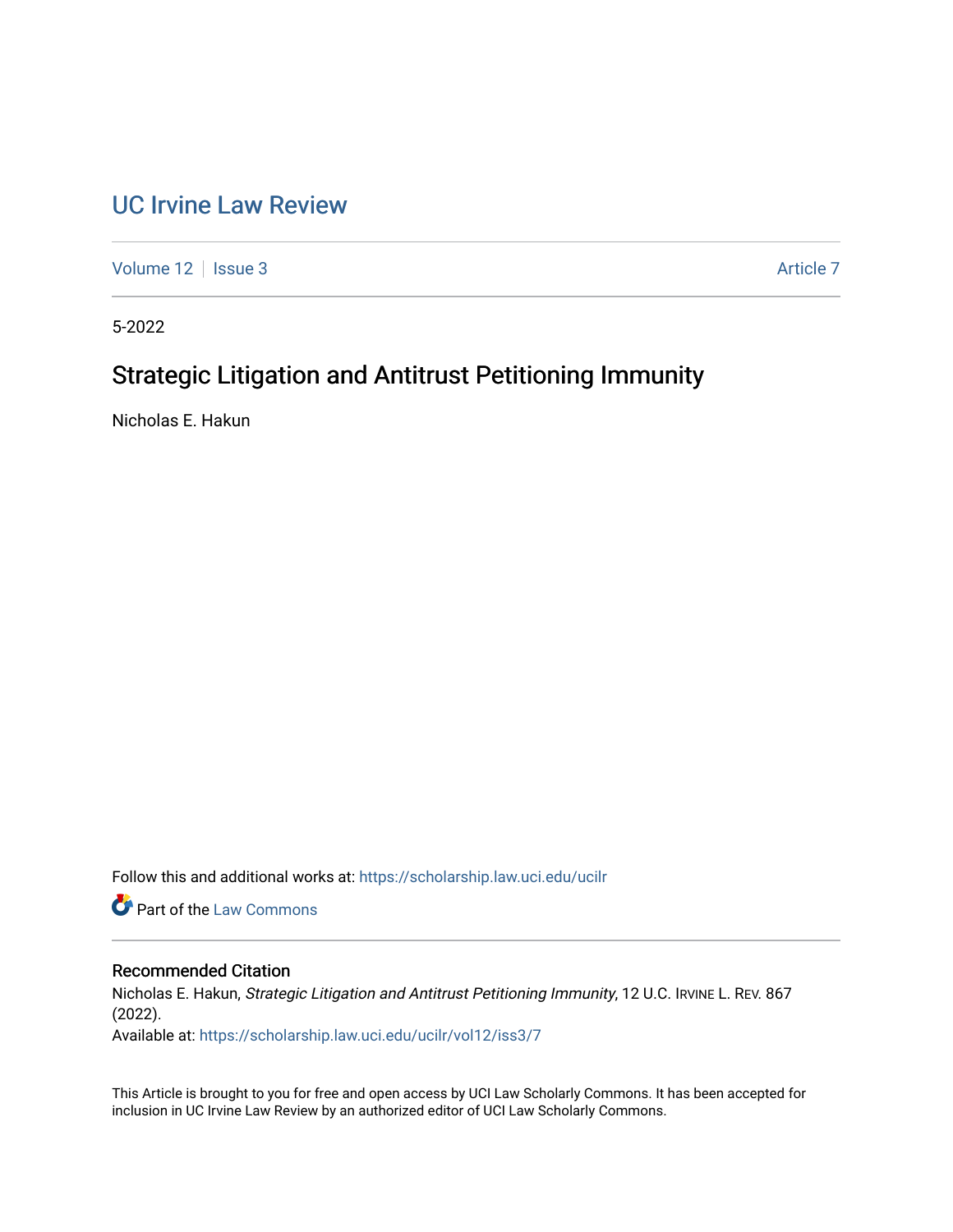# UC Irvine Law Review

Volume 12 | Issue 3 | Article 7

5-2022

## Strategic Litigation and Antitrust Petitioning Immunity

Nicholas E. Hakun

Follow this and additional works at: https://scholarship.law.uci.edu/ucilr

Part of the Law Commons

### Recommended Citation

Nicholas E. Hakun, *Strategic Litigation and Antitrust Petitioning Immunity*, 12 U.C. IRVINE L. REV. 867 (2022).
Available at: https://scholarship.law.uci.edu/ucilr/vol12/iss3/7

This Article is brought to you for free and open access by UCI Law Scholarly Commons. It has been accepted for inclusion in UC Irvine Law Review by an authorized editor of UCI Law Scholarly Commons.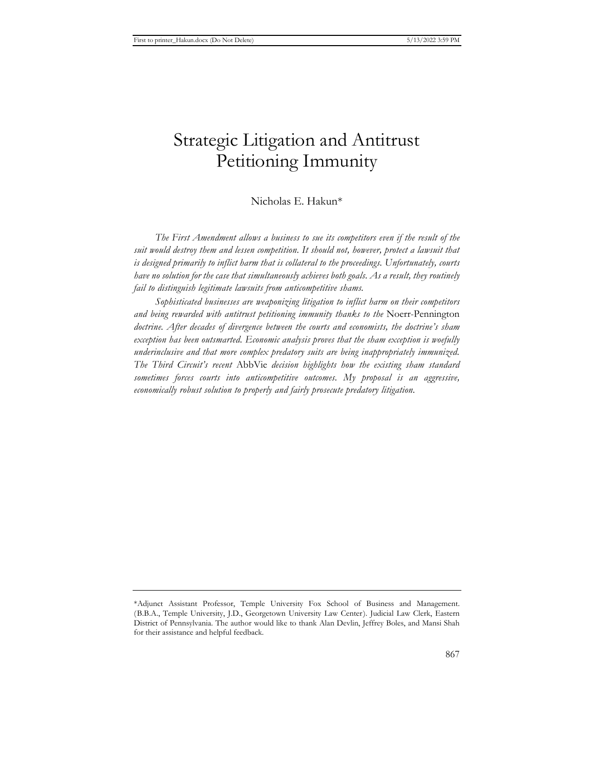# Strategic Litigation and Antitrust Petitioning Immunity

Nicholas E. Hakun*

*The First Amendment allows a business to sue its competitors even if the result of the suit would destroy them and lessen competition. It should not, however, protect a lawsuit that is designed primarily to inflict harm that is collateral to the proceedings. Unfortunately, courts have no solution for the case that simultaneously achieves both goals. As a result, they routinely fail to distinguish legitimate lawsuits from anticompetitive shams.*

*Sophisticated businesses are weaponizing litigation to inflict harm on their competitors and being rewarded with antitrust petitioning immunity thanks to the* Noerr-Pennington *doctrine. After decades of divergence between the courts and economists, the doctrine's sham exception has been outsmarted. Economic analysis proves that the sham exception is woefully underinclusive and that more complex predatory suits are being inappropriately immunized. The Third Circuit's recent* AbbVie *decision highlights how the existing sham standard sometimes forces courts into anticompetitive outcomes. My proposal is an aggressive, economically robust solution to properly and fairly prosecute predatory litigation.*

---

*Adjunct Assistant Professor, Temple University Fox School of Business and Management. (B.B.A., Temple University, J.D., Georgetown University Law Center). Judicial Law Clerk, Eastern District of Pennsylvania. The author would like to thank Alan Devlin, Jeffrey Boles, and Mansi Shah for their assistance and helpful feedback.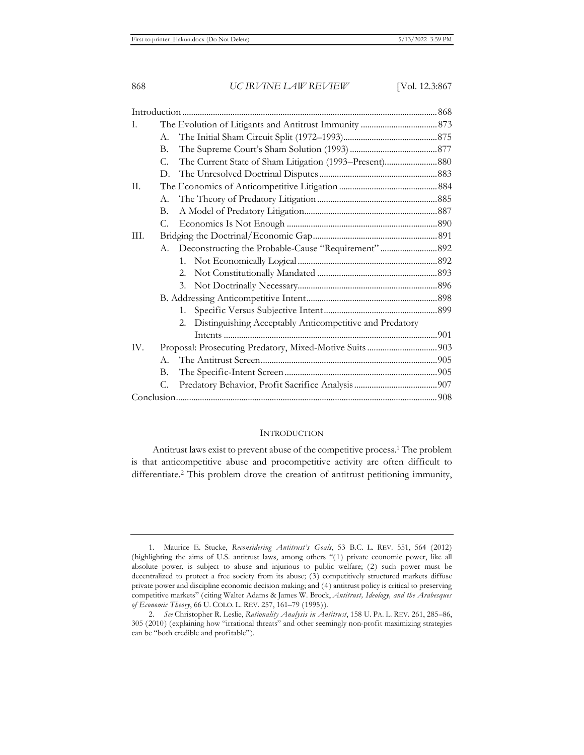| | | Page |
|---|---|---|
| Introduction | | 868 |
| I. | The Evolution of Litigants and Antitrust Immunity | 873 |
| | A. The Initial Sham Circuit Split (1972–1993) | 875 |
| | B. The Supreme Court's Sham Solution (1993) | 877 |
| | C. The Current State of Sham Litigation (1993–Present) | 880 |
| | D. The Unresolved Doctrinal Disputes | 883 |
| II. | The Economics of Anticompetitive Litigation | 884 |
| | A. The Theory of Predatory Litigation | 885 |
| | B. A Model of Predatory Litigation | 887 |
| | C. Economics Is Not Enough | 890 |
| III. | Bridging the Doctrinal/Economic Gap | 891 |
| | A. Deconstructing the Probable-Cause "Requirement" | 892 |
| | 1. Not Economically Logical | 892 |
| | 2. Not Constitutionally Mandated | 893 |
| | 3. Not Doctrinally Necessary | 896 |
| | B. Addressing Anticompetitive Intent | 898 |
| | 1. Specific Versus Subjective Intent | 899 |
| | 2. Distinguishing Acceptably Anticompetitive and Predatory Intents | 901 |
| IV. | Proposal: Prosecuting Predatory, Mixed-Motive Suits | 903 |
| | A. The Antitrust Screen | 905 |
| | B. The Specific-Intent Screen | 905 |
| | C. Predatory Behavior, Profit Sacrifice Analysis | 907 |
| Conclusion | | 908 |

## INTRODUCTION

Antitrust laws exist to prevent abuse of the competitive process.[1] The problem is that anticompetitive abuse and procompetitive activity are often difficult to differentiate.[2] This problem drove the creation of antitrust petitioning immunity,

---

1. Maurice E. Stucke, *Reconsidering Antitrust's Goals*, 53 B.C. L. REV. 551, 564 (2012) (highlighting the aims of U.S. antitrust laws, among others "(1) private economic power, like all absolute power, is subject to abuse and injurious to public welfare; (2) such power must be decentralized to protect a free society from its abuse; (3) competitively structured markets diffuse private power and discipline economic decision making; and (4) antitrust policy is critical to preserving competitive markets" (citing Walter Adams & James W. Brock, *Antitrust, Ideology, and the Arabesques of Economic Theory*, 66 U. COLO. L. REV. 257, 161–79 (1995)).

2. *See* Christopher R. Leslie, *Rationality Analysis in Antitrust*, 158 U. PA. L. REV. 261, 285–86, 305 (2010) (explaining how "irrational threats" and other seemingly non-profit maximizing strategies can be "both credible and profitable").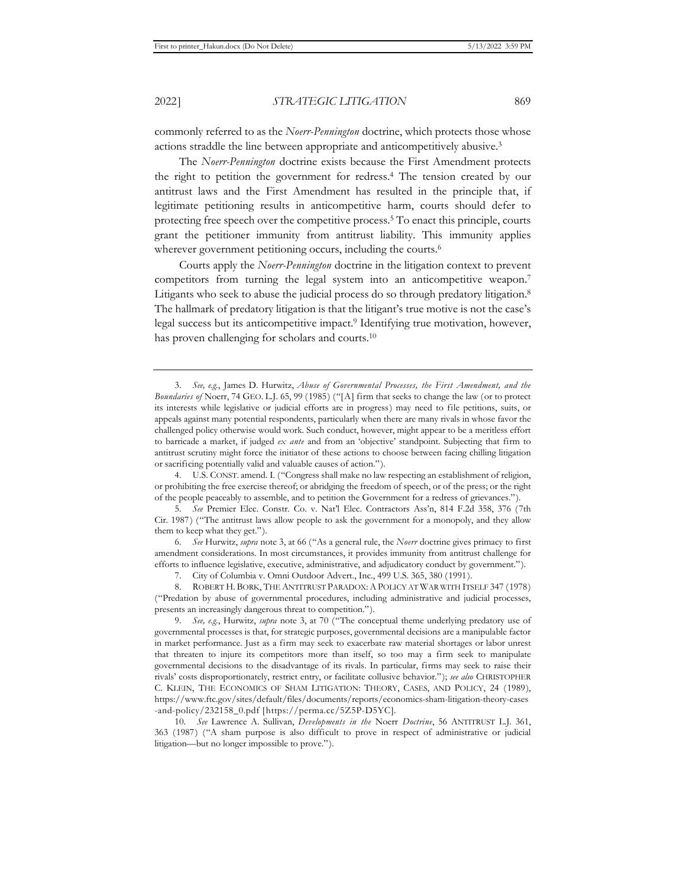commonly referred to as the *Noerr-Pennington* doctrine, which protects those whose actions straddle the line between appropriate and anticompetitively abusive.[3]

The *Noerr-Pennington* doctrine exists because the First Amendment protects the right to petition the government for redress.[4] The tension created by our antitrust laws and the First Amendment has resulted in the principle that, if legitimate petitioning results in anticompetitive harm, courts should defer to protecting free speech over the competitive process.[5] To enact this principle, courts grant the petitioner immunity from antitrust liability. This immunity applies wherever government petitioning occurs, including the courts.[6]

Courts apply the *Noerr-Pennington* doctrine in the litigation context to prevent competitors from turning the legal system into an anticompetitive weapon.[7] Litigants who seek to abuse the judicial process do so through predatory litigation.[8] The hallmark of predatory litigation is that the litigant's true motive is not the case's legal success but its anticompetitive impact.[9] Identifying true motivation, however, has proven challenging for scholars and courts.[10]

---

3. *See, e.g.*, James D. Hurwitz, *Abuse of Governmental Processes, the First Amendment, and the Boundaries of* Noerr, 74 GEO. L.J. 65, 99 (1985) ("[A] firm that seeks to change the law (or to protect its interests while legislative or judicial efforts are in progress) may need to file petitions, suits, or appeals against many potential respondents, particularly when there are many rivals in whose favor the challenged policy otherwise would work. Such conduct, however, might appear to be a meritless effort to barricade a market, if judged *ex ante* and from an 'objective' standpoint. Subjecting that firm to antitrust scrutiny might force the initiator of these actions to choose between facing chilling litigation or sacrificing potentially valid and valuable causes of action.").

4. U.S. CONST. amend. I. ("Congress shall make no law respecting an establishment of religion, or prohibiting the free exercise thereof; or abridging the freedom of speech, or of the press; or the right of the people peaceably to assemble, and to petition the Government for a redress of grievances.").

5. *See* Premier Elec. Constr. Co. v. Nat'l Elec. Contractors Ass'n, 814 F.2d 358, 376 (7th Cir. 1987) ("The antitrust laws allow people to ask the government for a monopoly, and they allow them to keep what they get.").

6. *See* Hurwitz, *supra* note 3, at 66 ("As a general rule, the *Noerr* doctrine gives primacy to first amendment considerations. In most circumstances, it provides immunity from antitrust challenge for efforts to influence legislative, executive, administrative, and adjudicatory conduct by government.").

7. City of Columbia v. Omni Outdoor Advert., Inc., 499 U.S. 365, 380 (1991).

8. ROBERT H. BORK, THE ANTITRUST PARADOX: A POLICY AT WAR WITH ITSELF 347 (1978) ("Predation by abuse of governmental procedures, including administrative and judicial processes, presents an increasingly dangerous threat to competition.").

9. *See, e.g.*, Hurwitz, *supra* note 3, at 70 ("The conceptual theme underlying predatory use of governmental processes is that, for strategic purposes, governmental decisions are a manipulable factor in market performance. Just as a firm may seek to exacerbate raw material shortages or labor unrest that threaten to injure its competitors more than itself, so too may a firm seek to manipulate governmental decisions to the disadvantage of its rivals. In particular, firms may seek to raise their rivals' costs disproportionately, restrict entry, or facilitate collusive behavior."); *see also* CHRISTOPHER C. KLEIN, THE ECONOMICS OF SHAM LITIGATION: THEORY, CASES, AND POLICY, 24 (1989), https://www.ftc.gov/sites/default/files/documents/reports/economics-sham-litigation-theory-cases-and-policy/232158_0.pdf [https://perma.cc/5Z5P-D5YC].

10. *See* Lawrence A. Sullivan, *Developments in the* Noerr *Doctrine*, 56 ANTITRUST L.J. 361, 363 (1987) ("A sham purpose is also difficult to prove in respect of administrative or judicial litigation—but no longer impossible to prove.").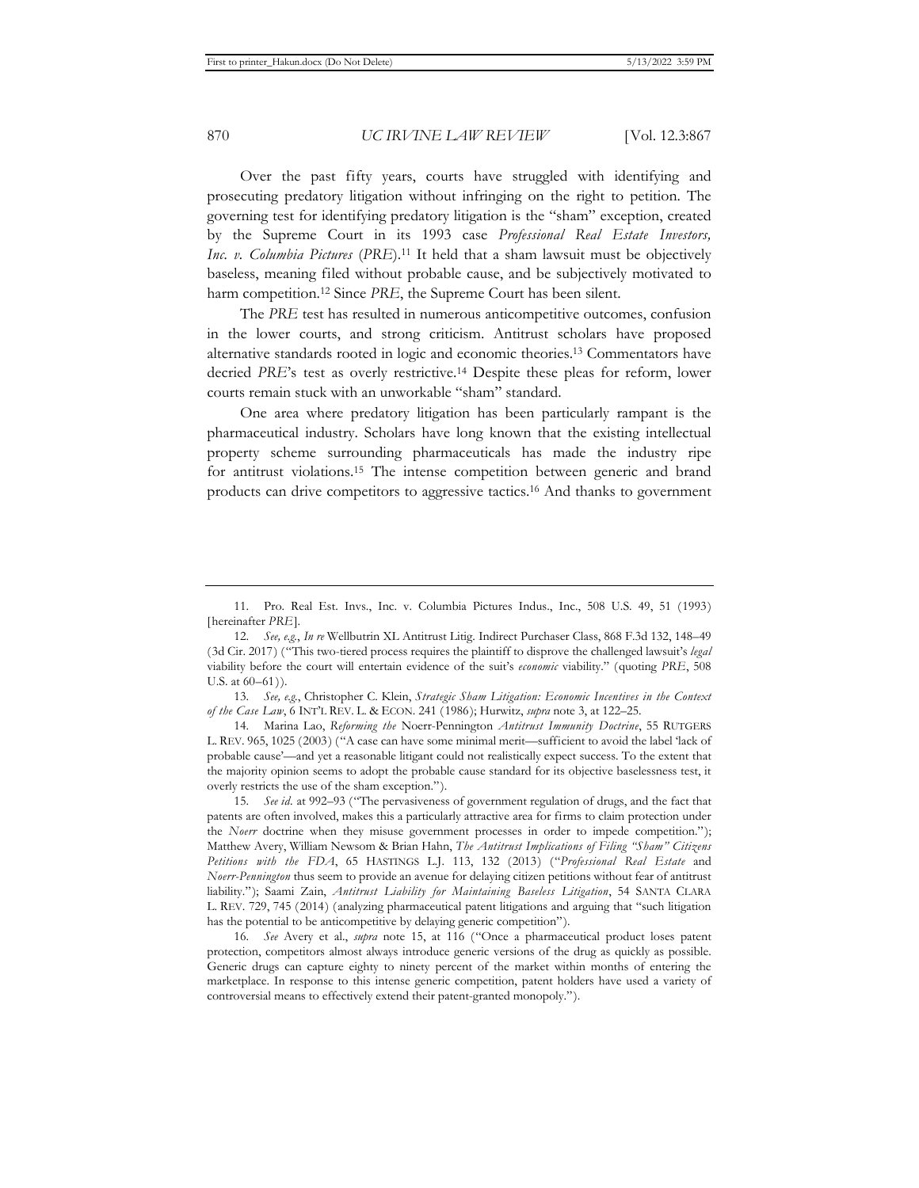Over the past fifty years, courts have struggled with identifying and prosecuting predatory litigation without infringing on the right to petition. The governing test for identifying predatory litigation is the "sham" exception, created by the Supreme Court in its 1993 case *Professional Real Estate Investors, Inc. v. Columbia Pictures* (*PRE*).[11] It held that a sham lawsuit must be objectively baseless, meaning filed without probable cause, and be subjectively motivated to harm competition.[12] Since *PRE*, the Supreme Court has been silent.

The *PRE* test has resulted in numerous anticompetitive outcomes, confusion in the lower courts, and strong criticism. Antitrust scholars have proposed alternative standards rooted in logic and economic theories.[13] Commentators have decried *PRE*'s test as overly restrictive.[14] Despite these pleas for reform, lower courts remain stuck with an unworkable "sham" standard.

One area where predatory litigation has been particularly rampant is the pharmaceutical industry. Scholars have long known that the existing intellectual property scheme surrounding pharmaceuticals has made the industry ripe for antitrust violations.[15] The intense competition between generic and brand products can drive competitors to aggressive tactics.[16] And thanks to government

---

11. Pro. Real Est. Invs., Inc. v. Columbia Pictures Indus., Inc., 508 U.S. 49, 51 (1993) [hereinafter *PRE*].

12. *See, e.g.*, *In re* Wellbutrin XL Antitrust Litig. Indirect Purchaser Class, 868 F.3d 132, 148–49 (3d Cir. 2017) ("This two-tiered process requires the plaintiff to disprove the challenged lawsuit's *legal* viability before the court will entertain evidence of the suit's *economic* viability." (quoting *PRE*, 508 U.S. at 60–61)).

13. *See, e.g.*, Christopher C. Klein, *Strategic Sham Litigation: Economic Incentives in the Context of the Case Law*, 6 INT'L REV. L. & ECON. 241 (1986); Hurwitz, *supra* note 3, at 122–25.

14. Marina Lao, *Reforming the* Noerr-Pennington *Antitrust Immunity Doctrine*, 55 RUTGERS L. REV. 965, 1025 (2003) ("A case can have some minimal merit—sufficient to avoid the label 'lack of probable cause'—and yet a reasonable litigant could not realistically expect success. To the extent that the majority opinion seems to adopt the probable cause standard for its objective baselessness test, it overly restricts the use of the sham exception.").

15. *See id.* at 992–93 ("The pervasiveness of government regulation of drugs, and the fact that patents are often involved, makes this a particularly attractive area for firms to claim protection under the *Noerr* doctrine when they misuse government processes in order to impede competition."); Matthew Avery, William Newsom & Brian Hahn, *The Antitrust Implications of Filing "Sham" Citizens Petitions with the FDA*, 65 HASTINGS L.J. 113, 132 (2013) ("*Professional Real Estate* and *Noerr-Pennington* thus seem to provide an avenue for delaying citizen petitions without fear of antitrust liability."); Saami Zain, *Antitrust Liability for Maintaining Baseless Litigation*, 54 SANTA CLARA L. REV. 729, 745 (2014) (analyzing pharmaceutical patent litigations and arguing that "such litigation has the potential to be anticompetitive by delaying generic competition").

16. *See* Avery et al., *supra* note 15, at 116 ("Once a pharmaceutical product loses patent protection, competitors almost always introduce generic versions of the drug as quickly as possible. Generic drugs can capture eighty to ninety percent of the market within months of entering the marketplace. In response to this intense generic competition, patent holders have used a variety of controversial means to effectively extend their patent-granted monopoly.").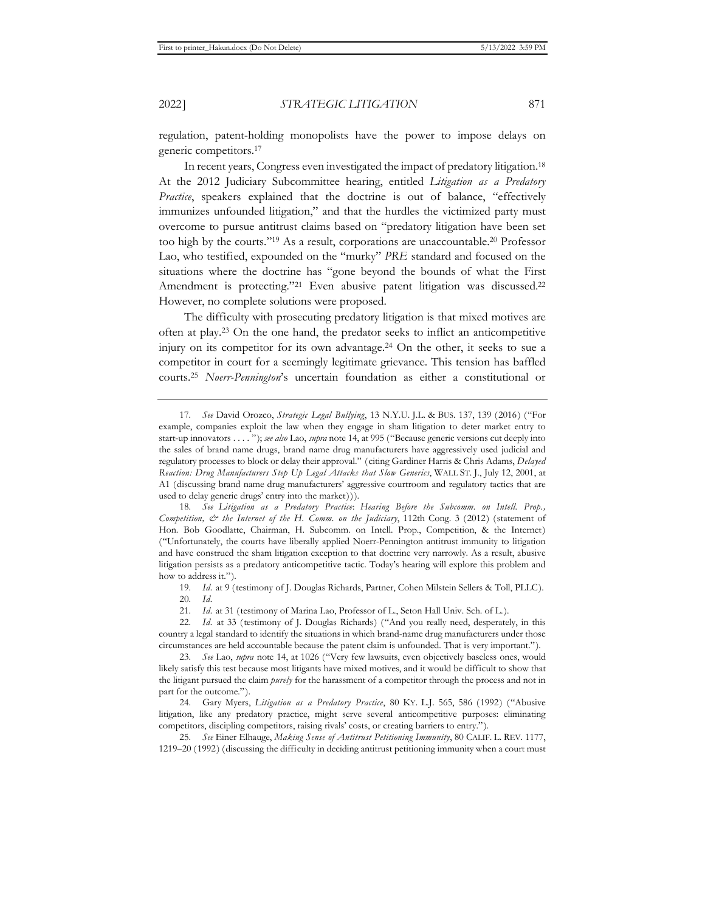regulation, patent-holding monopolists have the power to impose delays on generic competitors.[17]

In recent years, Congress even investigated the impact of predatory litigation.[18] At the 2012 Judiciary Subcommittee hearing, entitled *Litigation as a Predatory Practice*, speakers explained that the doctrine is out of balance, "effectively immunizes unfounded litigation," and that the hurdles the victimized party must overcome to pursue antitrust claims based on "predatory litigation have been set too high by the courts."[19] As a result, corporations are unaccountable.[20] Professor Lao, who testified, expounded on the "murky" *PRE* standard and focused on the situations where the doctrine has "gone beyond the bounds of what the First Amendment is protecting."[21] Even abusive patent litigation was discussed.[22] However, no complete solutions were proposed.

The difficulty with prosecuting predatory litigation is that mixed motives are often at play.[23] On the one hand, the predator seeks to inflict an anticompetitive injury on its competitor for its own advantage.[24] On the other, it seeks to sue a competitor in court for a seemingly legitimate grievance. This tension has baffled courts.[25] *Noerr-Pennington*'s uncertain foundation as either a constitutional or

---

17. *See* David Orozco, *Strategic Legal Bullying*, 13 N.Y.U. J.L. & BUS. 137, 139 (2016) ("For example, companies exploit the law when they engage in sham litigation to deter market entry to start-up innovators . . . ."); *see also* Lao, *supra* note 14, at 995 ("Because generic versions cut deeply into the sales of brand name drugs, brand name drug manufacturers have aggressively used judicial and regulatory processes to block or delay their approval." (citing Gardiner Harris & Chris Adams, *Delayed Reaction: Drug Manufacturers Step Up Legal Attacks that Slow Generics*, WALL ST. J., July 12, 2001, at A1 (discussing brand name drug manufacturers' aggressive courtroom and regulatory tactics that are used to delay generic drugs' entry into the market))).

18. *See Litigation as a Predatory Practice*: *Hearing Before the Subcomm. on Intell. Prop., Competition, & the Internet of the H. Comm. on the Judiciary*, 112th Cong. 3 (2012) (statement of Hon. Bob Goodlatte, Chairman, H. Subcomm. on Intell. Prop., Competition, & the Internet) ("Unfortunately, the courts have liberally applied Noerr-Pennington antitrust immunity to litigation and have construed the sham litigation exception to that doctrine very narrowly. As a result, abusive litigation persists as a predatory anticompetitive tactic. Today's hearing will explore this problem and how to address it.").

19. *Id.* at 9 (testimony of J. Douglas Richards, Partner, Cohen Milstein Sellers & Toll, PLLC).

20. *Id.*

21. *Id.* at 31 (testimony of Marina Lao, Professor of L., Seton Hall Univ. Sch. of L.).

22. *Id.* at 33 (testimony of J. Douglas Richards) ("And you really need, desperately, in this country a legal standard to identify the situations in which brand-name drug manufacturers under those circumstances are held accountable because the patent claim is unfounded. That is very important.").

23. *See* Lao, *supra* note 14, at 1026 ("Very few lawsuits, even objectively baseless ones, would likely satisfy this test because most litigants have mixed motives, and it would be difficult to show that the litigant pursued the claim *purely* for the harassment of a competitor through the process and not in part for the outcome.").

24. Gary Myers, *Litigation as a Predatory Practice*, 80 KY. L.J. 565, 586 (1992) ("Abusive litigation, like any predatory practice, might serve several anticompetitive purposes: eliminating competitors, discipling competitors, raising rivals' costs, or creating barriers to entry.").

25. *See* Einer Elhauge, *Making Sense of Antitrust Petitioning Immunity*, 80 CALIF. L. REV. 1177, 1219–20 (1992) (discussing the difficulty in deciding antitrust petitioning immunity when a court must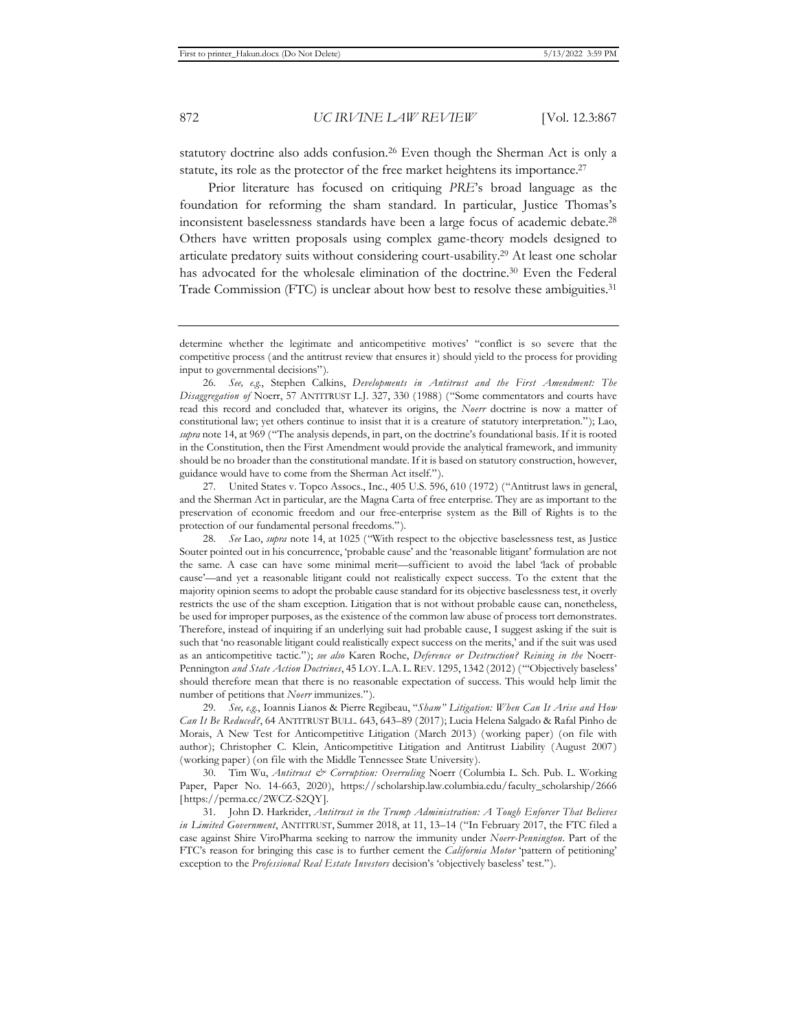statutory doctrine also adds confusion.[26] Even though the Sherman Act is only a statute, its role as the protector of the free market heightens its importance.[27]

Prior literature has focused on critiquing *PRE*'s broad language as the foundation for reforming the sham standard. In particular, Justice Thomas's inconsistent baselessness standards have been a large focus of academic debate.[28] Others have written proposals using complex game-theory models designed to articulate predatory suits without considering court-usability.[29] At least one scholar has advocated for the wholesale elimination of the doctrine.[30] Even the Federal Trade Commission (FTC) is unclear about how best to resolve these ambiguities.[31]

---

determine whether the legitimate and anticompetitive motives' "conflict is so severe that the competitive process (and the antitrust review that ensures it) should yield to the process for providing input to governmental decisions").

26. *See, e.g.*, Stephen Calkins, *Developments in Antitrust and the First Amendment: The Disaggregation of* Noerr, 57 ANTITRUST L.J. 327, 330 (1988) ("Some commentators and courts have read this record and concluded that, whatever its origins, the *Noerr* doctrine is now a matter of constitutional law; yet others continue to insist that it is a creature of statutory interpretation."); Lao, *supra* note 14, at 969 ("The analysis depends, in part, on the doctrine's foundational basis. If it is rooted in the Constitution, then the First Amendment would provide the analytical framework, and immunity should be no broader than the constitutional mandate. If it is based on statutory construction, however, guidance would have to come from the Sherman Act itself.").

27. United States v. Topco Assocs., Inc., 405 U.S. 596, 610 (1972) ("Antitrust laws in general, and the Sherman Act in particular, are the Magna Carta of free enterprise. They are as important to the preservation of economic freedom and our free-enterprise system as the Bill of Rights is to the protection of our fundamental personal freedoms.").

28. *See* Lao, *supra* note 14, at 1025 ("With respect to the objective baselessness test, as Justice Souter pointed out in his concurrence, 'probable cause' and the 'reasonable litigant' formulation are not the same. A case can have some minimal merit—sufficient to avoid the label 'lack of probable cause'—and yet a reasonable litigant could not realistically expect success. To the extent that the majority opinion seems to adopt the probable cause standard for its objective baselessness test, it overly restricts the use of the sham exception. Litigation that is not without probable cause can, nonetheless, be used for improper purposes, as the existence of the common law abuse of process tort demonstrates. Therefore, instead of inquiring if an underlying suit had probable cause, I suggest asking if the suit is such that 'no reasonable litigant could realistically expect success on the merits,' and if the suit was used as an anticompetitive tactic."); *see also* Karen Roche, *Deference or Destruction? Reining in the* Noerr-Pennington *and State Action Doctrines*, 45 LOY. L.A. L. REV. 1295, 1342 (2012) ("'Objectively baseless' should therefore mean that there is no reasonable expectation of success. This would help limit the number of petitions that *Noerr* immunizes.").

29. *See, e.g.*, Ioannis Lianos & Pierre Regibeau, "*Sham" Litigation: When Can It Arise and How Can It Be Reduced?*, 64 ANTITRUST BULL. 643, 643–89 (2017); Lucia Helena Salgado & Rafal Pinho de Morais, A New Test for Anticompetitive Litigation (March 2013) (working paper) (on file with author); Christopher C. Klein, Anticompetitive Litigation and Antitrust Liability (August 2007) (working paper) (on file with the Middle Tennessee State University).

30. Tim Wu, *Antitrust & Corruption: Overruling* Noerr (Columbia L. Sch. Pub. L. Working Paper, Paper No. 14-663, 2020), https://scholarship.law.columbia.edu/faculty_scholarship/2666 [https://perma.cc/2WCZ-S2QY].

31. John D. Harkrider, *Antitrust in the Trump Administration: A Tough Enforcer That Believes in Limited Government*, ANTITRUST, Summer 2018, at 11, 13–14 ("In February 2017, the FTC filed a case against Shire ViroPharma seeking to narrow the immunity under *Noerr-Pennington*. Part of the FTC's reason for bringing this case is to further cement the *California Motor* 'pattern of petitioning' exception to the *Professional Real Estate Investors* decision's 'objectively baseless' test.").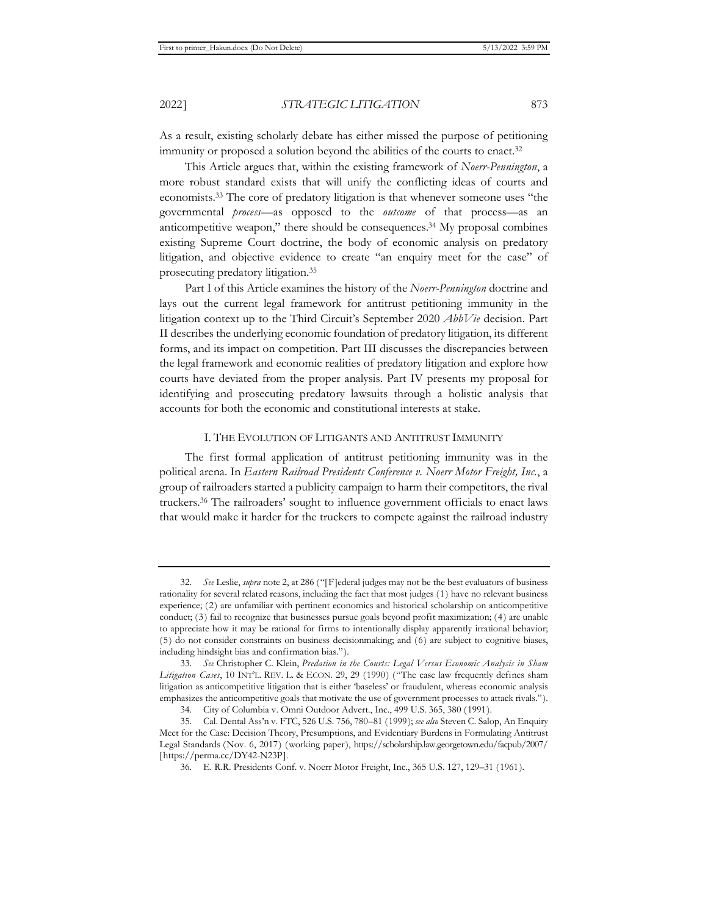As a result, existing scholarly debate has either missed the purpose of petitioning immunity or proposed a solution beyond the abilities of the courts to enact.[32]

This Article argues that, within the existing framework of *Noerr-Pennington*, a more robust standard exists that will unify the conflicting ideas of courts and economists.[33] The core of predatory litigation is that whenever someone uses "the governmental *process*—as opposed to the *outcome* of that process—as an anticompetitive weapon," there should be consequences.[34] My proposal combines existing Supreme Court doctrine, the body of economic analysis on predatory litigation, and objective evidence to create "an enquiry meet for the case" of prosecuting predatory litigation.[35]

Part I of this Article examines the history of the *Noerr-Pennington* doctrine and lays out the current legal framework for antitrust petitioning immunity in the litigation context up to the Third Circuit's September 2020 *AbbVie* decision. Part II describes the underlying economic foundation of predatory litigation, its different forms, and its impact on competition. Part III discusses the discrepancies between the legal framework and economic realities of predatory litigation and explore how courts have deviated from the proper analysis. Part IV presents my proposal for identifying and prosecuting predatory lawsuits through a holistic analysis that accounts for both the economic and constitutional interests at stake.

## I. THE EVOLUTION OF LITIGANTS AND ANTITRUST IMMUNITY

The first formal application of antitrust petitioning immunity was in the political arena. In *Eastern Railroad Presidents Conference v. Noerr Motor Freight, Inc.*, a group of railroaders started a publicity campaign to harm their competitors, the rival truckers.[36] The railroaders' sought to influence government officials to enact laws that would make it harder for the truckers to compete against the railroad industry

---

32. *See* Leslie, *supra* note 2, at 286 ("[F]ederal judges may not be the best evaluators of business rationality for several related reasons, including the fact that most judges (1) have no relevant business experience; (2) are unfamiliar with pertinent economics and historical scholarship on anticompetitive conduct; (3) fail to recognize that businesses pursue goals beyond profit maximization; (4) are unable to appreciate how it may be rational for firms to intentionally display apparently irrational behavior; (5) do not consider constraints on business decisionmaking; and (6) are subject to cognitive biases, including hindsight bias and confirmation bias.").

33. *See* Christopher C. Klein, *Predation in the Courts: Legal Versus Economic Analysis in Sham Litigation Cases*, 10 INT'L. REV. L. & ECON. 29, 29 (1990) ("The case law frequently defines sham litigation as anticompetitive litigation that is either 'baseless' or fraudulent, whereas economic analysis emphasizes the anticompetitive goals that motivate the use of government processes to attack rivals.").

34. City of Columbia v. Omni Outdoor Advert., Inc., 499 U.S. 365, 380 (1991).

35. Cal. Dental Ass'n v. FTC, 526 U.S. 756, 780–81 (1999); *see also* Steven C. Salop, An Enquiry Meet for the Case: Decision Theory, Presumptions, and Evidentiary Burdens in Formulating Antitrust Legal Standards (Nov. 6, 2017) (working paper), https://scholarship.law.georgetown.edu/facpub/2007/ [https://perma.cc/DY42-N23P].

36. E. R.R. Presidents Conf. v. Noerr Motor Freight, Inc., 365 U.S. 127, 129–31 (1961).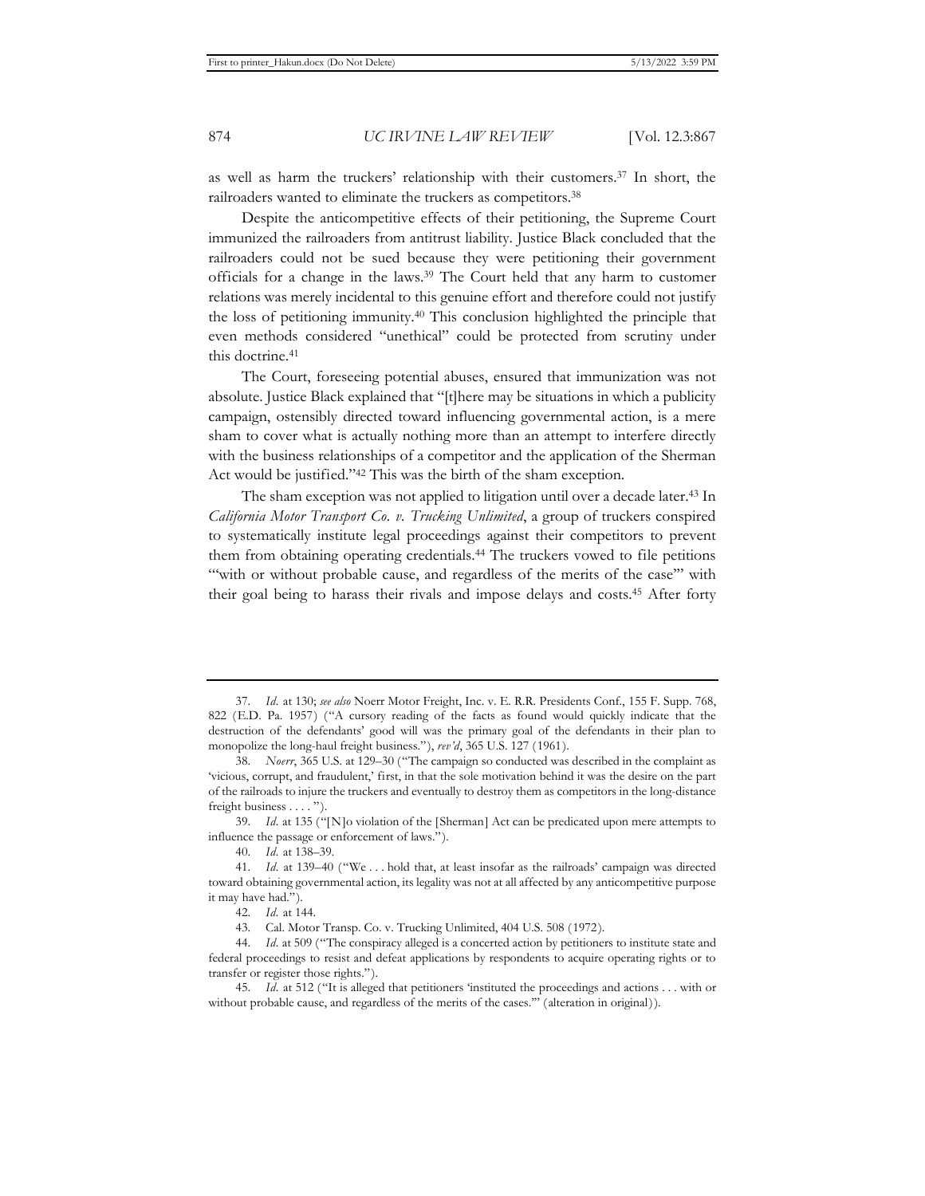as well as harm the truckers' relationship with their customers.[37] In short, the railroaders wanted to eliminate the truckers as competitors.[38]

Despite the anticompetitive effects of their petitioning, the Supreme Court immunized the railroaders from antitrust liability. Justice Black concluded that the railroaders could not be sued because they were petitioning their government officials for a change in the laws.[39] The Court held that any harm to customer relations was merely incidental to this genuine effort and therefore could not justify the loss of petitioning immunity.[40] This conclusion highlighted the principle that even methods considered "unethical" could be protected from scrutiny under this doctrine.[41]

The Court, foreseeing potential abuses, ensured that immunization was not absolute. Justice Black explained that "[t]here may be situations in which a publicity campaign, ostensibly directed toward influencing governmental action, is a mere sham to cover what is actually nothing more than an attempt to interfere directly with the business relationships of a competitor and the application of the Sherman Act would be justified."[42] This was the birth of the sham exception.

The sham exception was not applied to litigation until over a decade later.[43] In *California Motor Transport Co. v. Trucking Unlimited*, a group of truckers conspired to systematically institute legal proceedings against their competitors to prevent them from obtaining operating credentials.[44] The truckers vowed to file petitions "'with or without probable cause, and regardless of the merits of the case'" with their goal being to harass their rivals and impose delays and costs.[45] After forty

---

37. *Id.* at 130; *see also* Noerr Motor Freight, Inc. v. E. R.R. Presidents Conf., 155 F. Supp. 768, 822 (E.D. Pa. 1957) ("A cursory reading of the facts as found would quickly indicate that the destruction of the defendants' good will was the primary goal of the defendants in their plan to monopolize the long-haul freight business."), *rev'd*, 365 U.S. 127 (1961).

38. *Noerr*, 365 U.S. at 129–30 ("The campaign so conducted was described in the complaint as 'vicious, corrupt, and fraudulent,' first, in that the sole motivation behind it was the desire on the part of the railroads to injure the truckers and eventually to destroy them as competitors in the long-distance freight business . . . .").

39. *Id.* at 135 ("[N]o violation of the [Sherman] Act can be predicated upon mere attempts to influence the passage or enforcement of laws.").

40. *Id.* at 138–39.

41. *Id.* at 139–40 ("We . . . hold that, at least insofar as the railroads' campaign was directed toward obtaining governmental action, its legality was not at all affected by any anticompetitive purpose it may have had.").

42. *Id.* at 144.

43. Cal. Motor Transp. Co. v. Trucking Unlimited, 404 U.S. 508 (1972).

44. *Id.* at 509 ("The conspiracy alleged is a concerted action by petitioners to institute state and federal proceedings to resist and defeat applications by respondents to acquire operating rights or to transfer or register those rights.").

45. *Id.* at 512 ("It is alleged that petitioners 'instituted the proceedings and actions . . . with or without probable cause, and regardless of the merits of the cases.'" (alteration in original)).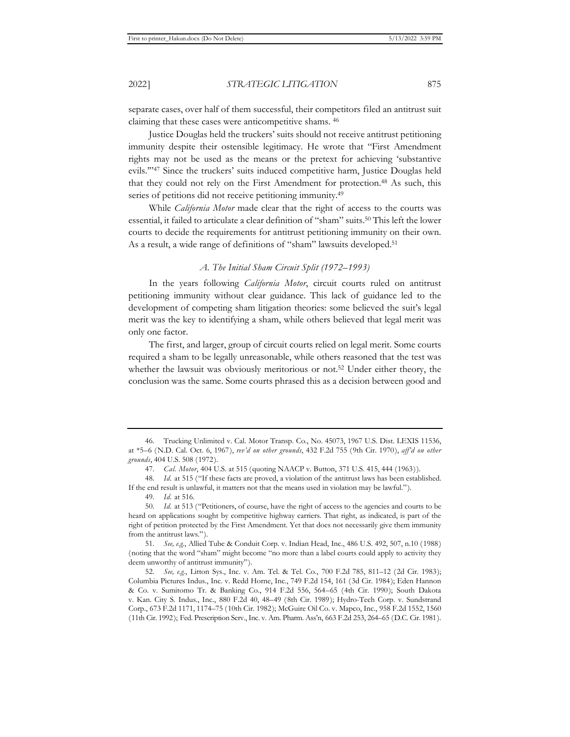separate cases, over half of them successful, their competitors filed an antitrust suit claiming that these cases were anticompetitive shams. [46]

Justice Douglas held the truckers' suits should not receive antitrust petitioning immunity despite their ostensible legitimacy. He wrote that "First Amendment rights may not be used as the means or the pretext for achieving 'substantive evils.'"[47] Since the truckers' suits induced competitive harm, Justice Douglas held that they could not rely on the First Amendment for protection.[48] As such, this series of petitions did not receive petitioning immunity.[49]

While *California Motor* made clear that the right of access to the courts was essential, it failed to articulate a clear definition of "sham" suits.[50] This left the lower courts to decide the requirements for antitrust petitioning immunity on their own. As a result, a wide range of definitions of "sham" lawsuits developed.[51]

### *A. The Initial Sham Circuit Split (1972–1993)*

In the years following *California Motor*, circuit courts ruled on antitrust petitioning immunity without clear guidance. This lack of guidance led to the development of competing sham litigation theories: some believed the suit's legal merit was the key to identifying a sham, while others believed that legal merit was only one factor.

The first, and larger, group of circuit courts relied on legal merit. Some courts required a sham to be legally unreasonable, while others reasoned that the test was whether the lawsuit was obviously meritorious or not.[52] Under either theory, the conclusion was the same. Some courts phrased this as a decision between good and

---

46. Trucking Unlimited v. Cal. Motor Transp. Co., No. 45073, 1967 U.S. Dist. LEXIS 11536, at *5–6 (N.D. Cal. Oct. 6, 1967), *rev'd on other grounds*, 432 F.2d 755 (9th Cir. 1970), *aff'd on other grounds*, 404 U.S. 508 (1972).

47. *Cal. Motor*, 404 U.S. at 515 (quoting NAACP v. Button, 371 U.S. 415, 444 (1963)).

48. *Id.* at 515 ("If these facts are proved, a violation of the antitrust laws has been established. If the end result is unlawful, it matters not that the means used in violation may be lawful.").

49. *Id.* at 516.

50. *Id.* at 513 ("Petitioners, of course, have the right of access to the agencies and courts to be heard on applications sought by competitive highway carriers. That right, as indicated, is part of the right of petition protected by the First Amendment. Yet that does not necessarily give them immunity from the antitrust laws.").

51. *See, e.g.*, Allied Tube & Conduit Corp. v. Indian Head, Inc., 486 U.S. 492, 507, n.10 (1988) (noting that the word "sham" might become "no more than a label courts could apply to activity they deem unworthy of antitrust immunity").

52. *See, e.g.*, Litton Sys., Inc. v. Am. Tel. & Tel. Co., 700 F.2d 785, 811–12 (2d Cir. 1983); Columbia Pictures Indus., Inc. v. Redd Horne, Inc., 749 F.2d 154, 161 (3d Cir. 1984); Eden Hannon & Co. v. Sumitomo Tr. & Banking Co., 914 F.2d 556, 564–65 (4th Cir. 1990); South Dakota v. Kan. City S. Indus., Inc., 880 F.2d 40, 48–49 (8th Cir. 1989); Hydro-Tech Corp. v. Sundstrand Corp., 673 F.2d 1171, 1174–75 (10th Cir. 1982); McGuire Oil Co. v. Mapco, Inc., 958 F.2d 1552, 1560 (11th Cir. 1992); Fed. Prescription Serv., Inc. v. Am. Pharm. Ass'n, 663 F.2d 253, 264–65 (D.C. Cir. 1981).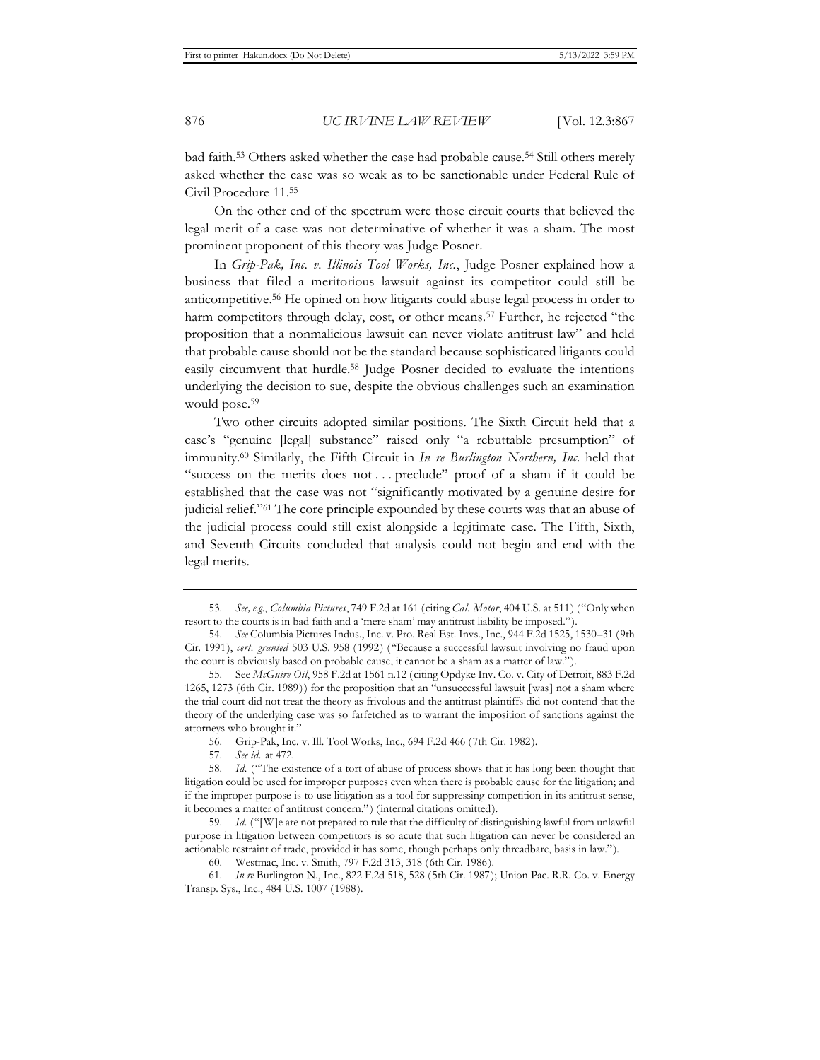bad faith.[53] Others asked whether the case had probable cause.[54] Still others merely asked whether the case was so weak as to be sanctionable under Federal Rule of Civil Procedure 11.[55]

On the other end of the spectrum were those circuit courts that believed the legal merit of a case was not determinative of whether it was a sham. The most prominent proponent of this theory was Judge Posner.

In *Grip-Pak, Inc. v. Illinois Tool Works, Inc.*, Judge Posner explained how a business that filed a meritorious lawsuit against its competitor could still be anticompetitive.[56] He opined on how litigants could abuse legal process in order to harm competitors through delay, cost, or other means.[57] Further, he rejected "the proposition that a nonmalicious lawsuit can never violate antitrust law" and held that probable cause should not be the standard because sophisticated litigants could easily circumvent that hurdle.[58] Judge Posner decided to evaluate the intentions underlying the decision to sue, despite the obvious challenges such an examination would pose.[59]

Two other circuits adopted similar positions. The Sixth Circuit held that a case's "genuine [legal] substance" raised only "a rebuttable presumption" of immunity.[60] Similarly, the Fifth Circuit in *In re Burlington Northern, Inc.* held that "success on the merits does not . . . preclude" proof of a sham if it could be established that the case was not "significantly motivated by a genuine desire for judicial relief."[61] The core principle expounded by these courts was that an abuse of the judicial process could still exist alongside a legitimate case. The Fifth, Sixth, and Seventh Circuits concluded that analysis could not begin and end with the legal merits.

---

53. *See, e.g.*, *Columbia Pictures*, 749 F.2d at 161 (citing *Cal. Motor*, 404 U.S. at 511) ("Only when resort to the courts is in bad faith and a 'mere sham' may antitrust liability be imposed.").

54. *See* Columbia Pictures Indus., Inc. v. Pro. Real Est. Invs., Inc., 944 F.2d 1525, 1530–31 (9th Cir. 1991), *cert. granted* 503 U.S. 958 (1992) ("Because a successful lawsuit involving no fraud upon the court is obviously based on probable cause, it cannot be a sham as a matter of law.").

55. See *McGuire Oil*, 958 F.2d at 1561 n.12 (citing Opdyke Inv. Co. v. City of Detroit, 883 F.2d 1265, 1273 (6th Cir. 1989)) for the proposition that an "unsuccessful lawsuit [was] not a sham where the trial court did not treat the theory as frivolous and the antitrust plaintiffs did not contend that the theory of the underlying case was so farfetched as to warrant the imposition of sanctions against the attorneys who brought it."

56. Grip-Pak, Inc. v. Ill. Tool Works, Inc., 694 F.2d 466 (7th Cir. 1982).

57. *See id.* at 472.

58. *Id.* ("The existence of a tort of abuse of process shows that it has long been thought that litigation could be used for improper purposes even when there is probable cause for the litigation; and if the improper purpose is to use litigation as a tool for suppressing competition in its antitrust sense, it becomes a matter of antitrust concern.") (internal citations omitted).

59. *Id.* ("[W]e are not prepared to rule that the difficulty of distinguishing lawful from unlawful purpose in litigation between competitors is so acute that such litigation can never be considered an actionable restraint of trade, provided it has some, though perhaps only threadbare, basis in law.").

60. Westmac, Inc. v. Smith, 797 F.2d 313, 318 (6th Cir. 1986).

61. *In re* Burlington N., Inc., 822 F.2d 518, 528 (5th Cir. 1987); Union Pac. R.R. Co. v. Energy Transp. Sys., Inc., 484 U.S. 1007 (1988).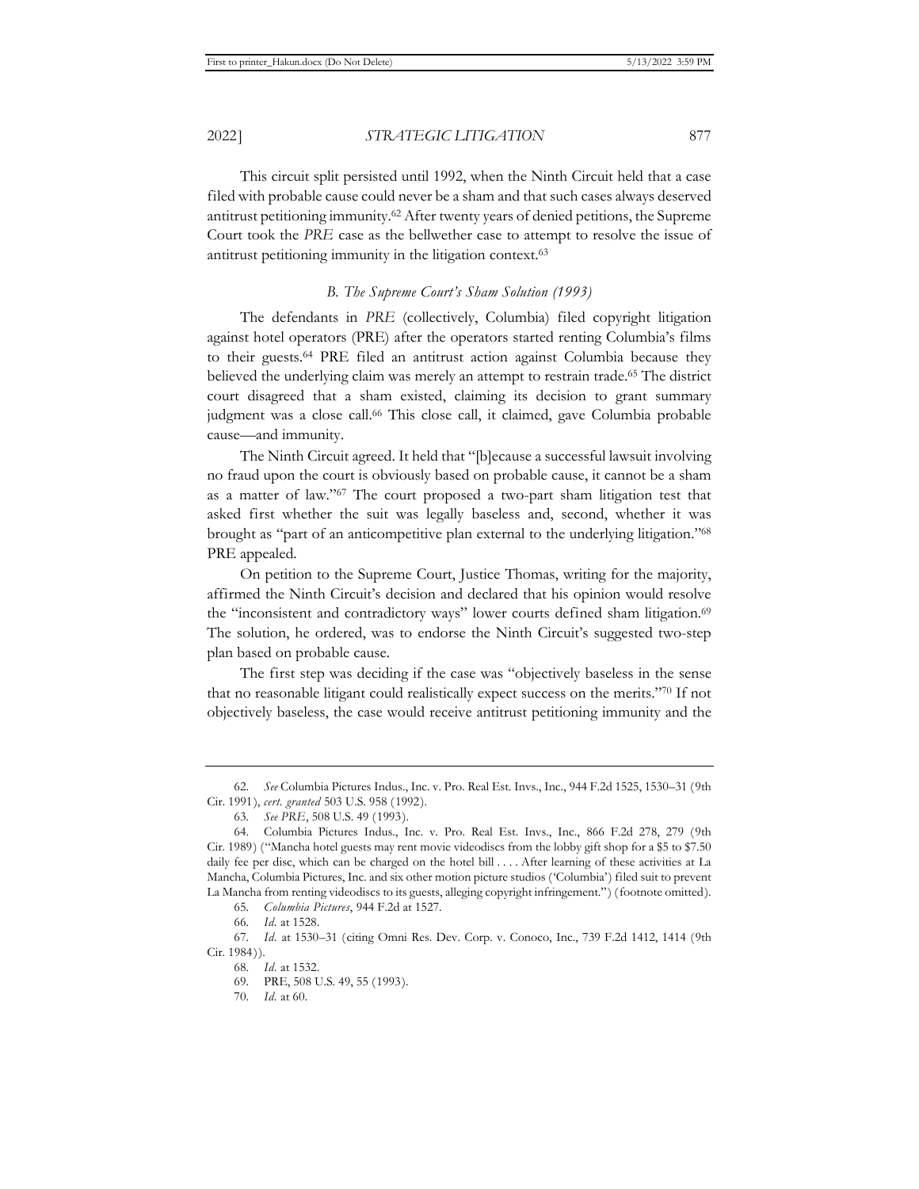This circuit split persisted until 1992, when the Ninth Circuit held that a case filed with probable cause could never be a sham and that such cases always deserved antitrust petitioning immunity.[62] After twenty years of denied petitions, the Supreme Court took the *PRE* case as the bellwether case to attempt to resolve the issue of antitrust petitioning immunity in the litigation context.[63]

### *B. The Supreme Court's Sham Solution (1993)*

The defendants in *PRE* (collectively, Columbia) filed copyright litigation against hotel operators (PRE) after the operators started renting Columbia's films to their guests.[64] PRE filed an antitrust action against Columbia because they believed the underlying claim was merely an attempt to restrain trade.[65] The district court disagreed that a sham existed, claiming its decision to grant summary judgment was a close call.[66] This close call, it claimed, gave Columbia probable cause—and immunity.

The Ninth Circuit agreed. It held that "[b]ecause a successful lawsuit involving no fraud upon the court is obviously based on probable cause, it cannot be a sham as a matter of law."[67] The court proposed a two-part sham litigation test that asked first whether the suit was legally baseless and, second, whether it was brought as "part of an anticompetitive plan external to the underlying litigation."[68] PRE appealed.

On petition to the Supreme Court, Justice Thomas, writing for the majority, affirmed the Ninth Circuit's decision and declared that his opinion would resolve the "inconsistent and contradictory ways" lower courts defined sham litigation.[69] The solution, he ordered, was to endorse the Ninth Circuit's suggested two-step plan based on probable cause.

The first step was deciding if the case was "objectively baseless in the sense that no reasonable litigant could realistically expect success on the merits."[70] If not objectively baseless, the case would receive antitrust petitioning immunity and the

---

62. *See* Columbia Pictures Indus., Inc. v. Pro. Real Est. Invs., Inc., 944 F.2d 1525, 1530–31 (9th Cir. 1991), *cert. granted* 503 U.S. 958 (1992).

63. *See PRE*, 508 U.S. 49 (1993).

64. Columbia Pictures Indus., Inc. v. Pro. Real Est. Invs., Inc., 866 F.2d 278, 279 (9th Cir. 1989) ("Mancha hotel guests may rent movie videodiscs from the lobby gift shop for a $5 to $7.50 daily fee per disc, which can be charged on the hotel bill . . . . After learning of these activities at La Mancha, Columbia Pictures, Inc. and six other motion picture studios ('Columbia') filed suit to prevent La Mancha from renting videodiscs to its guests, alleging copyright infringement.") (footnote omitted).

65. *Columbia Pictures*, 944 F.2d at 1527.

66. *Id.* at 1528.

67. *Id.* at 1530–31 (citing Omni Res. Dev. Corp. v. Conoco, Inc., 739 F.2d 1412, 1414 (9th Cir. 1984)).

68. *Id.* at 1532.

69. PRE, 508 U.S. 49, 55 (1993).

70. *Id.* at 60.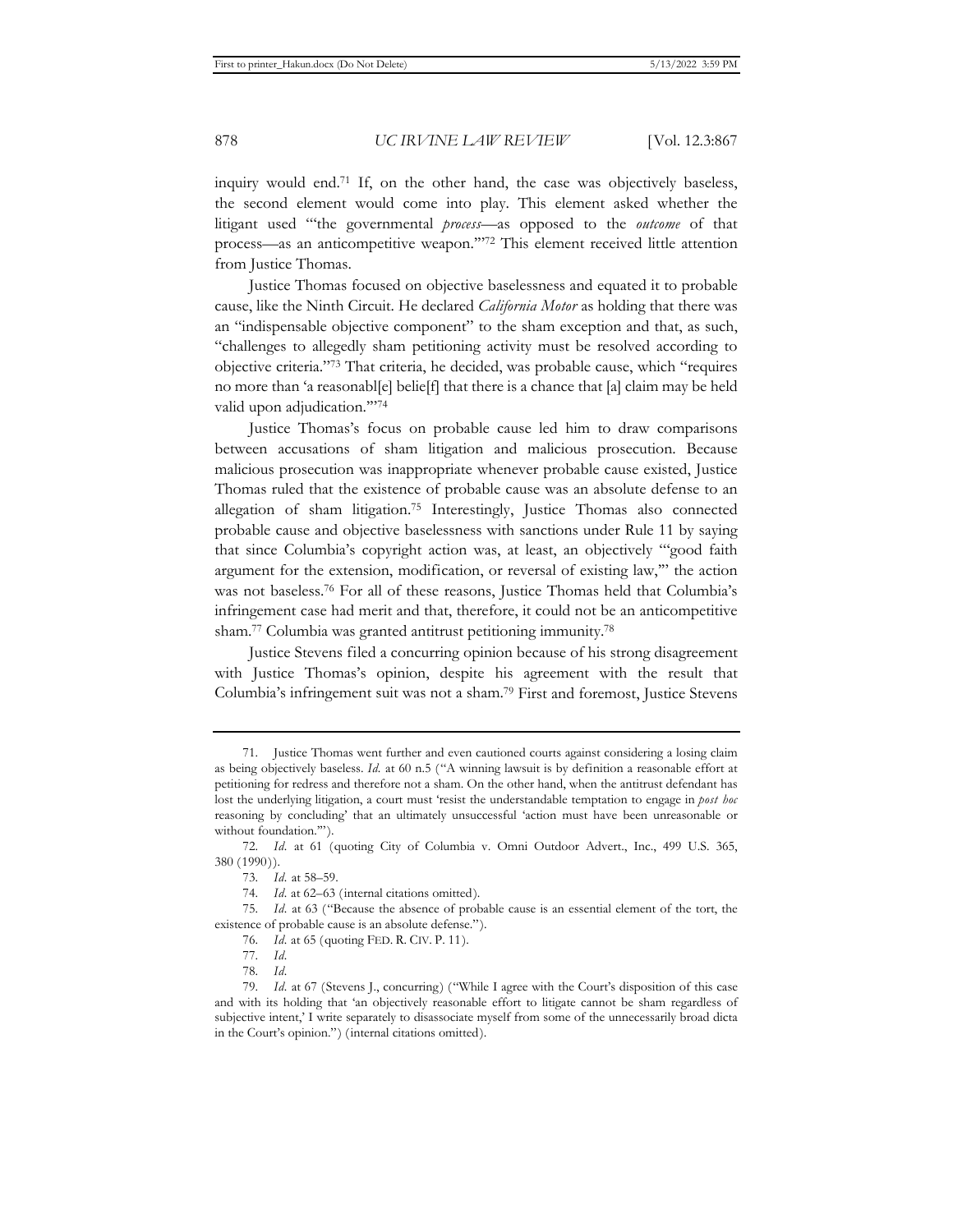inquiry would end.[71] If, on the other hand, the case was objectively baseless, the second element would come into play. This element asked whether the litigant used "'the governmental *process*—as opposed to the *outcome* of that process—as an anticompetitive weapon.'"[72] This element received little attention from Justice Thomas.

Justice Thomas focused on objective baselessness and equated it to probable cause, like the Ninth Circuit. He declared *California Motor* as holding that there was an "indispensable objective component" to the sham exception and that, as such, "challenges to allegedly sham petitioning activity must be resolved according to objective criteria."[73] That criteria, he decided, was probable cause, which "requires no more than 'a reasonabl[e] belie[f] that there is a chance that [a] claim may be held valid upon adjudication.'"[74]

Justice Thomas's focus on probable cause led him to draw comparisons between accusations of sham litigation and malicious prosecution. Because malicious prosecution was inappropriate whenever probable cause existed, Justice Thomas ruled that the existence of probable cause was an absolute defense to an allegation of sham litigation.[75] Interestingly, Justice Thomas also connected probable cause and objective baselessness with sanctions under Rule 11 by saying that since Columbia's copyright action was, at least, an objectively "'good faith argument for the extension, modification, or reversal of existing law,'" the action was not baseless.[76] For all of these reasons, Justice Thomas held that Columbia's infringement case had merit and that, therefore, it could not be an anticompetitive sham.[77] Columbia was granted antitrust petitioning immunity.[78]

Justice Stevens filed a concurring opinion because of his strong disagreement with Justice Thomas's opinion, despite his agreement with the result that Columbia's infringement suit was not a sham.[79] First and foremost, Justice Stevens

---

71. Justice Thomas went further and even cautioned courts against considering a losing claim as being objectively baseless. *Id.* at 60 n.5 ("A winning lawsuit is by definition a reasonable effort at petitioning for redress and therefore not a sham. On the other hand, when the antitrust defendant has lost the underlying litigation, a court must 'resist the understandable temptation to engage in *post hoc* reasoning by concluding' that an ultimately unsuccessful 'action must have been unreasonable or without foundation.'").

72. *Id.* at 61 (quoting City of Columbia v. Omni Outdoor Advert., Inc., 499 U.S. 365, 380 (1990)).

73. *Id.* at 58–59.

74. *Id.* at 62–63 (internal citations omitted).

75. *Id.* at 63 ("Because the absence of probable cause is an essential element of the tort, the existence of probable cause is an absolute defense.").

76. *Id.* at 65 (quoting FED. R. CIV. P. 11).

77. *Id.*

78. *Id.*

79. *Id.* at 67 (Stevens J., concurring) ("While I agree with the Court's disposition of this case and with its holding that 'an objectively reasonable effort to litigate cannot be sham regardless of subjective intent,' I write separately to disassociate myself from some of the unnecessarily broad dicta in the Court's opinion.") (internal citations omitted).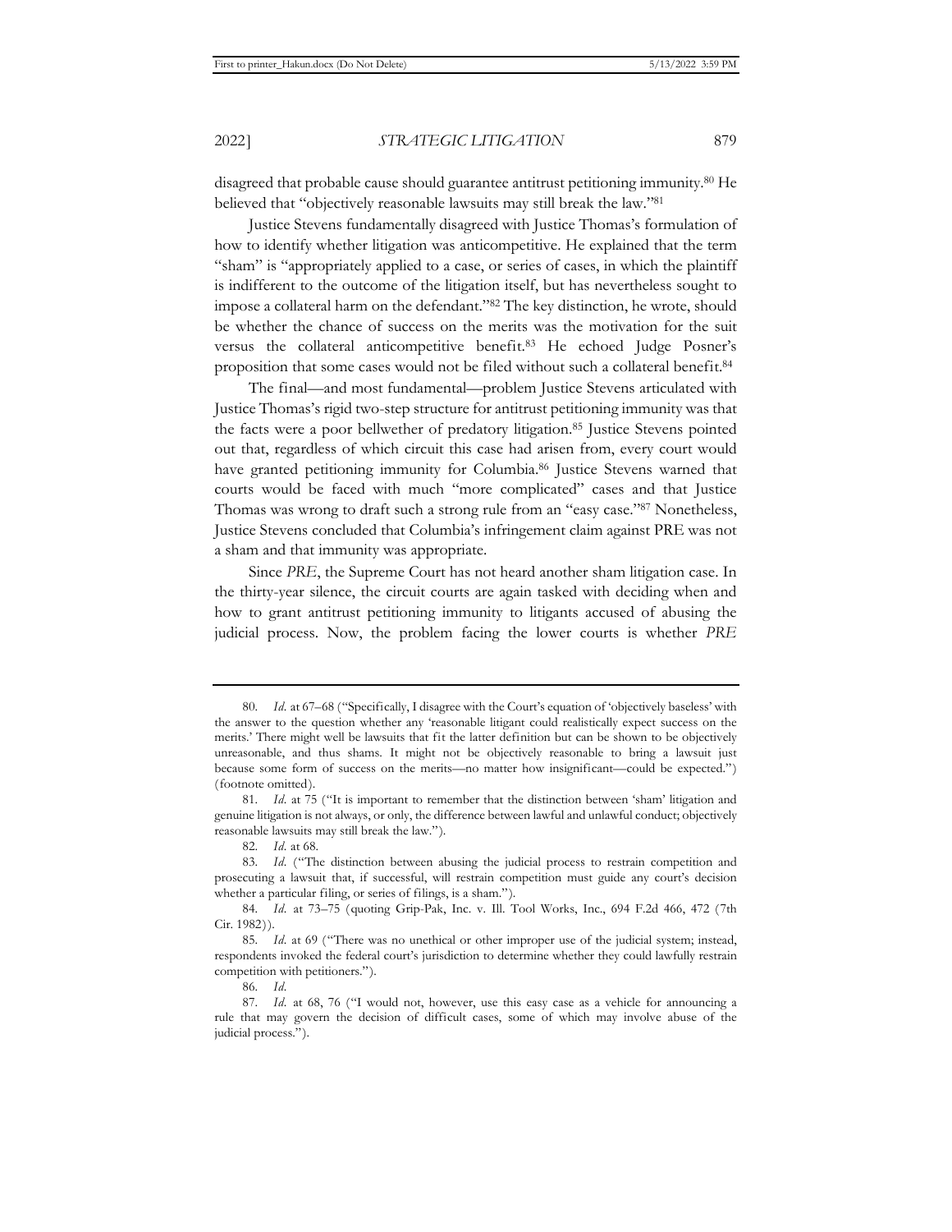disagreed that probable cause should guarantee antitrust petitioning immunity.[80] He believed that "objectively reasonable lawsuits may still break the law."[81]

Justice Stevens fundamentally disagreed with Justice Thomas's formulation of how to identify whether litigation was anticompetitive. He explained that the term "sham" is "appropriately applied to a case, or series of cases, in which the plaintiff is indifferent to the outcome of the litigation itself, but has nevertheless sought to impose a collateral harm on the defendant."[82] The key distinction, he wrote, should be whether the chance of success on the merits was the motivation for the suit versus the collateral anticompetitive benefit.[83] He echoed Judge Posner's proposition that some cases would not be filed without such a collateral benefit.[84]

The final—and most fundamental—problem Justice Stevens articulated with Justice Thomas's rigid two-step structure for antitrust petitioning immunity was that the facts were a poor bellwether of predatory litigation.[85] Justice Stevens pointed out that, regardless of which circuit this case had arisen from, every court would have granted petitioning immunity for Columbia.[86] Justice Stevens warned that courts would be faced with much "more complicated" cases and that Justice Thomas was wrong to draft such a strong rule from an "easy case."[87] Nonetheless, Justice Stevens concluded that Columbia's infringement claim against PRE was not a sham and that immunity was appropriate.

Since *PRE*, the Supreme Court has not heard another sham litigation case. In the thirty-year silence, the circuit courts are again tasked with deciding when and how to grant antitrust petitioning immunity to litigants accused of abusing the judicial process. Now, the problem facing the lower courts is whether *PRE*

---

80. *Id.* at 67–68 ("Specifically, I disagree with the Court's equation of 'objectively baseless' with the answer to the question whether any 'reasonable litigant could realistically expect success on the merits.' There might well be lawsuits that fit the latter definition but can be shown to be objectively unreasonable, and thus shams. It might not be objectively reasonable to bring a lawsuit just because some form of success on the merits—no matter how insignificant—could be expected.") (footnote omitted).

81. *Id.* at 75 ("It is important to remember that the distinction between 'sham' litigation and genuine litigation is not always, or only, the difference between lawful and unlawful conduct; objectively reasonable lawsuits may still break the law.").

82. *Id.* at 68.

83. *Id.* ("The distinction between abusing the judicial process to restrain competition and prosecuting a lawsuit that, if successful, will restrain competition must guide any court's decision whether a particular filing, or series of filings, is a sham.").

84. *Id.* at 73–75 (quoting Grip-Pak, Inc. v. Ill. Tool Works, Inc., 694 F.2d 466, 472 (7th Cir. 1982)).

85. *Id.* at 69 ("There was no unethical or other improper use of the judicial system; instead, respondents invoked the federal court's jurisdiction to determine whether they could lawfully restrain competition with petitioners.").

86. *Id.*

87. *Id.* at 68, 76 ("I would not, however, use this easy case as a vehicle for announcing a rule that may govern the decision of difficult cases, some of which may involve abuse of the judicial process.").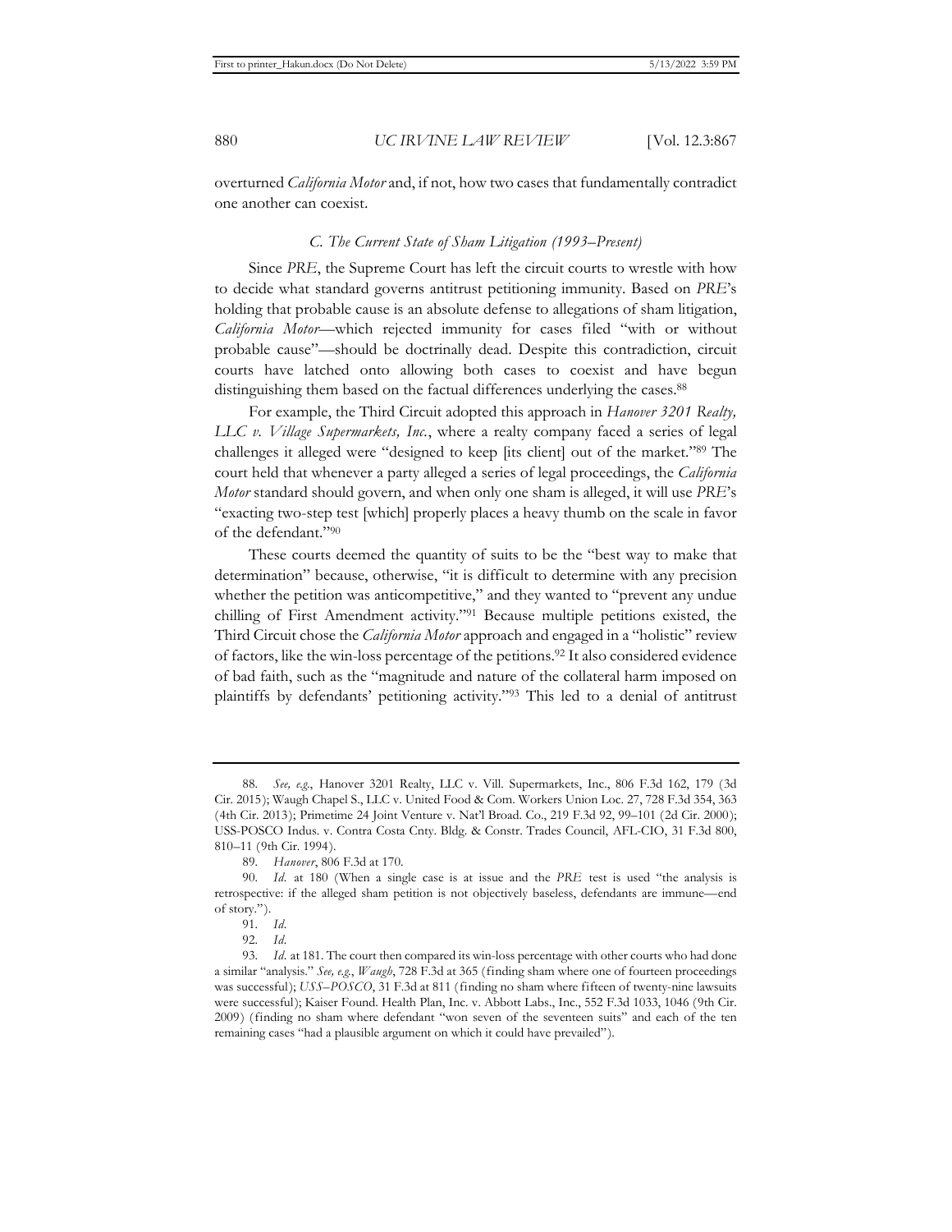overturned *California Motor* and, if not, how two cases that fundamentally contradict one another can coexist.

### *C. The Current State of Sham Litigation (1993–Present)*

Since *PRE*, the Supreme Court has left the circuit courts to wrestle with how to decide what standard governs antitrust petitioning immunity. Based on *PRE*'s holding that probable cause is an absolute defense to allegations of sham litigation, *California Motor*—which rejected immunity for cases filed "with or without probable cause"—should be doctrinally dead. Despite this contradiction, circuit courts have latched onto allowing both cases to coexist and have begun distinguishing them based on the factual differences underlying the cases.[88]

For example, the Third Circuit adopted this approach in *Hanover 3201 Realty, LLC v. Village Supermarkets, Inc.*, where a realty company faced a series of legal challenges it alleged were "designed to keep [its client] out of the market."[89] The court held that whenever a party alleged a series of legal proceedings, the *California Motor* standard should govern, and when only one sham is alleged, it will use *PRE*'s "exacting two-step test [which] properly places a heavy thumb on the scale in favor of the defendant."[90]

These courts deemed the quantity of suits to be the "best way to make that determination" because, otherwise, "it is difficult to determine with any precision whether the petition was anticompetitive," and they wanted to "prevent any undue chilling of First Amendment activity."[91] Because multiple petitions existed, the Third Circuit chose the *California Motor* approach and engaged in a "holistic" review of factors, like the win-loss percentage of the petitions.[92] It also considered evidence of bad faith, such as the "magnitude and nature of the collateral harm imposed on plaintiffs by defendants' petitioning activity."[93] This led to a denial of antitrust

---

88. *See, e.g.*, Hanover 3201 Realty, LLC v. Vill. Supermarkets, Inc., 806 F.3d 162, 179 (3d Cir. 2015); Waugh Chapel S., LLC v. United Food & Com. Workers Union Loc. 27, 728 F.3d 354, 363 (4th Cir. 2013); Primetime 24 Joint Venture v. Nat'l Broad. Co., 219 F.3d 92, 99–101 (2d Cir. 2000); USS-POSCO Indus. v. Contra Costa Cnty. Bldg. & Constr. Trades Council, AFL-CIO, 31 F.3d 800, 810–11 (9th Cir. 1994).

89. *Hanover*, 806 F.3d at 170.

90. *Id.* at 180 (When a single case is at issue and the *PRE* test is used "the analysis is retrospective: if the alleged sham petition is not objectively baseless, defendants are immune—end of story.").

91. *Id.*

92. *Id.*

93. *Id.* at 181. The court then compared its win-loss percentage with other courts who had done a similar "analysis." *See, e.g.*, *Waugh*, 728 F.3d at 365 (finding sham where one of fourteen proceedings was successful); *USS–POSCO*, 31 F.3d at 811 (finding no sham where fifteen of twenty-nine lawsuits were successful); Kaiser Found. Health Plan, Inc. v. Abbott Labs., Inc., 552 F.3d 1033, 1046 (9th Cir. 2009) (finding no sham where defendant "won seven of the seventeen suits" and each of the ten remaining cases "had a plausible argument on which it could have prevailed").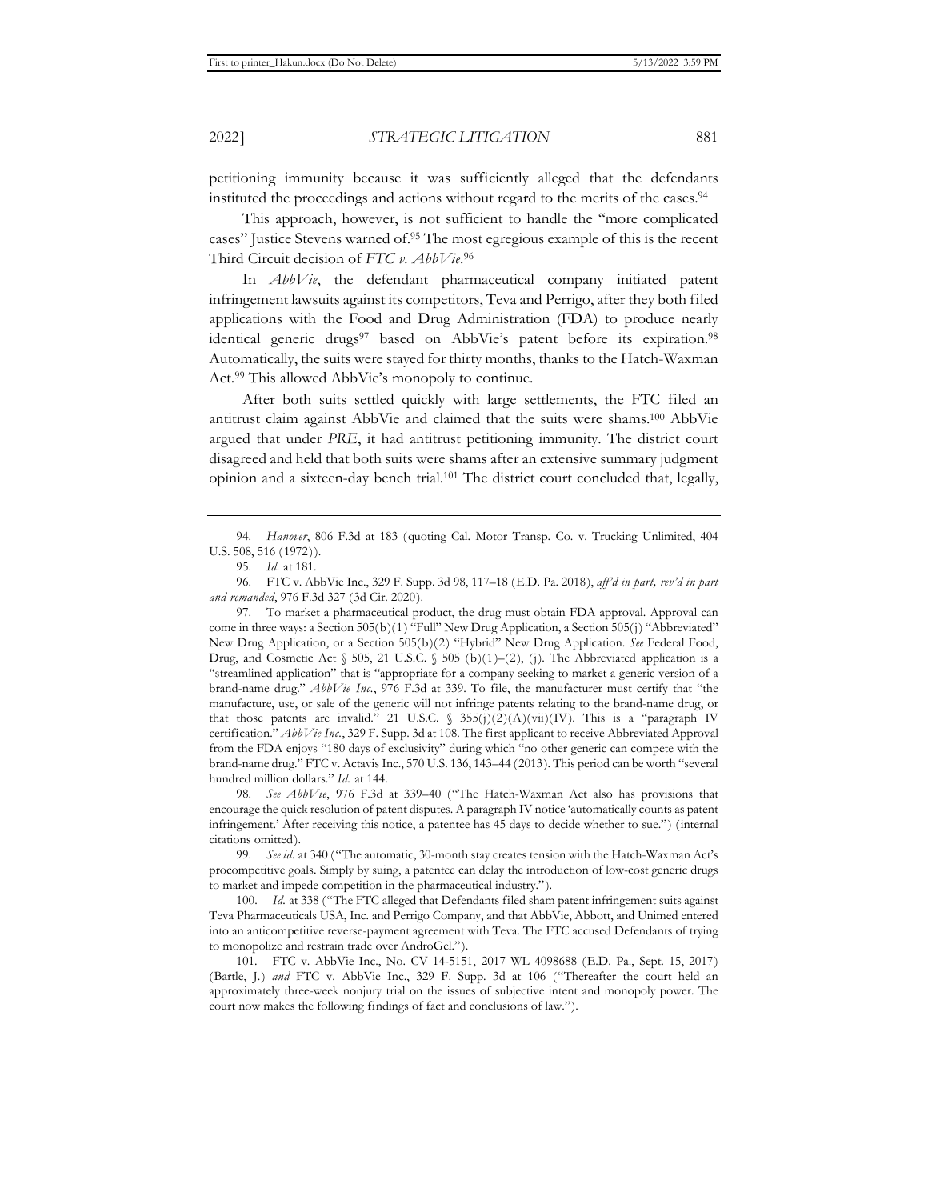petitioning immunity because it was sufficiently alleged that the defendants instituted the proceedings and actions without regard to the merits of the cases.[94]

This approach, however, is not sufficient to handle the "more complicated cases" Justice Stevens warned of.[95] The most egregious example of this is the recent Third Circuit decision of *FTC v. AbbVie*.[96]

In *AbbVie*, the defendant pharmaceutical company initiated patent infringement lawsuits against its competitors, Teva and Perrigo, after they both filed applications with the Food and Drug Administration (FDA) to produce nearly identical generic drugs[97] based on AbbVie's patent before its expiration.[98] Automatically, the suits were stayed for thirty months, thanks to the Hatch-Waxman Act.[99] This allowed AbbVie's monopoly to continue.

After both suits settled quickly with large settlements, the FTC filed an antitrust claim against AbbVie and claimed that the suits were shams.[100] AbbVie argued that under *PRE*, it had antitrust petitioning immunity. The district court disagreed and held that both suits were shams after an extensive summary judgment opinion and a sixteen-day bench trial.[101] The district court concluded that, legally,

---

94. *Hanover*, 806 F.3d at 183 (quoting Cal. Motor Transp. Co. v. Trucking Unlimited, 404 U.S. 508, 516 (1972)).

95. *Id.* at 181.

96. FTC v. AbbVie Inc., 329 F. Supp. 3d 98, 117–18 (E.D. Pa. 2018), *aff'd in part, rev'd in part and remanded*, 976 F.3d 327 (3d Cir. 2020).

97. To market a pharmaceutical product, the drug must obtain FDA approval. Approval can come in three ways: a Section 505(b)(1) "Full" New Drug Application, a Section 505(j) "Abbreviated" New Drug Application, or a Section 505(b)(2) "Hybrid" New Drug Application. *See* Federal Food, Drug, and Cosmetic Act § 505, 21 U.S.C. § 505 (b)(1)–(2), (j). The Abbreviated application is a "streamlined application" that is "appropriate for a company seeking to market a generic version of a brand-name drug." *AbbVie Inc.*, 976 F.3d at 339. To file, the manufacturer must certify that "the manufacture, use, or sale of the generic will not infringe patents relating to the brand-name drug, or that those patents are invalid." 21 U.S.C. § 355(j)(2)(A)(vii)(IV). This is a "paragraph IV certification." *AbbVie Inc.*, 329 F. Supp. 3d at 108. The first applicant to receive Abbreviated Approval from the FDA enjoys "180 days of exclusivity" during which "no other generic can compete with the brand-name drug." FTC v. Actavis Inc., 570 U.S. 136, 143–44 (2013). This period can be worth "several hundred million dollars." *Id.* at 144.

98. *See AbbVie*, 976 F.3d at 339–40 ("The Hatch-Waxman Act also has provisions that encourage the quick resolution of patent disputes. A paragraph IV notice 'automatically counts as patent infringement.' After receiving this notice, a patentee has 45 days to decide whether to sue.") (internal citations omitted).

99. *See id.* at 340 ("The automatic, 30-month stay creates tension with the Hatch-Waxman Act's procompetitive goals. Simply by suing, a patentee can delay the introduction of low-cost generic drugs to market and impede competition in the pharmaceutical industry.").

100. *Id.* at 338 ("The FTC alleged that Defendants filed sham patent infringement suits against Teva Pharmaceuticals USA, Inc. and Perrigo Company, and that AbbVie, Abbott, and Unimed entered into an anticompetitive reverse-payment agreement with Teva. The FTC accused Defendants of trying to monopolize and restrain trade over AndroGel.").

101. FTC v. AbbVie Inc., No. CV 14-5151, 2017 WL 4098688 (E.D. Pa., Sept. 15, 2017) (Bartle, J.) *and* FTC v. AbbVie Inc., 329 F. Supp. 3d at 106 ("Thereafter the court held an approximately three-week nonjury trial on the issues of subjective intent and monopoly power. The court now makes the following findings of fact and conclusions of law.").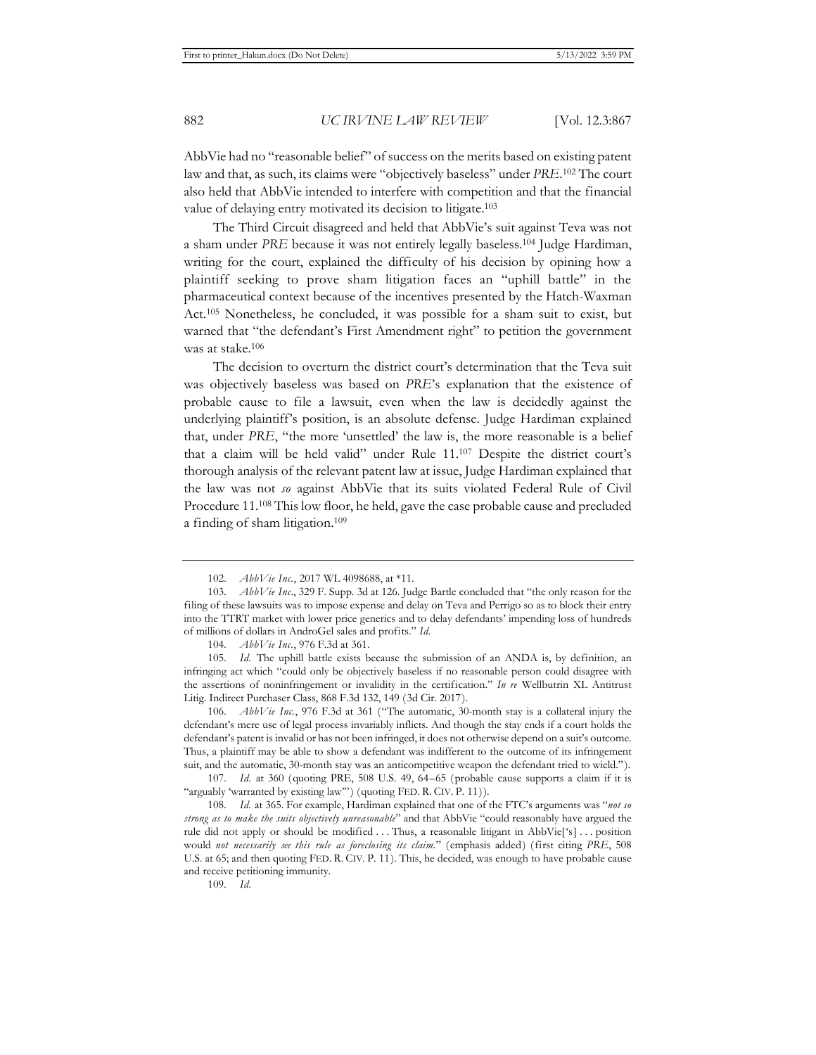AbbVie had no "reasonable belief" of success on the merits based on existing patent law and that, as such, its claims were "objectively baseless" under *PRE*.[102] The court also held that AbbVie intended to interfere with competition and that the financial value of delaying entry motivated its decision to litigate.[103]

The Third Circuit disagreed and held that AbbVie's suit against Teva was not a sham under *PRE* because it was not entirely legally baseless.[104] Judge Hardiman, writing for the court, explained the difficulty of his decision by opining how a plaintiff seeking to prove sham litigation faces an "uphill battle" in the pharmaceutical context because of the incentives presented by the Hatch-Waxman Act.[105] Nonetheless, he concluded, it was possible for a sham suit to exist, but warned that "the defendant's First Amendment right" to petition the government was at stake.[106]

The decision to overturn the district court's determination that the Teva suit was objectively baseless was based on *PRE*'s explanation that the existence of probable cause to file a lawsuit, even when the law is decidedly against the underlying plaintiff's position, is an absolute defense. Judge Hardiman explained that, under *PRE*, "the more 'unsettled' the law is, the more reasonable is a belief that a claim will be held valid" under Rule 11.[107] Despite the district court's thorough analysis of the relevant patent law at issue, Judge Hardiman explained that the law was not *so* against AbbVie that its suits violated Federal Rule of Civil Procedure 11.[108] This low floor, he held, gave the case probable cause and precluded a finding of sham litigation.[109]

---

102. *AbbVie Inc.*, 2017 WL 4098688, at *11.

103. *AbbVie Inc.*, 329 F. Supp. 3d at 126. Judge Bartle concluded that "the only reason for the filing of these lawsuits was to impose expense and delay on Teva and Perrigo so as to block their entry into the TTRT market with lower price generics and to delay defendants' impending loss of hundreds of millions of dollars in AndroGel sales and profits." *Id.*

104. *AbbVie Inc.*, 976 F.3d at 361.

105. *Id.* The uphill battle exists because the submission of an ANDA is, by definition, an infringing act which "could only be objectively baseless if no reasonable person could disagree with the assertions of noninfringement or invalidity in the certification." *In re* Wellbutrin XL Antitrust Litig. Indirect Purchaser Class, 868 F.3d 132, 149 (3d Cir. 2017).

106. *AbbVie Inc.*, 976 F.3d at 361 ("The automatic, 30-month stay is a collateral injury the defendant's mere use of legal process invariably inflicts. And though the stay ends if a court holds the defendant's patent is invalid or has not been infringed, it does not otherwise depend on a suit's outcome. Thus, a plaintiff may be able to show a defendant was indifferent to the outcome of its infringement suit, and the automatic, 30-month stay was an anticompetitive weapon the defendant tried to wield.").

107. *Id.* at 360 (quoting PRE, 508 U.S. 49, 64–65 (probable cause supports a claim if it is "arguably 'warranted by existing law'") (quoting FED. R. CIV. P. 11)).

108. *Id.* at 365. For example, Hardiman explained that one of the FTC's arguments was "*not so strong as to make the suits objectively unreasonable*" and that AbbVie "could reasonably have argued the rule did not apply or should be modified . . . Thus, a reasonable litigant in AbbVie['s] . . . position would *not necessarily see this rule as foreclosing its claim.*" (emphasis added) (first citing *PRE*, 508 U.S. at 65; and then quoting FED. R. CIV. P. 11). This, he decided, was enough to have probable cause and receive petitioning immunity.

109. *Id.*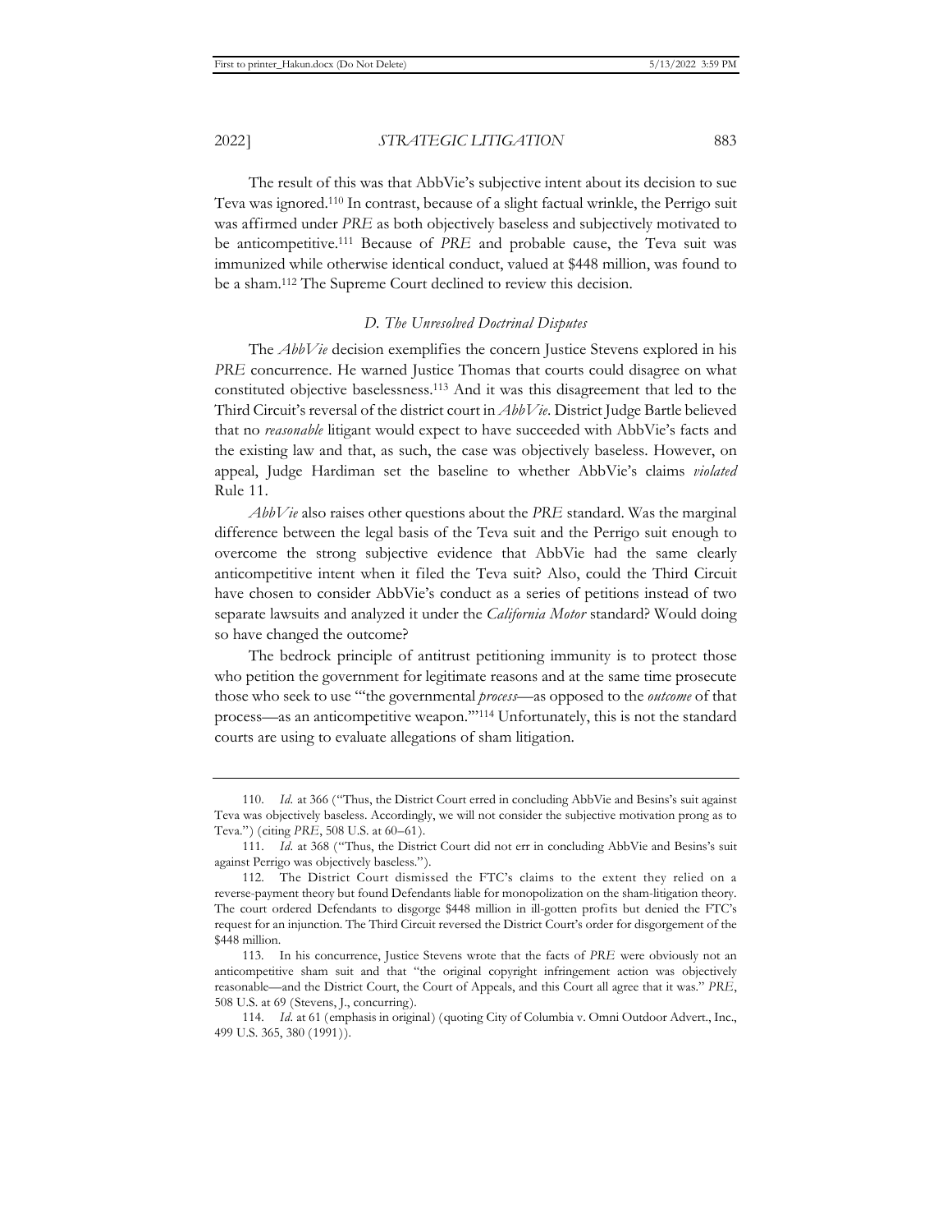The result of this was that AbbVie's subjective intent about its decision to sue Teva was ignored.[110] In contrast, because of a slight factual wrinkle, the Perrigo suit was affirmed under *PRE* as both objectively baseless and subjectively motivated to be anticompetitive.[111] Because of *PRE* and probable cause, the Teva suit was immunized while otherwise identical conduct, valued at $448 million, was found to be a sham.[112] The Supreme Court declined to review this decision.

### *D. The Unresolved Doctrinal Disputes*

The *AbbVie* decision exemplifies the concern Justice Stevens explored in his *PRE* concurrence. He warned Justice Thomas that courts could disagree on what constituted objective baselessness.[113] And it was this disagreement that led to the Third Circuit's reversal of the district court in *AbbVie*. District Judge Bartle believed that no *reasonable* litigant would expect to have succeeded with AbbVie's facts and the existing law and that, as such, the case was objectively baseless. However, on appeal, Judge Hardiman set the baseline to whether AbbVie's claims *violated* Rule 11.

*AbbVie* also raises other questions about the *PRE* standard. Was the marginal difference between the legal basis of the Teva suit and the Perrigo suit enough to overcome the strong subjective evidence that AbbVie had the same clearly anticompetitive intent when it filed the Teva suit? Also, could the Third Circuit have chosen to consider AbbVie's conduct as a series of petitions instead of two separate lawsuits and analyzed it under the *California Motor* standard? Would doing so have changed the outcome?

The bedrock principle of antitrust petitioning immunity is to protect those who petition the government for legitimate reasons and at the same time prosecute those who seek to use "'the governmental *process*—as opposed to the *outcome* of that process—as an anticompetitive weapon.'"[114] Unfortunately, this is not the standard courts are using to evaluate allegations of sham litigation.

---

110. *Id.* at 366 ("Thus, the District Court erred in concluding AbbVie and Besins's suit against Teva was objectively baseless. Accordingly, we will not consider the subjective motivation prong as to Teva.") (citing *PRE*, 508 U.S. at 60–61).

111. *Id.* at 368 ("Thus, the District Court did not err in concluding AbbVie and Besins's suit against Perrigo was objectively baseless.").

112. The District Court dismissed the FTC's claims to the extent they relied on a reverse-payment theory but found Defendants liable for monopolization on the sham-litigation theory. The court ordered Defendants to disgorge $448 million in ill-gotten profits but denied the FTC's request for an injunction. The Third Circuit reversed the District Court's order for disgorgement of the $448 million.

113. In his concurrence, Justice Stevens wrote that the facts of *PRE* were obviously not an anticompetitive sham suit and that "the original copyright infringement action was objectively reasonable—and the District Court, the Court of Appeals, and this Court all agree that it was." *PRE*, 508 U.S. at 69 (Stevens, J., concurring).

114. *Id.* at 61 (emphasis in original) (quoting City of Columbia v. Omni Outdoor Advert., Inc., 499 U.S. 365, 380 (1991)).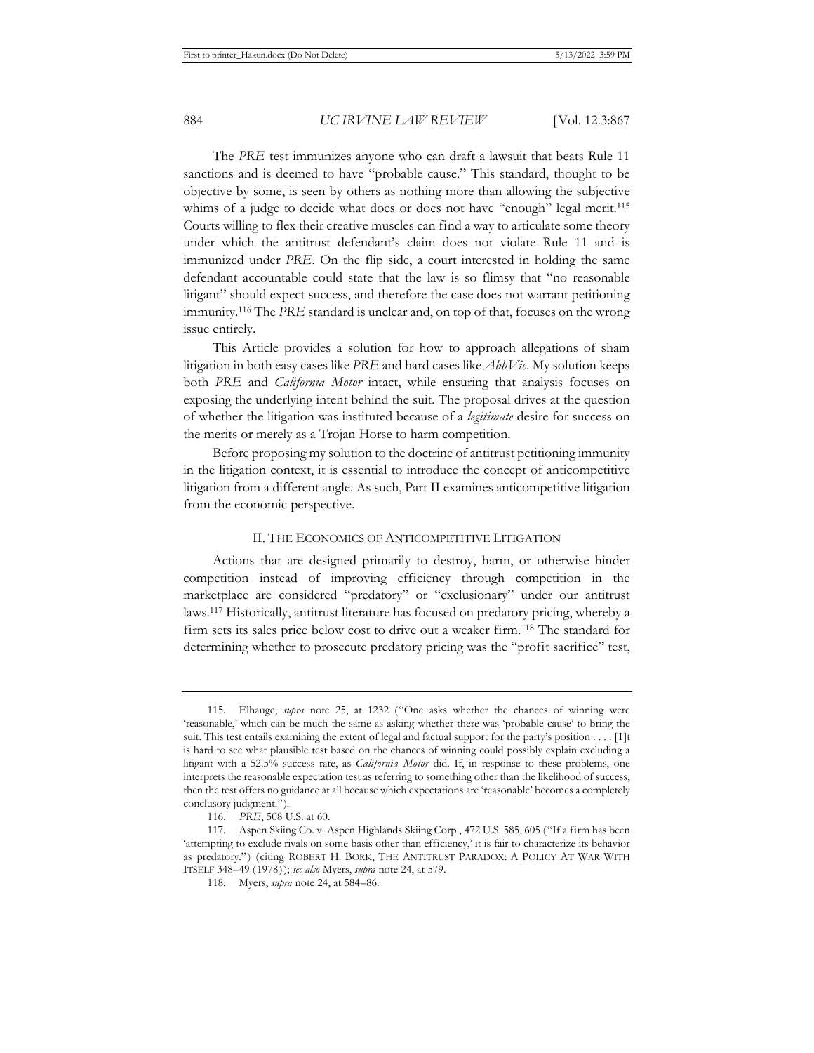The *PRE* test immunizes anyone who can draft a lawsuit that beats Rule 11 sanctions and is deemed to have "probable cause." This standard, thought to be objective by some, is seen by others as nothing more than allowing the subjective whims of a judge to decide what does or does not have "enough" legal merit.[115] Courts willing to flex their creative muscles can find a way to articulate some theory under which the antitrust defendant's claim does not violate Rule 11 and is immunized under *PRE*. On the flip side, a court interested in holding the same defendant accountable could state that the law is so flimsy that "no reasonable litigant" should expect success, and therefore the case does not warrant petitioning immunity.[116] The *PRE* standard is unclear and, on top of that, focuses on the wrong issue entirely.

This Article provides a solution for how to approach allegations of sham litigation in both easy cases like *PRE* and hard cases like *AbbVie*. My solution keeps both *PRE* and *California Motor* intact, while ensuring that analysis focuses on exposing the underlying intent behind the suit. The proposal drives at the question of whether the litigation was instituted because of a *legitimate* desire for success on the merits or merely as a Trojan Horse to harm competition.

Before proposing my solution to the doctrine of antitrust petitioning immunity in the litigation context, it is essential to introduce the concept of anticompetitive litigation from a different angle. As such, Part II examines anticompetitive litigation from the economic perspective.

## II. THE ECONOMICS OF ANTICOMPETITIVE LITIGATION

Actions that are designed primarily to destroy, harm, or otherwise hinder competition instead of improving efficiency through competition in the marketplace are considered "predatory" or "exclusionary" under our antitrust laws.[117] Historically, antitrust literature has focused on predatory pricing, whereby a firm sets its sales price below cost to drive out a weaker firm.[118] The standard for determining whether to prosecute predatory pricing was the "profit sacrifice" test,

---

115. Elhauge, *supra* note 25, at 1232 ("One asks whether the chances of winning were 'reasonable,' which can be much the same as asking whether there was 'probable cause' to bring the suit. This test entails examining the extent of legal and factual support for the party's position . . . . [I]t is hard to see what plausible test based on the chances of winning could possibly explain excluding a litigant with a 52.5% success rate, as *California Motor* did. If, in response to these problems, one interprets the reasonable expectation test as referring to something other than the likelihood of success, then the test offers no guidance at all because which expectations are 'reasonable' becomes a completely conclusory judgment.").

116. *PRE*, 508 U.S. at 60.

117. Aspen Skiing Co. v. Aspen Highlands Skiing Corp., 472 U.S. 585, 605 ("If a firm has been 'attempting to exclude rivals on some basis other than efficiency,' it is fair to characterize its behavior as predatory.") (citing ROBERT H. BORK, THE ANTITRUST PARADOX: A POLICY AT WAR WITH ITSELF 348–49 (1978)); *see also* Myers, *supra* note 24, at 579.

118. Myers, *supra* note 24, at 584–86.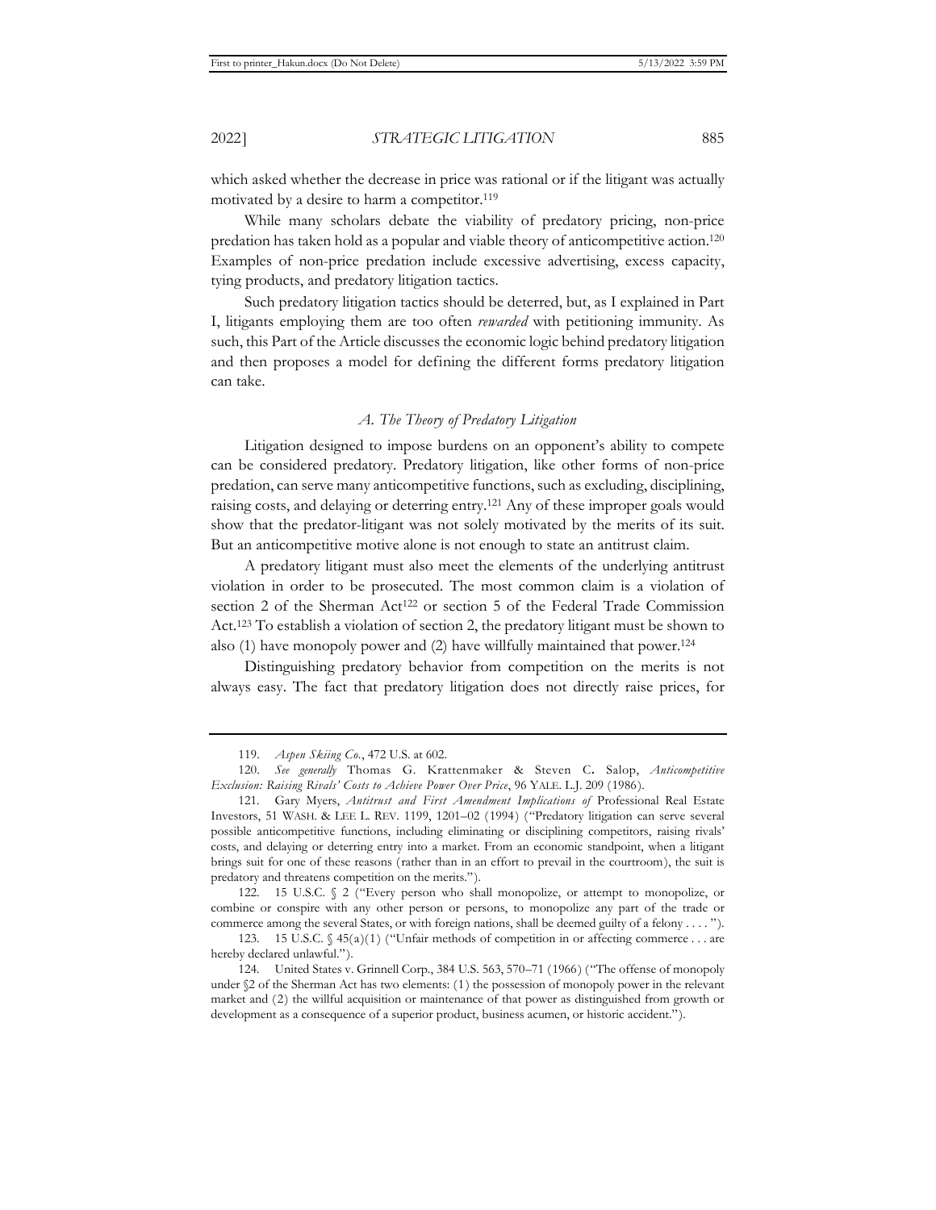which asked whether the decrease in price was rational or if the litigant was actually motivated by a desire to harm a competitor.[119]

While many scholars debate the viability of predatory pricing, non-price predation has taken hold as a popular and viable theory of anticompetitive action.[120] Examples of non-price predation include excessive advertising, excess capacity, tying products, and predatory litigation tactics.

Such predatory litigation tactics should be deterred, but, as I explained in Part I, litigants employing them are too often *rewarded* with petitioning immunity. As such, this Part of the Article discusses the economic logic behind predatory litigation and then proposes a model for defining the different forms predatory litigation can take.

### *A. The Theory of Predatory Litigation*

Litigation designed to impose burdens on an opponent's ability to compete can be considered predatory. Predatory litigation, like other forms of non-price predation, can serve many anticompetitive functions, such as excluding, disciplining, raising costs, and delaying or deterring entry.[121] Any of these improper goals would show that the predator-litigant was not solely motivated by the merits of its suit. But an anticompetitive motive alone is not enough to state an antitrust claim.

A predatory litigant must also meet the elements of the underlying antitrust violation in order to be prosecuted. The most common claim is a violation of section 2 of the Sherman Act[122] or section 5 of the Federal Trade Commission Act.[123] To establish a violation of section 2, the predatory litigant must be shown to also (1) have monopoly power and (2) have willfully maintained that power.[124]

Distinguishing predatory behavior from competition on the merits is not always easy. The fact that predatory litigation does not directly raise prices, for

---

119. *Aspen Skiing Co.*, 472 U.S. at 602.

120. *See generally* Thomas G. Krattenmaker & Steven C. Salop, *Anticompetitive Exclusion: Raising Rivals' Costs to Achieve Power Over Price*, 96 YALE. L.J. 209 (1986).

121. Gary Myers, *Antitrust and First Amendment Implications of* Professional Real Estate Investors, 51 WASH. & LEE L. REV. 1199, 1201–02 (1994) ("Predatory litigation can serve several possible anticompetitive functions, including eliminating or disciplining competitors, raising rivals' costs, and delaying or deterring entry into a market. From an economic standpoint, when a litigant brings suit for one of these reasons (rather than in an effort to prevail in the courtroom), the suit is predatory and threatens competition on the merits.").

122. 15 U.S.C. § 2 ("Every person who shall monopolize, or attempt to monopolize, or combine or conspire with any other person or persons, to monopolize any part of the trade or commerce among the several States, or with foreign nations, shall be deemed guilty of a felony . . . . ").

123. 15 U.S.C. § 45(a)(1) ("Unfair methods of competition in or affecting commerce . . . are hereby declared unlawful.").

124. United States v. Grinnell Corp., 384 U.S. 563, 570–71 (1966) ("The offense of monopoly under §2 of the Sherman Act has two elements: (1) the possession of monopoly power in the relevant market and (2) the willful acquisition or maintenance of that power as distinguished from growth or development as a consequence of a superior product, business acumen, or historic accident.").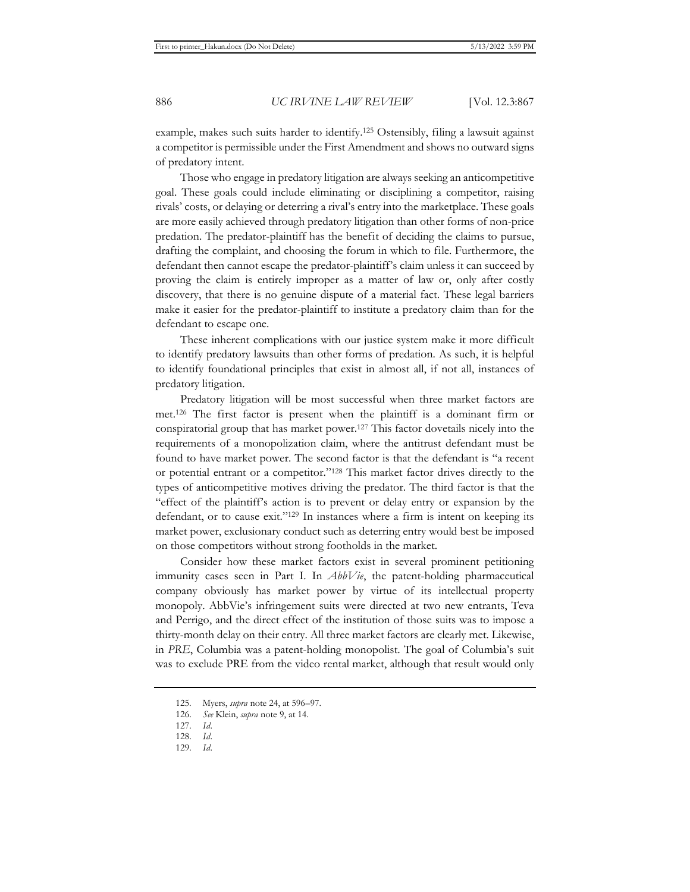example, makes such suits harder to identify.[125] Ostensibly, filing a lawsuit against a competitor is permissible under the First Amendment and shows no outward signs of predatory intent.

Those who engage in predatory litigation are always seeking an anticompetitive goal. These goals could include eliminating or disciplining a competitor, raising rivals' costs, or delaying or deterring a rival's entry into the marketplace. These goals are more easily achieved through predatory litigation than other forms of non-price predation. The predator-plaintiff has the benefit of deciding the claims to pursue, drafting the complaint, and choosing the forum in which to file. Furthermore, the defendant then cannot escape the predator-plaintiff's claim unless it can succeed by proving the claim is entirely improper as a matter of law or, only after costly discovery, that there is no genuine dispute of a material fact. These legal barriers make it easier for the predator-plaintiff to institute a predatory claim than for the defendant to escape one.

These inherent complications with our justice system make it more difficult to identify predatory lawsuits than other forms of predation. As such, it is helpful to identify foundational principles that exist in almost all, if not all, instances of predatory litigation.

Predatory litigation will be most successful when three market factors are met.[126] The first factor is present when the plaintiff is a dominant firm or conspiratorial group that has market power.[127] This factor dovetails nicely into the requirements of a monopolization claim, where the antitrust defendant must be found to have market power. The second factor is that the defendant is "a recent or potential entrant or a competitor."[128] This market factor drives directly to the types of anticompetitive motives driving the predator. The third factor is that the "effect of the plaintiff's action is to prevent or delay entry or expansion by the defendant, or to cause exit."[129] In instances where a firm is intent on keeping its market power, exclusionary conduct such as deterring entry would best be imposed on those competitors without strong footholds in the market.

Consider how these market factors exist in several prominent petitioning immunity cases seen in Part I. In *AbbVie*, the patent-holding pharmaceutical company obviously has market power by virtue of its intellectual property monopoly. AbbVie's infringement suits were directed at two new entrants, Teva and Perrigo, and the direct effect of the institution of those suits was to impose a thirty-month delay on their entry. All three market factors are clearly met. Likewise, in *PRE*, Columbia was a patent-holding monopolist. The goal of Columbia's suit was to exclude PRE from the video rental market, although that result would only

125. Myers, *supra* note 24, at 596–97.

126. *See* Klein, *supra* note 9, at 14.

127. *Id*.

128. *Id*.

129. *Id*.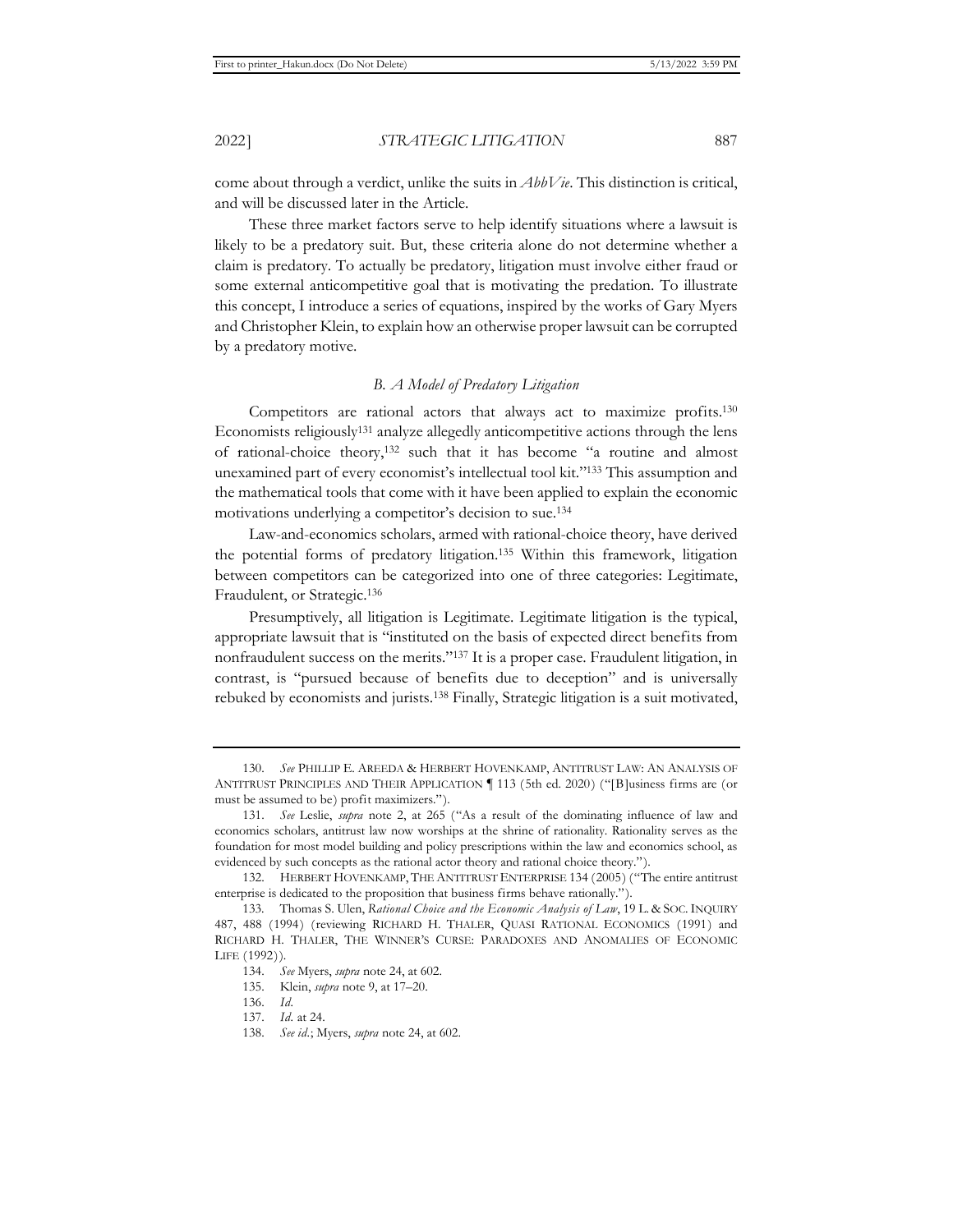come about through a verdict, unlike the suits in *AbbVie*. This distinction is critical, and will be discussed later in the Article.

These three market factors serve to help identify situations where a lawsuit is likely to be a predatory suit. But, these criteria alone do not determine whether a claim is predatory. To actually be predatory, litigation must involve either fraud or some external anticompetitive goal that is motivating the predation. To illustrate this concept, I introduce a series of equations, inspired by the works of Gary Myers and Christopher Klein, to explain how an otherwise proper lawsuit can be corrupted by a predatory motive.

### *B. A Model of Predatory Litigation*

Competitors are rational actors that always act to maximize profits.[130] Economists religiously[131] analyze allegedly anticompetitive actions through the lens of rational-choice theory,[132] such that it has become "a routine and almost unexamined part of every economist's intellectual tool kit."[133] This assumption and the mathematical tools that come with it have been applied to explain the economic motivations underlying a competitor's decision to sue.[134]

Law-and-economics scholars, armed with rational-choice theory, have derived the potential forms of predatory litigation.[135] Within this framework, litigation between competitors can be categorized into one of three categories: Legitimate, Fraudulent, or Strategic.[136]

Presumptively, all litigation is Legitimate. Legitimate litigation is the typical, appropriate lawsuit that is "instituted on the basis of expected direct benefits from nonfraudulent success on the merits."[137] It is a proper case. Fraudulent litigation, in contrast, is "pursued because of benefits due to deception" and is universally rebuked by economists and jurists.[138] Finally, Strategic litigation is a suit motivated,

---

130. *See* PHILLIP E. AREEDA & HERBERT HOVENKAMP, ANTITRUST LAW: AN ANALYSIS OF ANTITRUST PRINCIPLES AND THEIR APPLICATION ¶ 113 (5th ed. 2020) ("[B]usiness firms are (or must be assumed to be) profit maximizers.").

131. *See* Leslie, *supra* note 2, at 265 ("As a result of the dominating influence of law and economics scholars, antitrust law now worships at the shrine of rationality. Rationality serves as the foundation for most model building and policy prescriptions within the law and economics school, as evidenced by such concepts as the rational actor theory and rational choice theory.").

132. HERBERT HOVENKAMP, THE ANTITRUST ENTERPRISE 134 (2005) ("The entire antitrust enterprise is dedicated to the proposition that business firms behave rationally.").

133. Thomas S. Ulen, *Rational Choice and the Economic Analysis of Law*, 19 L. & SOC. INQUIRY 487, 488 (1994) (reviewing RICHARD H. THALER, QUASI RATIONAL ECONOMICS (1991) and RICHARD H. THALER, THE WINNER'S CURSE: PARADOXES AND ANOMALIES OF ECONOMIC LIFE (1992)).

134. *See* Myers, *supra* note 24, at 602.

135. Klein, *supra* note 9, at 17–20.

136. *Id.*

137. *Id.* at 24.

138. *See id.*; Myers, *supra* note 24, at 602.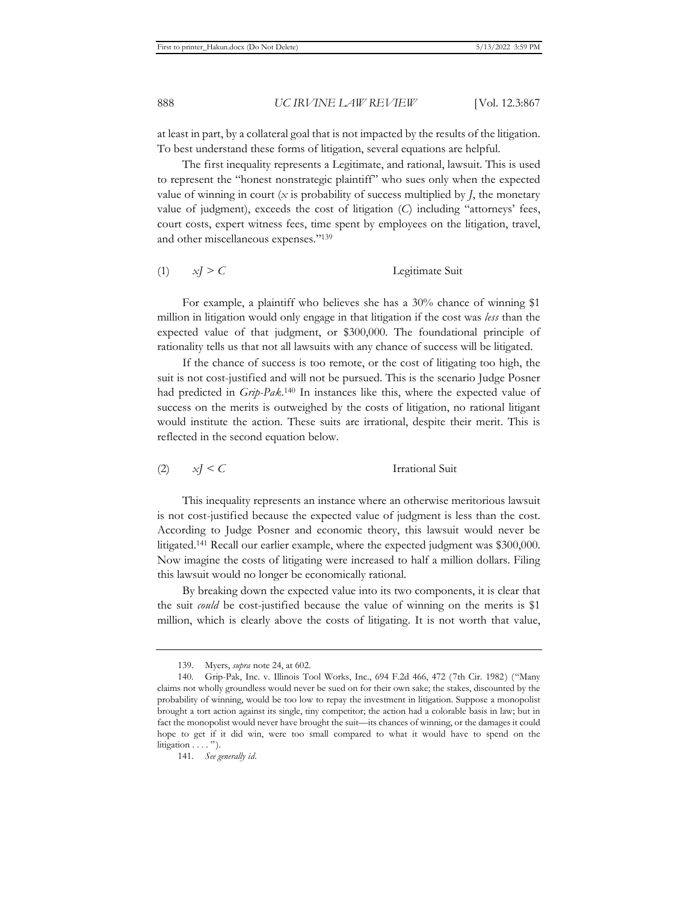at least in part, by a collateral goal that is not impacted by the results of the litigation. To best understand these forms of litigation, several equations are helpful.

The first inequality represents a Legitimate, and rational, lawsuit. This is used to represent the "honest nonstrategic plaintiff" who sues only when the expected value of winning in court ($x$ is probability of success multiplied by $J$, the monetary value of judgment), exceeds the cost of litigation ($C$) including "attorneys' fees, court costs, expert witness fees, time spent by employees on the litigation, travel, and other miscellaneous expenses."[139]

(1) $xJ > C$ Legitimate Suit

For example, a plaintiff who believes she has a 30% chance of winning $1 million in litigation would only engage in that litigation if the cost was *less* than the expected value of that judgment, or $300,000. The foundational principle of rationality tells us that not all lawsuits with any chance of success will be litigated.

If the chance of success is too remote, or the cost of litigating too high, the suit is not cost-justified and will not be pursued. This is the scenario Judge Posner had predicted in *Grip-Pak*.[140] In instances like this, where the expected value of success on the merits is outweighed by the costs of litigation, no rational litigant would institute the action. These suits are irrational, despite their merit. This is reflected in the second equation below.

(2) $xJ < C$ Irrational Suit

This inequality represents an instance where an otherwise meritorious lawsuit is not cost-justified because the expected value of judgment is less than the cost. According to Judge Posner and economic theory, this lawsuit would never be litigated.[141] Recall our earlier example, where the expected judgment was $300,000. Now imagine the costs of litigating were increased to half a million dollars. Filing this lawsuit would no longer be economically rational.

By breaking down the expected value into its two components, it is clear that the suit *could* be cost-justified because the value of winning on the merits is $1 million, which is clearly above the costs of litigating. It is not worth that value,

---

139. Myers, *supra* note 24, at 602.

140. Grip-Pak, Inc. v. Illinois Tool Works, Inc., 694 F.2d 466, 472 (7th Cir. 1982) ("Many claims not wholly groundless would never be sued on for their own sake; the stakes, discounted by the probability of winning, would be too low to repay the investment in litigation. Suppose a monopolist brought a tort action against its single, tiny competitor; the action had a colorable basis in law; but in fact the monopolist would never have brought the suit—its chances of winning, or the damages it could hope to get if it did win, were too small compared to what it would have to spend on the litigation . . . .").

141. *See generally id*.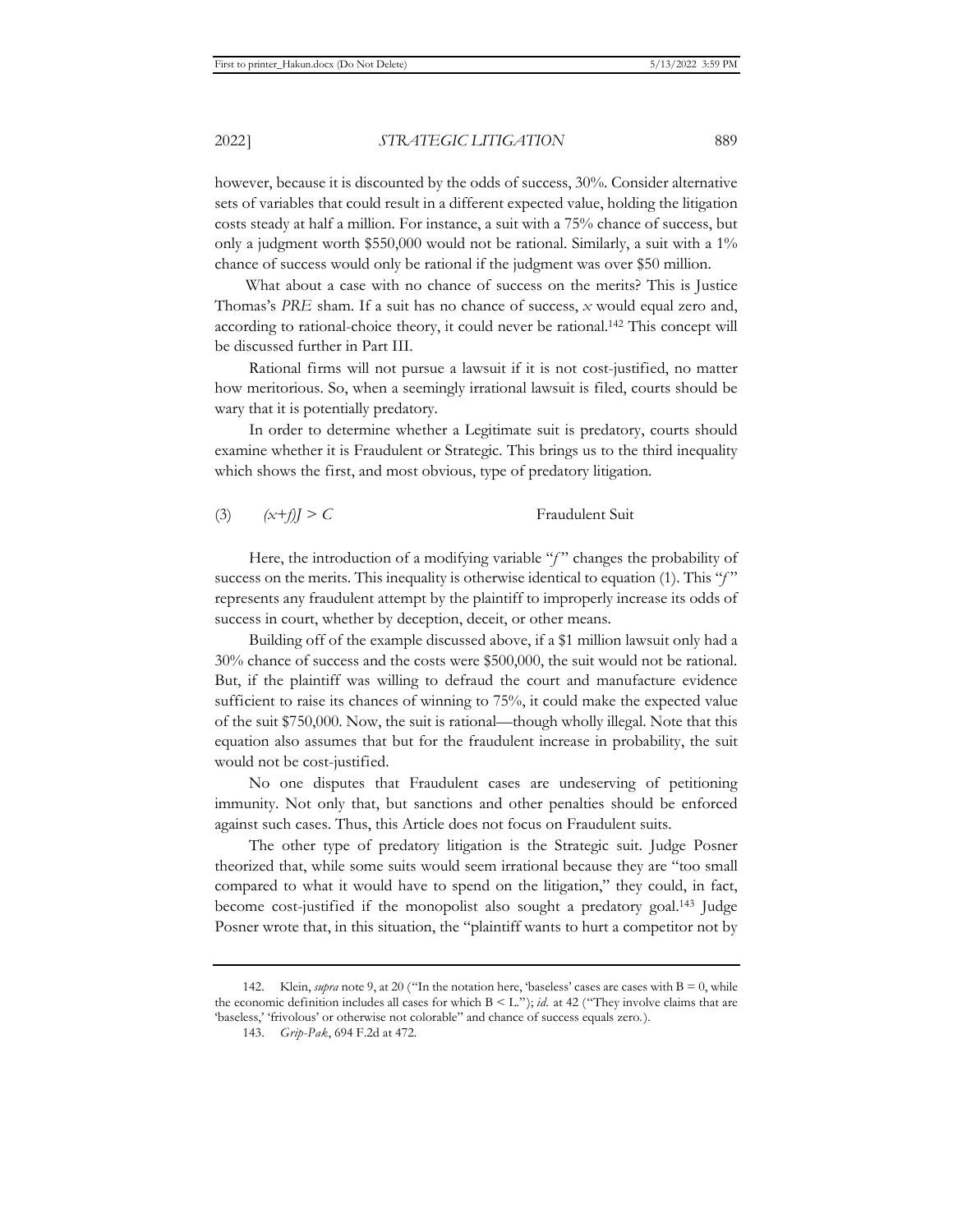however, because it is discounted by the odds of success, 30%. Consider alternative sets of variables that could result in a different expected value, holding the litigation costs steady at half a million. For instance, a suit with a 75% chance of success, but only a judgment worth $550,000 would not be rational. Similarly, a suit with a 1% chance of success would only be rational if the judgment was over $50 million.

What about a case with no chance of success on the merits? This is Justice Thomas's *PRE* sham. If a suit has no chance of success, $x$ would equal zero and, according to rational-choice theory, it could never be rational.[142] This concept will be discussed further in Part III.

Rational firms will not pursue a lawsuit if it is not cost-justified, no matter how meritorious. So, when a seemingly irrational lawsuit is filed, courts should be wary that it is potentially predatory.

In order to determine whether a Legitimate suit is predatory, courts should examine whether it is Fraudulent or Strategic. This brings us to the third inequality which shows the first, and most obvious, type of predatory litigation.

$$(3) \quad (x+f)J > C \qquad \text{Fraudulent Suit}$$

Here, the introduction of a modifying variable "$f$" changes the probability of success on the merits. This inequality is otherwise identical to equation (1). This "$f$" represents any fraudulent attempt by the plaintiff to improperly increase its odds of success in court, whether by deception, deceit, or other means.

Building off of the example discussed above, if a $1 million lawsuit only had a 30% chance of success and the costs were $500,000, the suit would not be rational. But, if the plaintiff was willing to defraud the court and manufacture evidence sufficient to raise its chances of winning to 75%, it could make the expected value of the suit $750,000. Now, the suit is rational—though wholly illegal. Note that this equation also assumes that but for the fraudulent increase in probability, the suit would not be cost-justified.

No one disputes that Fraudulent cases are undeserving of petitioning immunity. Not only that, but sanctions and other penalties should be enforced against such cases. Thus, this Article does not focus on Fraudulent suits.

The other type of predatory litigation is the Strategic suit. Judge Posner theorized that, while some suits would seem irrational because they are "too small compared to what it would have to spend on the litigation," they could, in fact, become cost-justified if the monopolist also sought a predatory goal.[143] Judge Posner wrote that, in this situation, the "plaintiff wants to hurt a competitor not by

---

142. Klein, *supra* note 9, at 20 ("In the notation here, 'baseless' cases are cases with B = 0, while the economic definition includes all cases for which B < L."); *id.* at 42 ("They involve claims that are 'baseless,' 'frivolous' or otherwise not colorable" and chance of success equals zero.).

143. *Grip-Pak*, 694 F.2d at 472.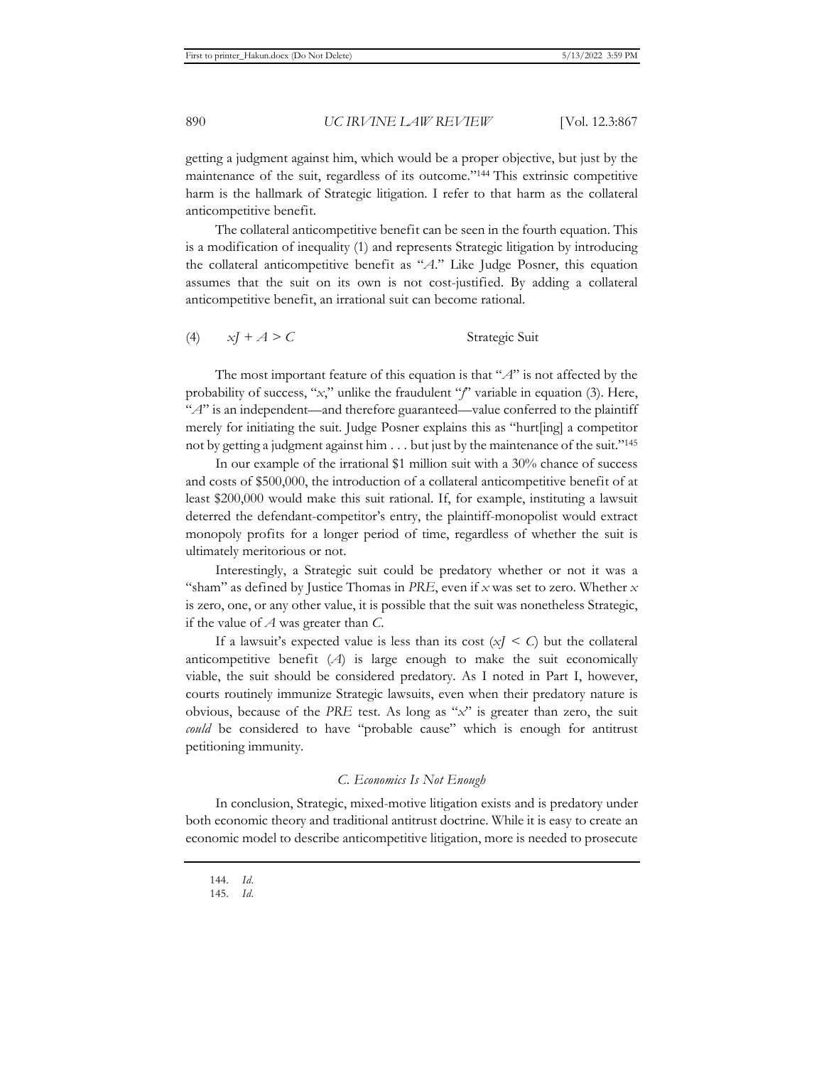getting a judgment against him, which would be a proper objective, but just by the maintenance of the suit, regardless of its outcome."[144] This extrinsic competitive harm is the hallmark of Strategic litigation. I refer to that harm as the collateral anticompetitive benefit.

The collateral anticompetitive benefit can be seen in the fourth equation. This is a modification of inequality (1) and represents Strategic litigation by introducing the collateral anticompetitive benefit as "$A$." Like Judge Posner, this equation assumes that the suit on its own is not cost-justified. By adding a collateral anticompetitive benefit, an irrational suit can become rational.

$$(4) \qquad xJ + A > C \qquad\qquad \text{Strategic Suit}$$

The most important feature of this equation is that "$A$" is not affected by the probability of success, "$x$," unlike the fraudulent "$f$" variable in equation (3). Here, "$A$" is an independent—and therefore guaranteed—value conferred to the plaintiff merely for initiating the suit. Judge Posner explains this as "hurt[ing] a competitor not by getting a judgment against him . . . but just by the maintenance of the suit."[145]

In our example of the irrational $1 million suit with a 30% chance of success and costs of $500,000, the introduction of a collateral anticompetitive benefit of at least $200,000 would make this suit rational. If, for example, instituting a lawsuit deterred the defendant-competitor's entry, the plaintiff-monopolist would extract monopoly profits for a longer period of time, regardless of whether the suit is ultimately meritorious or not.

Interestingly, a Strategic suit could be predatory whether or not it was a "sham" as defined by Justice Thomas in *PRE*, even if $x$ was set to zero. Whether $x$ is zero, one, or any other value, it is possible that the suit was nonetheless Strategic, if the value of $A$ was greater than $C$.

If a lawsuit's expected value is less than its cost ($xJ < C$) but the collateral anticompetitive benefit ($A$) is large enough to make the suit economically viable, the suit should be considered predatory. As I noted in Part I, however, courts routinely immunize Strategic lawsuits, even when their predatory nature is obvious, because of the *PRE* test. As long as "$x$" is greater than zero, the suit *could* be considered to have "probable cause" which is enough for antitrust petitioning immunity.

### *C. Economics Is Not Enough*

In conclusion, Strategic, mixed-motive litigation exists and is predatory under both economic theory and traditional antitrust doctrine. While it is easy to create an economic model to describe anticompetitive litigation, more is needed to prosecute

---

144. *Id.*

145. *Id.*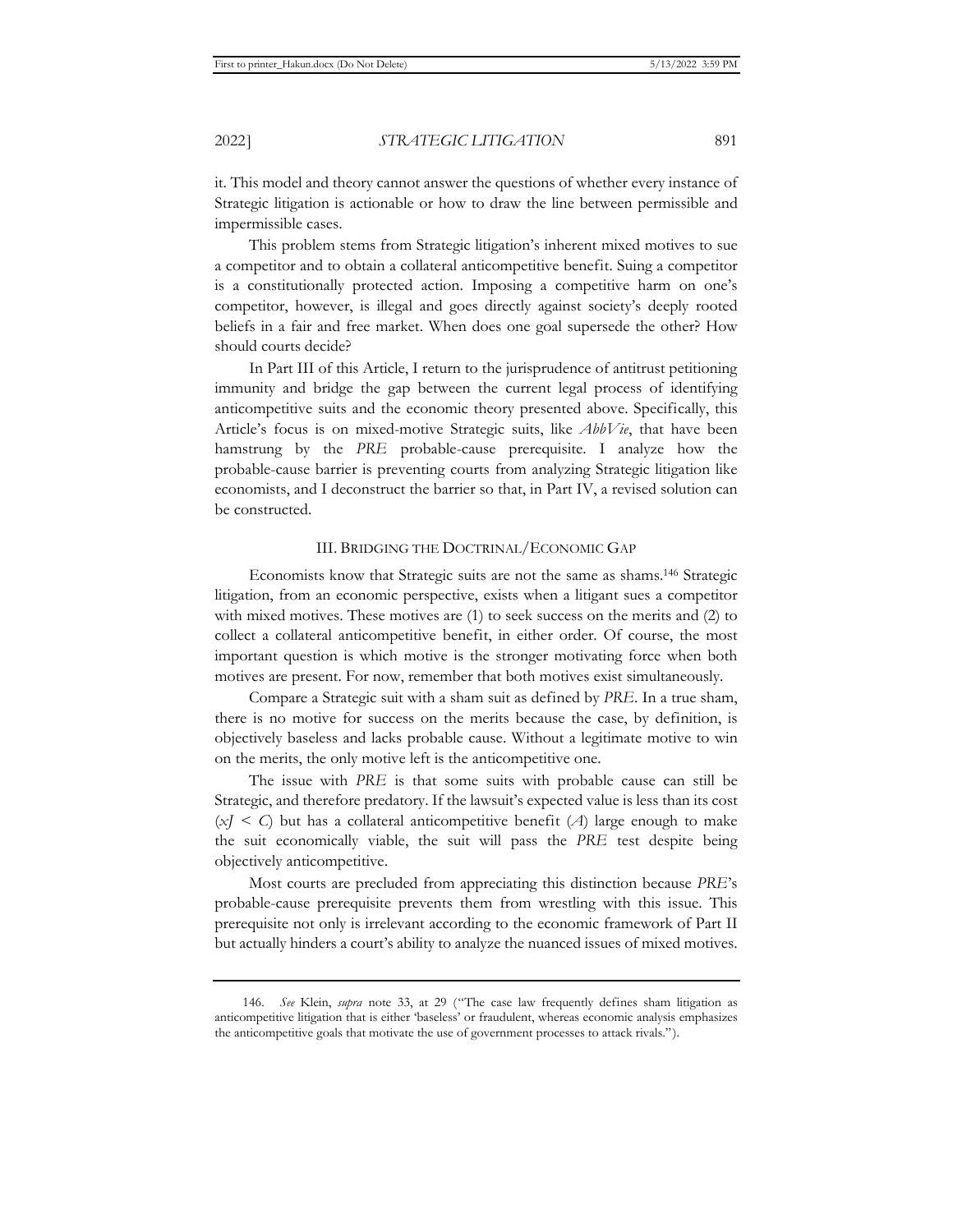it. This model and theory cannot answer the questions of whether every instance of Strategic litigation is actionable or how to draw the line between permissible and impermissible cases.

This problem stems from Strategic litigation's inherent mixed motives to sue a competitor and to obtain a collateral anticompetitive benefit. Suing a competitor is a constitutionally protected action. Imposing a competitive harm on one's competitor, however, is illegal and goes directly against society's deeply rooted beliefs in a fair and free market. When does one goal supersede the other? How should courts decide?

In Part III of this Article, I return to the jurisprudence of antitrust petitioning immunity and bridge the gap between the current legal process of identifying anticompetitive suits and the economic theory presented above. Specifically, this Article's focus is on mixed-motive Strategic suits, like *AbbVie*, that have been hamstrung by the *PRE* probable-cause prerequisite. I analyze how the probable-cause barrier is preventing courts from analyzing Strategic litigation like economists, and I deconstruct the barrier so that, in Part IV, a revised solution can be constructed.

## III. Bridging the Doctrinal/Economic Gap

Economists know that Strategic suits are not the same as shams.[146] Strategic litigation, from an economic perspective, exists when a litigant sues a competitor with mixed motives. These motives are (1) to seek success on the merits and (2) to collect a collateral anticompetitive benefit, in either order. Of course, the most important question is which motive is the stronger motivating force when both motives are present. For now, remember that both motives exist simultaneously.

Compare a Strategic suit with a sham suit as defined by *PRE*. In a true sham, there is no motive for success on the merits because the case, by definition, is objectively baseless and lacks probable cause. Without a legitimate motive to win on the merits, the only motive left is the anticompetitive one.

The issue with *PRE* is that some suits with probable cause can still be Strategic, and therefore predatory. If the lawsuit's expected value is less than its cost ($xJ < C$) but has a collateral anticompetitive benefit ($A$) large enough to make the suit economically viable, the suit will pass the *PRE* test despite being objectively anticompetitive.

Most courts are precluded from appreciating this distinction because *PRE*'s probable-cause prerequisite prevents them from wrestling with this issue. This prerequisite not only is irrelevant according to the economic framework of Part II but actually hinders a court's ability to analyze the nuanced issues of mixed motives.

---

146. *See* Klein, *supra* note 33, at 29 ("The case law frequently defines sham litigation as anticompetitive litigation that is either 'baseless' or fraudulent, whereas economic analysis emphasizes the anticompetitive goals that motivate the use of government processes to attack rivals.").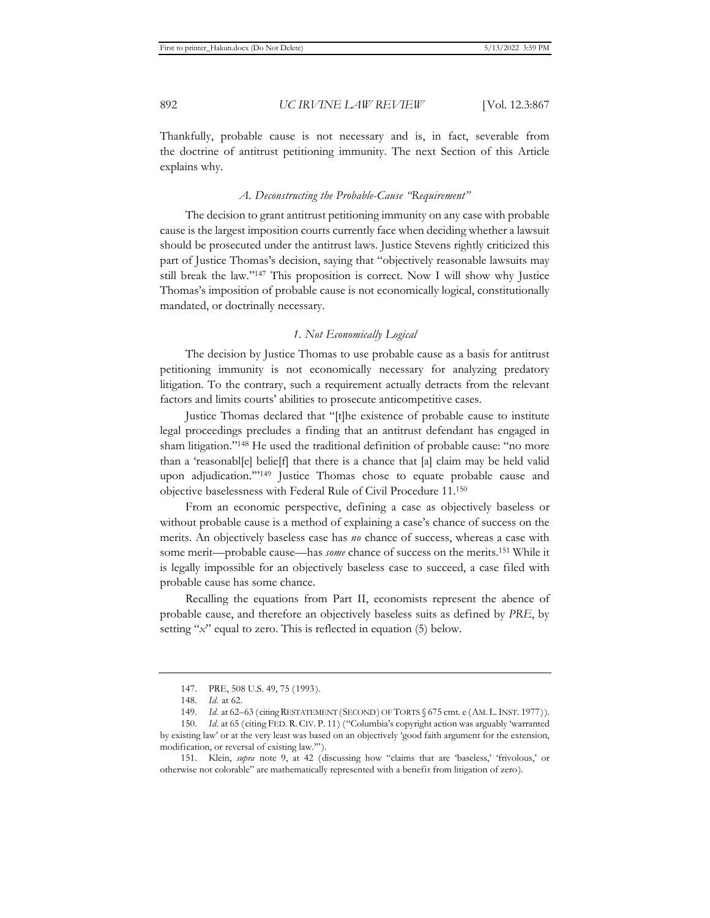Thankfully, probable cause is not necessary and is, in fact, severable from the doctrine of antitrust petitioning immunity. The next Section of this Article explains why.

### *A. Deconstructing the Probable-Cause "Requirement"*

The decision to grant antitrust petitioning immunity on any case with probable cause is the largest imposition courts currently face when deciding whether a lawsuit should be prosecuted under the antitrust laws. Justice Stevens rightly criticized this part of Justice Thomas's decision, saying that "objectively reasonable lawsuits may still break the law."[147] This proposition is correct. Now I will show why Justice Thomas's imposition of probable cause is not economically logical, constitutionally mandated, or doctrinally necessary.

#### *1. Not Economically Logical*

The decision by Justice Thomas to use probable cause as a basis for antitrust petitioning immunity is not economically necessary for analyzing predatory litigation. To the contrary, such a requirement actually detracts from the relevant factors and limits courts' abilities to prosecute anticompetitive cases.

Justice Thomas declared that "[t]he existence of probable cause to institute legal proceedings precludes a finding that an antitrust defendant has engaged in sham litigation."[148] He used the traditional definition of probable cause: "no more than a 'reasonabl[e] belie[f] that there is a chance that [a] claim may be held valid upon adjudication.'"[149] Justice Thomas chose to equate probable cause and objective baselessness with Federal Rule of Civil Procedure 11.[150]

From an economic perspective, defining a case as objectively baseless or without probable cause is a method of explaining a case's chance of success on the merits. An objectively baseless case has *no* chance of success, whereas a case with some merit—probable cause—has *some* chance of success on the merits.[151] While it is legally impossible for an objectively baseless case to succeed, a case filed with probable cause has some chance.

Recalling the equations from Part II, economists represent the abence of probable cause, and therefore an objectively baseless suits as defined by *PRE*, by setting "$x$" equal to zero. This is reflected in equation (5) below.

---

147. PRE, 508 U.S. 49, 75 (1993).

148. *Id.* at 62.

149. *Id.* at 62–63 (citing RESTATEMENT (SECOND) OF TORTS § 675 cmt. e (AM. L. INST. 1977)).

150. *Id.* at 65 (citing FED. R. CIV. P. 11) ("Columbia's copyright action was arguably 'warranted by existing law' or at the very least was based on an objectively 'good faith argument for the extension, modification, or reversal of existing law.'").

151. Klein, *supra* note 9, at 42 (discussing how "claims that are 'baseless,' 'frivolous,' or otherwise not colorable" are mathematically represented with a benefit from litigation of zero).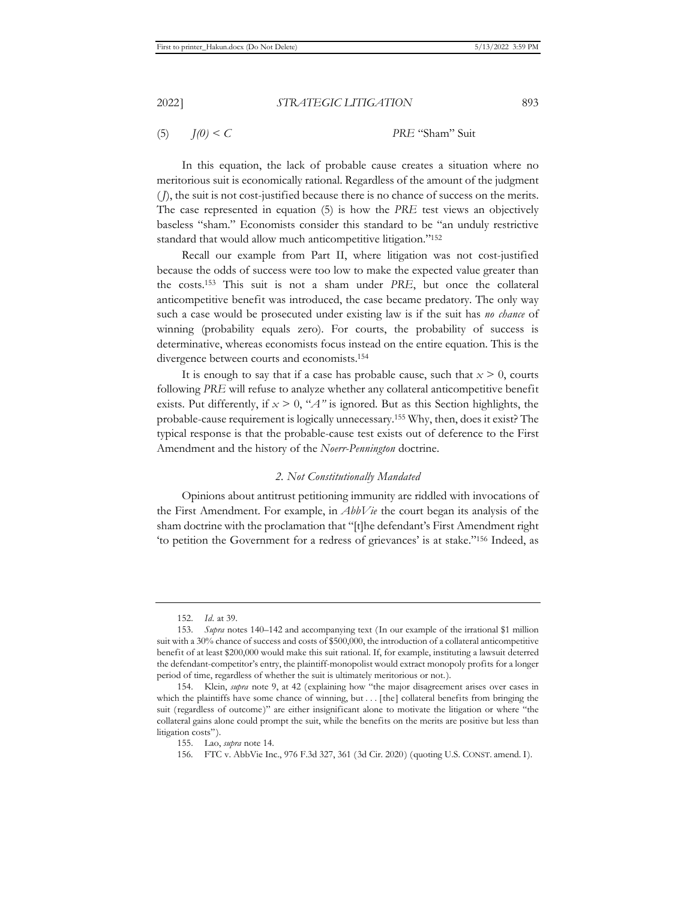(5) $J(0) < C$ *PRE* "Sham" Suit

In this equation, the lack of probable cause creates a situation where no meritorious suit is economically rational. Regardless of the amount of the judgment ($J$), the suit is not cost-justified because there is no chance of success on the merits. The case represented in equation (5) is how the *PRE* test views an objectively baseless "sham." Economists consider this standard to be "an unduly restrictive standard that would allow much anticompetitive litigation."[152]

Recall our example from Part II, where litigation was not cost-justified because the odds of success were too low to make the expected value greater than the costs.[153] This suit is not a sham under *PRE*, but once the collateral anticompetitive benefit was introduced, the case became predatory. The only way such a case would be prosecuted under existing law is if the suit has *no chance* of winning (probability equals zero). For courts, the probability of success is determinative, whereas economists focus instead on the entire equation. This is the divergence between courts and economists.[154]

It is enough to say that if a case has probable cause, such that $x > 0$, courts following *PRE* will refuse to analyze whether any collateral anticompetitive benefit exists. Put differently, if $x > 0$, "$A$" is ignored. But as this Section highlights, the probable-cause requirement is logically unnecessary.[155] Why, then, does it exist? The typical response is that the probable-cause test exists out of deference to the First Amendment and the history of the *Noerr-Pennington* doctrine.

### *2. Not Constitutionally Mandated*

Opinions about antitrust petitioning immunity are riddled with invocations of the First Amendment. For example, in *AbbVie* the court began its analysis of the sham doctrine with the proclamation that "[t]he defendant's First Amendment right 'to petition the Government for a redress of grievances' is at stake."[156] Indeed, as

---

152. *Id.* at 39.

153. *Supra* notes 140–142 and accompanying text (In our example of the irrational $1 million suit with a 30% chance of success and costs of $500,000, the introduction of a collateral anticompetitive benefit of at least $200,000 would make this suit rational. If, for example, instituting a lawsuit deterred the defendant-competitor's entry, the plaintiff-monopolist would extract monopoly profits for a longer period of time, regardless of whether the suit is ultimately meritorious or not.).

154. Klein, *supra* note 9, at 42 (explaining how "the major disagreement arises over cases in which the plaintiffs have some chance of winning, but . . . [the] collateral benefits from bringing the suit (regardless of outcome)" are either insignificant alone to motivate the litigation or where "the collateral gains alone could prompt the suit, while the benefits on the merits are positive but less than litigation costs").

155. Lao, *supra* note 14.

156. FTC v. AbbVie Inc., 976 F.3d 327, 361 (3d Cir. 2020) (quoting U.S. CONST. amend. I).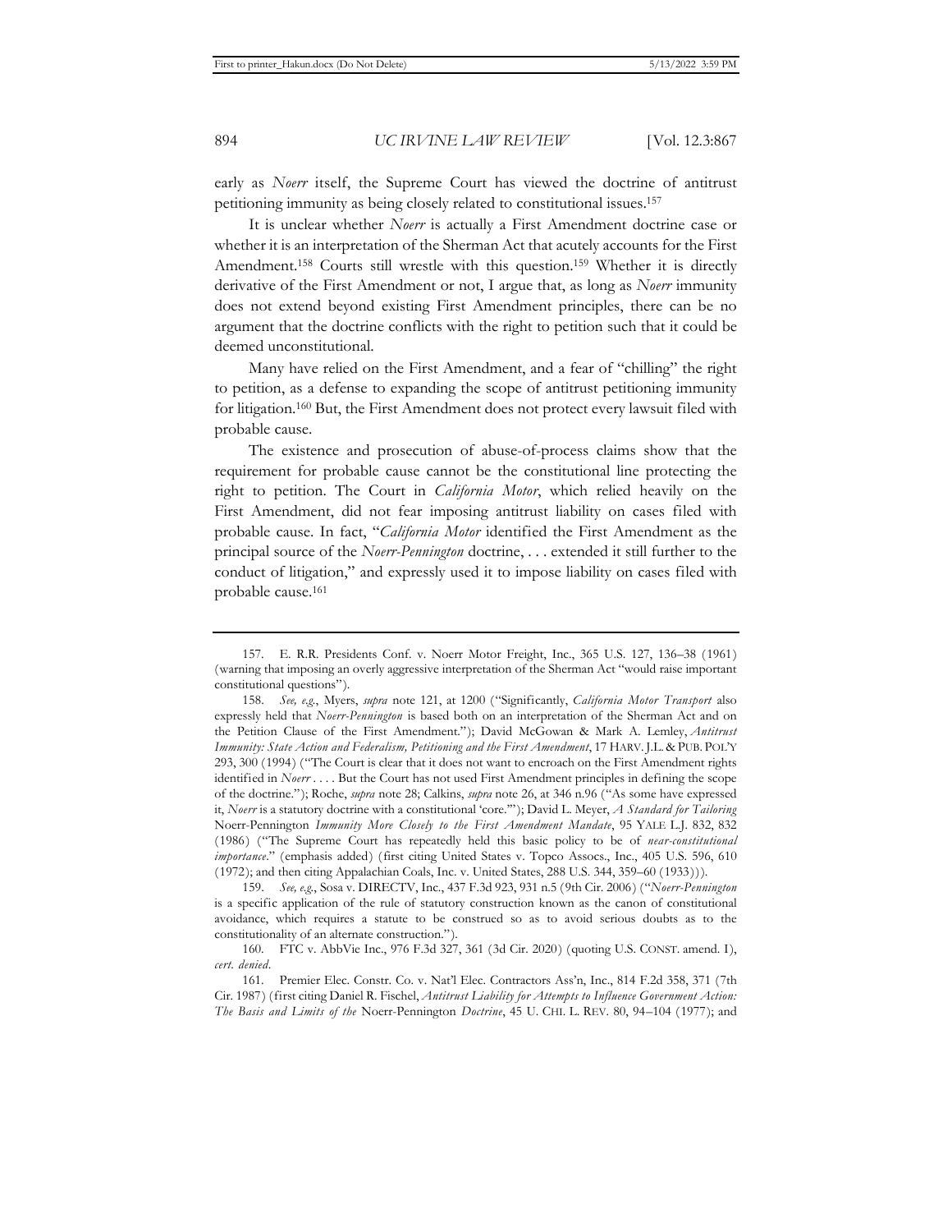early as *Noerr* itself, the Supreme Court has viewed the doctrine of antitrust petitioning immunity as being closely related to constitutional issues.[157]

It is unclear whether *Noerr* is actually a First Amendment doctrine case or whether it is an interpretation of the Sherman Act that acutely accounts for the First Amendment.[158] Courts still wrestle with this question.[159] Whether it is directly derivative of the First Amendment or not, I argue that, as long as *Noerr* immunity does not extend beyond existing First Amendment principles, there can be no argument that the doctrine conflicts with the right to petition such that it could be deemed unconstitutional.

Many have relied on the First Amendment, and a fear of "chilling" the right to petition, as a defense to expanding the scope of antitrust petitioning immunity for litigation.[160] But, the First Amendment does not protect every lawsuit filed with probable cause.

The existence and prosecution of abuse-of-process claims show that the requirement for probable cause cannot be the constitutional line protecting the right to petition. The Court in *California Motor*, which relied heavily on the First Amendment, did not fear imposing antitrust liability on cases filed with probable cause. In fact, "*California Motor* identified the First Amendment as the principal source of the *Noerr-Pennington* doctrine, . . . extended it still further to the conduct of litigation," and expressly used it to impose liability on cases filed with probable cause.[161]

---

157. E. R.R. Presidents Conf. v. Noerr Motor Freight, Inc., 365 U.S. 127, 136–38 (1961) (warning that imposing an overly aggressive interpretation of the Sherman Act "would raise important constitutional questions").

158. *See, e.g.*, Myers, *supra* note 121, at 1200 ("Significantly, *California Motor Transport* also expressly held that *Noerr-Pennington* is based both on an interpretation of the Sherman Act and on the Petition Clause of the First Amendment."); David McGowan & Mark A. Lemley, *Antitrust Immunity: State Action and Federalism, Petitioning and the First Amendment*, 17 HARV. J.L. & PUB. POL'Y 293, 300 (1994) ("The Court is clear that it does not want to encroach on the First Amendment rights identified in *Noerr* . . . . But the Court has not used First Amendment principles in defining the scope of the doctrine."); Roche, *supra* note 28; Calkins, *supra* note 26, at 346 n.96 ("As some have expressed it, *Noerr* is a statutory doctrine with a constitutional 'core.'"); David L. Meyer, *A Standard for Tailoring* Noerr-Pennington *Immunity More Closely to the First Amendment Mandate*, 95 YALE L.J. 832, 832 (1986) ("The Supreme Court has repeatedly held this basic policy to be of *near-constitutional importance*." (emphasis added) (first citing United States v. Topco Assocs., Inc., 405 U.S. 596, 610 (1972); and then citing Appalachian Coals, Inc. v. United States, 288 U.S. 344, 359–60 (1933))).

159. *See, e.g.*, Sosa v. DIRECTV, Inc., 437 F.3d 923, 931 n.5 (9th Cir. 2006) ("*Noerr-Pennington* is a specific application of the rule of statutory construction known as the canon of constitutional avoidance, which requires a statute to be construed so as to avoid serious doubts as to the constitutionality of an alternate construction.").

160. FTC v. AbbVie Inc., 976 F.3d 327, 361 (3d Cir. 2020) (quoting U.S. CONST. amend. I), *cert. denied*.

161. Premier Elec. Constr. Co. v. Nat'l Elec. Contractors Ass'n, Inc., 814 F.2d 358, 371 (7th Cir. 1987) (first citing Daniel R. Fischel, *Antitrust Liability for Attempts to Influence Government Action: The Basis and Limits of the* Noerr-Pennington *Doctrine*, 45 U. CHI. L. REV. 80, 94–104 (1977); and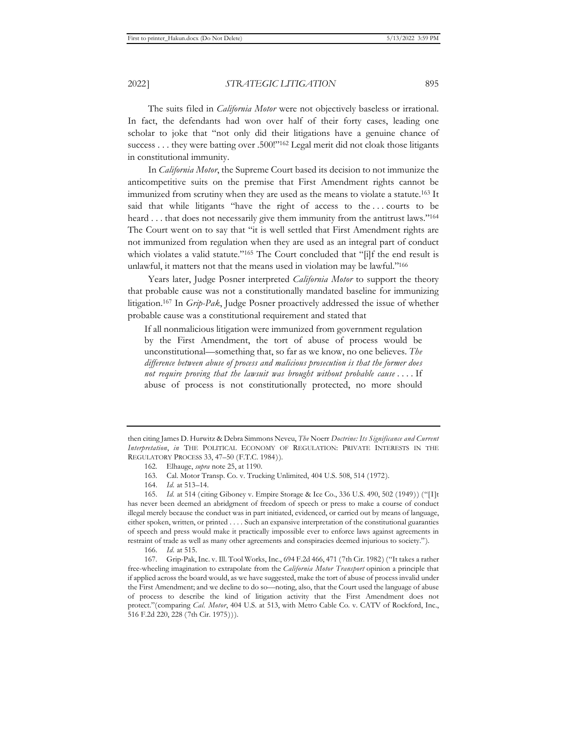The suits filed in *California Motor* were not objectively baseless or irrational. In fact, the defendants had won over half of their forty cases, leading one scholar to joke that "not only did their litigations have a genuine chance of success . . . they were batting over .500!"[162] Legal merit did not cloak those litigants in constitutional immunity.

In *California Motor*, the Supreme Court based its decision to not immunize the anticompetitive suits on the premise that First Amendment rights cannot be immunized from scrutiny when they are used as the means to violate a statute.[163] It said that while litigants "have the right of access to the . . . courts to be heard . . . that does not necessarily give them immunity from the antitrust laws."[164] The Court went on to say that "it is well settled that First Amendment rights are not immunized from regulation when they are used as an integral part of conduct which violates a valid statute."[165] The Court concluded that "[i]f the end result is unlawful, it matters not that the means used in violation may be lawful."[166]

Years later, Judge Posner interpreted *California Motor* to support the theory that probable cause was not a constitutionally mandated baseline for immunizing litigation.[167] In *Grip-Pak*, Judge Posner proactively addressed the issue of whether probable cause was a constitutional requirement and stated that

> If all nonmalicious litigation were immunized from government regulation by the First Amendment, the tort of abuse of process would be unconstitutional—something that, so far as we know, no one believes. *The difference between abuse of process and malicious prosecution is that the former does not require proving that the lawsuit was brought without probable cause* . . . . If abuse of process is not constitutionally protected, no more should

---

then citing James D. Hurwitz & Debra Simmons Neveu, *The* Noerr *Doctrine: Its Significance and Current Interpretation*, *in* THE POLITICAL ECONOMY OF REGULATION: PRIVATE INTERESTS IN THE REGULATORY PROCESS 33, 47–50 (F.T.C. 1984)).

162. Elhauge, *supra* note 25, at 1190.

163. Cal. Motor Transp. Co. v. Trucking Unlimited, 404 U.S. 508, 514 (1972).

164. *Id.* at 513–14.

165. *Id.* at 514 (citing Giboney v. Empire Storage & Ice Co., 336 U.S. 490, 502 (1949)) ("[I]t has never been deemed an abridgment of freedom of speech or press to make a course of conduct illegal merely because the conduct was in part initiated, evidenced, or carried out by means of language, either spoken, written, or printed . . . . Such an expansive interpretation of the constitutional guaranties of speech and press would make it practically impossible ever to enforce laws against agreements in restraint of trade as well as many other agreements and conspiracies deemed injurious to society.").

166. *Id.* at 515.

167. Grip-Pak, Inc. v. Ill. Tool Works, Inc., 694 F.2d 466, 471 (7th Cir. 1982) ("It takes a rather free-wheeling imagination to extrapolate from the *California Motor Transport* opinion a principle that if applied across the board would, as we have suggested, make the tort of abuse of process invalid under the First Amendment; and we decline to do so—noting, also, that the Court used the language of abuse of process to describe the kind of litigation activity that the First Amendment does not protect."(comparing *Cal. Motor*, 404 U.S. at 513, with Metro Cable Co. v. CATV of Rockford, Inc., 516 F.2d 220, 228 (7th Cir. 1975))).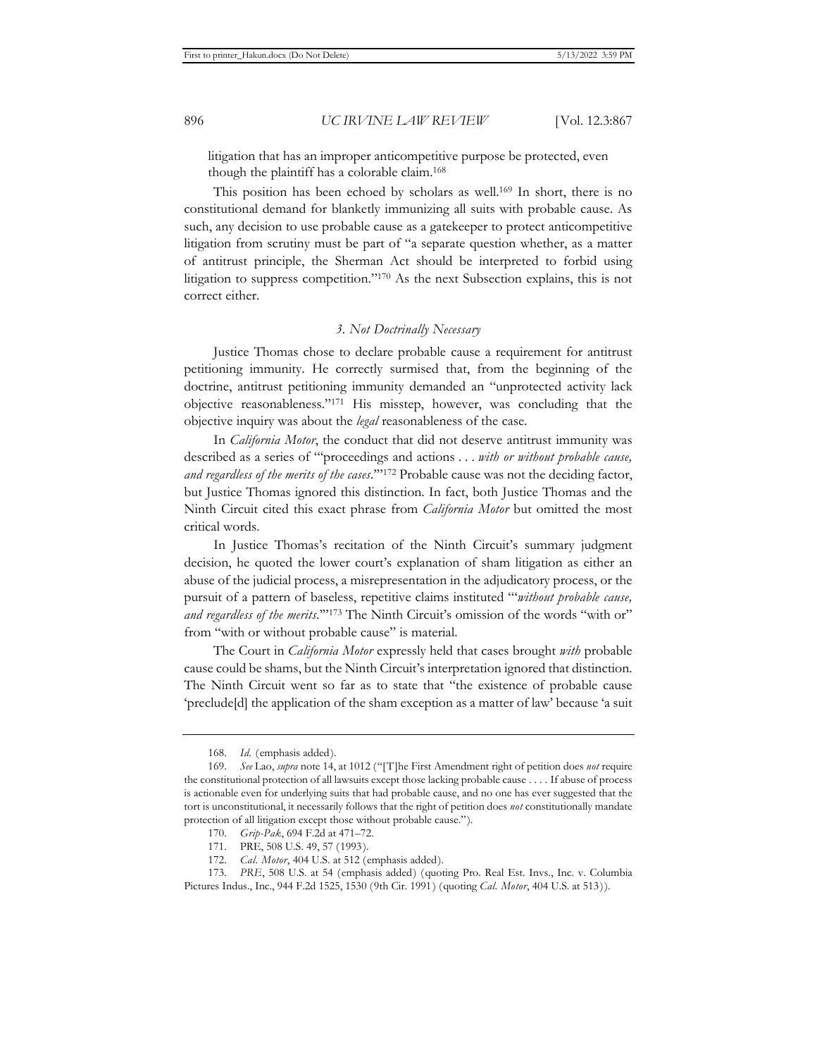litigation that has an improper anticompetitive purpose be protected, even though the plaintiff has a colorable claim.[168]

This position has been echoed by scholars as well.[169] In short, there is no constitutional demand for blanketly immunizing all suits with probable cause. As such, any decision to use probable cause as a gatekeeper to protect anticompetitive litigation from scrutiny must be part of "a separate question whether, as a matter of antitrust principle, the Sherman Act should be interpreted to forbid using litigation to suppress competition."[170] As the next Subsection explains, this is not correct either.

### *3. Not Doctrinally Necessary*

Justice Thomas chose to declare probable cause a requirement for antitrust petitioning immunity. He correctly surmised that, from the beginning of the doctrine, antitrust petitioning immunity demanded an "unprotected activity lack objective reasonableness."[171] His misstep, however, was concluding that the objective inquiry was about the *legal* reasonableness of the case.

In *California Motor*, the conduct that did not deserve antitrust immunity was described as a series of "'proceedings and actions . . . *with or without probable cause, and regardless of the merits of the cases*.'"[172] Probable cause was not the deciding factor, but Justice Thomas ignored this distinction. In fact, both Justice Thomas and the Ninth Circuit cited this exact phrase from *California Motor* but omitted the most critical words.

In Justice Thomas's recitation of the Ninth Circuit's summary judgment decision, he quoted the lower court's explanation of sham litigation as either an abuse of the judicial process, a misrepresentation in the adjudicatory process, or the pursuit of a pattern of baseless, repetitive claims instituted "'*without probable cause, and regardless of the merits*.'"[173] The Ninth Circuit's omission of the words "with or" from "with or without probable cause" is material.

The Court in *California Motor* expressly held that cases brought *with* probable cause could be shams, but the Ninth Circuit's interpretation ignored that distinction. The Ninth Circuit went so far as to state that "the existence of probable cause 'preclude[d] the application of the sham exception as a matter of law' because 'a suit

---

168. *Id.* (emphasis added).

169. *See* Lao, *supra* note 14, at 1012 ("[T]he First Amendment right of petition does *not* require the constitutional protection of all lawsuits except those lacking probable cause . . . . If abuse of process is actionable even for underlying suits that had probable cause, and no one has ever suggested that the tort is unconstitutional, it necessarily follows that the right of petition does *not* constitutionally mandate protection of all litigation except those without probable cause.").

170. *Grip-Pak*, 694 F.2d at 471–72.

171. PRE, 508 U.S. 49, 57 (1993).

172. *Cal. Motor*, 404 U.S. at 512 (emphasis added).

173. *PRE*, 508 U.S. at 54 (emphasis added) (quoting Pro. Real Est. Invs., Inc. v. Columbia Pictures Indus., Inc., 944 F.2d 1525, 1530 (9th Cir. 1991) (quoting *Cal. Motor*, 404 U.S. at 513)).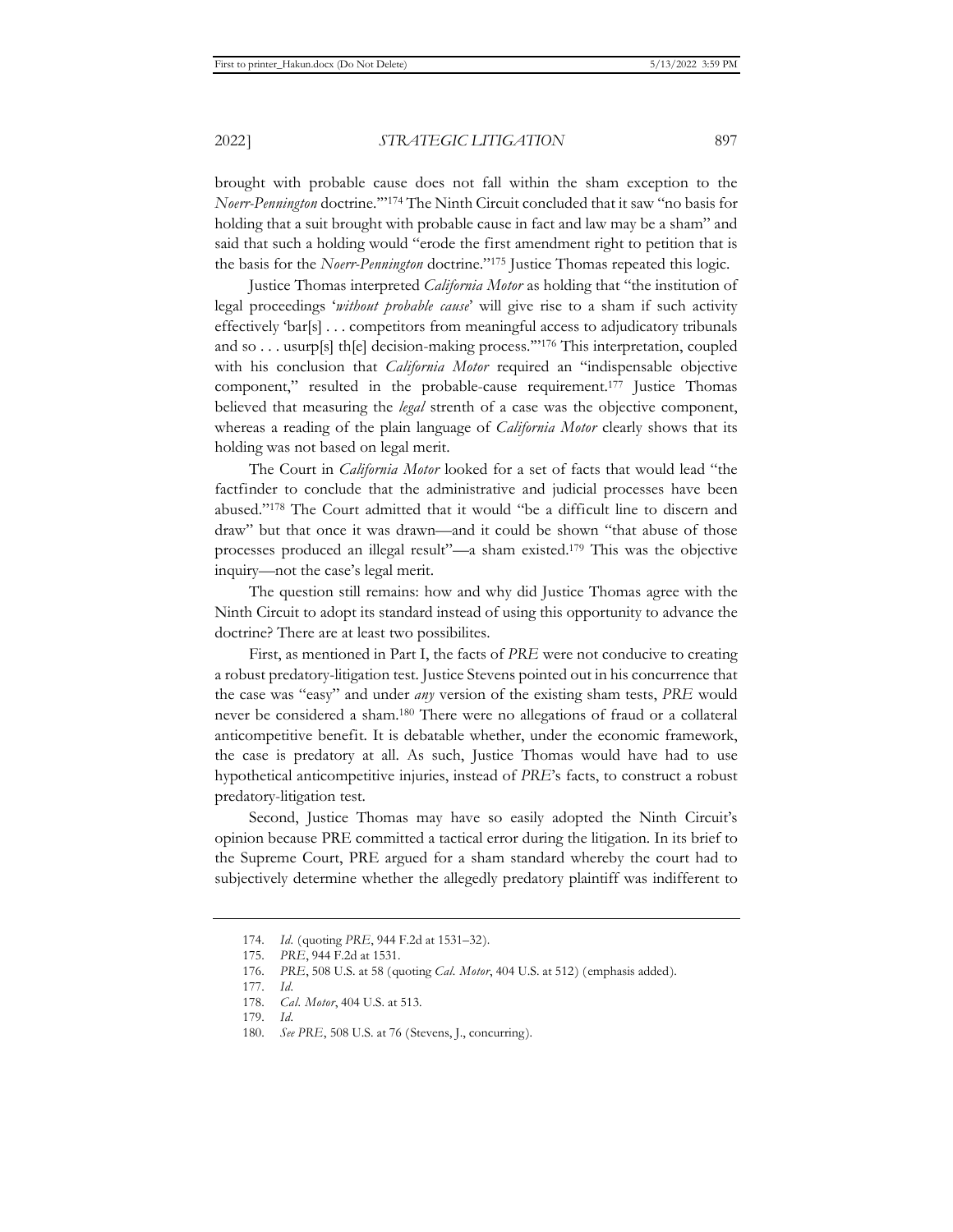brought with probable cause does not fall within the sham exception to the *Noerr-Pennington* doctrine.'"[174] The Ninth Circuit concluded that it saw "no basis for holding that a suit brought with probable cause in fact and law may be a sham" and said that such a holding would "erode the first amendment right to petition that is the basis for the *Noerr-Pennington* doctrine."[175] Justice Thomas repeated this logic.

Justice Thomas interpreted *California Motor* as holding that "the institution of legal proceedings '*without probable cause*' will give rise to a sham if such activity effectively 'bar[s] . . . competitors from meaningful access to adjudicatory tribunals and so . . . usurp[s] th[e] decision-making process.'"[176] This interpretation, coupled with his conclusion that *California Motor* required an "indispensable objective component," resulted in the probable-cause requirement.[177] Justice Thomas believed that measuring the *legal* strenth of a case was the objective component, whereas a reading of the plain language of *California Motor* clearly shows that its holding was not based on legal merit.

The Court in *California Motor* looked for a set of facts that would lead "the factfinder to conclude that the administrative and judicial processes have been abused."[178] The Court admitted that it would "be a difficult line to discern and draw" but that once it was drawn—and it could be shown "that abuse of those processes produced an illegal result"—a sham existed.[179] This was the objective inquiry—not the case's legal merit.

The question still remains: how and why did Justice Thomas agree with the Ninth Circuit to adopt its standard instead of using this opportunity to advance the doctrine? There are at least two possibilites.

First, as mentioned in Part I, the facts of *PRE* were not conducive to creating a robust predatory-litigation test. Justice Stevens pointed out in his concurrence that the case was "easy" and under *any* version of the existing sham tests, *PRE* would never be considered a sham.[180] There were no allegations of fraud or a collateral anticompetitive benefit. It is debatable whether, under the economic framework, the case is predatory at all. As such, Justice Thomas would have had to use hypothetical anticompetitive injuries, instead of *PRE*'s facts, to construct a robust predatory-litigation test.

Second, Justice Thomas may have so easily adopted the Ninth Circuit's opinion because PRE committed a tactical error during the litigation. In its brief to the Supreme Court, PRE argued for a sham standard whereby the court had to subjectively determine whether the allegedly predatory plaintiff was indifferent to

---

174. *Id.* (quoting *PRE*, 944 F.2d at 1531–32).

175. *PRE*, 944 F.2d at 1531.

176. *PRE*, 508 U.S. at 58 (quoting *Cal. Motor*, 404 U.S. at 512) (emphasis added).

177. *Id.*

178. *Cal. Motor*, 404 U.S. at 513.

179. *Id.*

180. *See PRE*, 508 U.S. at 76 (Stevens, J., concurring).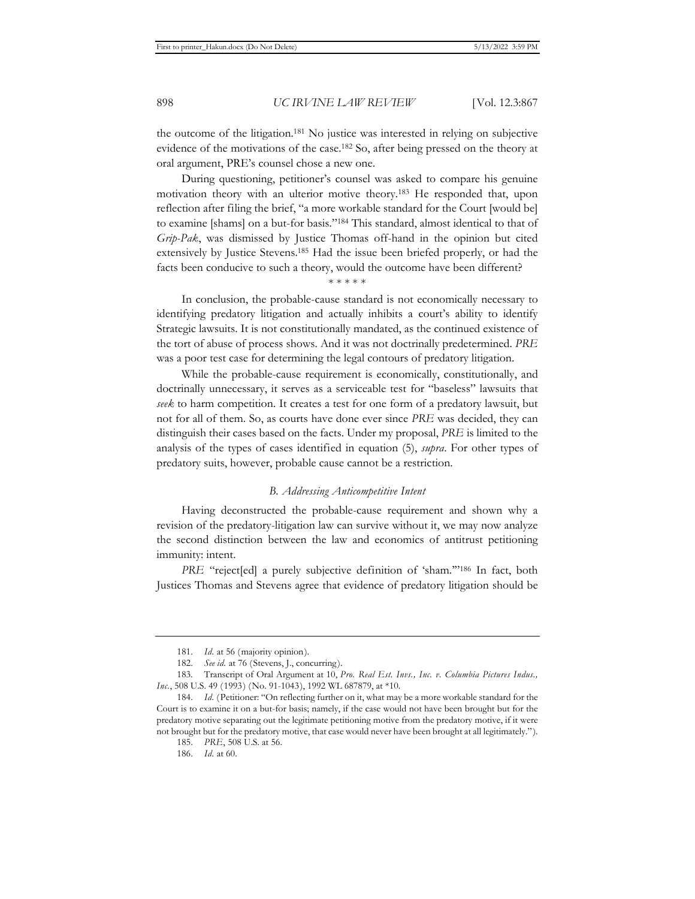the outcome of the litigation.[181] No justice was interested in relying on subjective evidence of the motivations of the case.[182] So, after being pressed on the theory at oral argument, PRE's counsel chose a new one.

During questioning, petitioner's counsel was asked to compare his genuine motivation theory with an ulterior motive theory.[183] He responded that, upon reflection after filing the brief, "a more workable standard for the Court [would be] to examine [shams] on a but-for basis."[184] This standard, almost identical to that of *Grip-Pak*, was dismissed by Justice Thomas off-hand in the opinion but cited extensively by Justice Stevens.[185] Had the issue been briefed properly, or had the facts been conducive to such a theory, would the outcome have been different?

\* \* \* \* \*

In conclusion, the probable-cause standard is not economically necessary to identifying predatory litigation and actually inhibits a court's ability to identify Strategic lawsuits. It is not constitutionally mandated, as the continued existence of the tort of abuse of process shows. And it was not doctrinally predetermined. *PRE* was a poor test case for determining the legal contours of predatory litigation.

While the probable-cause requirement is economically, constitutionally, and doctrinally unnecessary, it serves as a serviceable test for "baseless" lawsuits that *seek* to harm competition. It creates a test for one form of a predatory lawsuit, but not for all of them. So, as courts have done ever since *PRE* was decided, they can distinguish their cases based on the facts. Under my proposal, *PRE* is limited to the analysis of the types of cases identified in equation (5), *supra*. For other types of predatory suits, however, probable cause cannot be a restriction.

### *B. Addressing Anticompetitive Intent*

Having deconstructed the probable-cause requirement and shown why a revision of the predatory-litigation law can survive without it, we may now analyze the second distinction between the law and economics of antitrust petitioning immunity: intent.

*PRE* "reject[ed] a purely subjective definition of 'sham.'"[186] In fact, both Justices Thomas and Stevens agree that evidence of predatory litigation should be

---

181. *Id.* at 56 (majority opinion).

182. *See id.* at 76 (Stevens, J., concurring).

183. Transcript of Oral Argument at 10, *Pro. Real Est. Invs., Inc. v. Columbia Pictures Indus., Inc.*, 508 U.S. 49 (1993) (No. 91-1043), 1992 WL 687879, at \*10.

184. *Id.* (Petitioner: "On reflecting further on it, what may be a more workable standard for the Court is to examine it on a but-for basis; namely, if the case would not have been brought but for the predatory motive separating out the legitimate petitioning motive from the predatory motive, if it were not brought but for the predatory motive, that case would never have been brought at all legitimately.").

185. *PRE*, 508 U.S. at 56.

186. *Id.* at 60.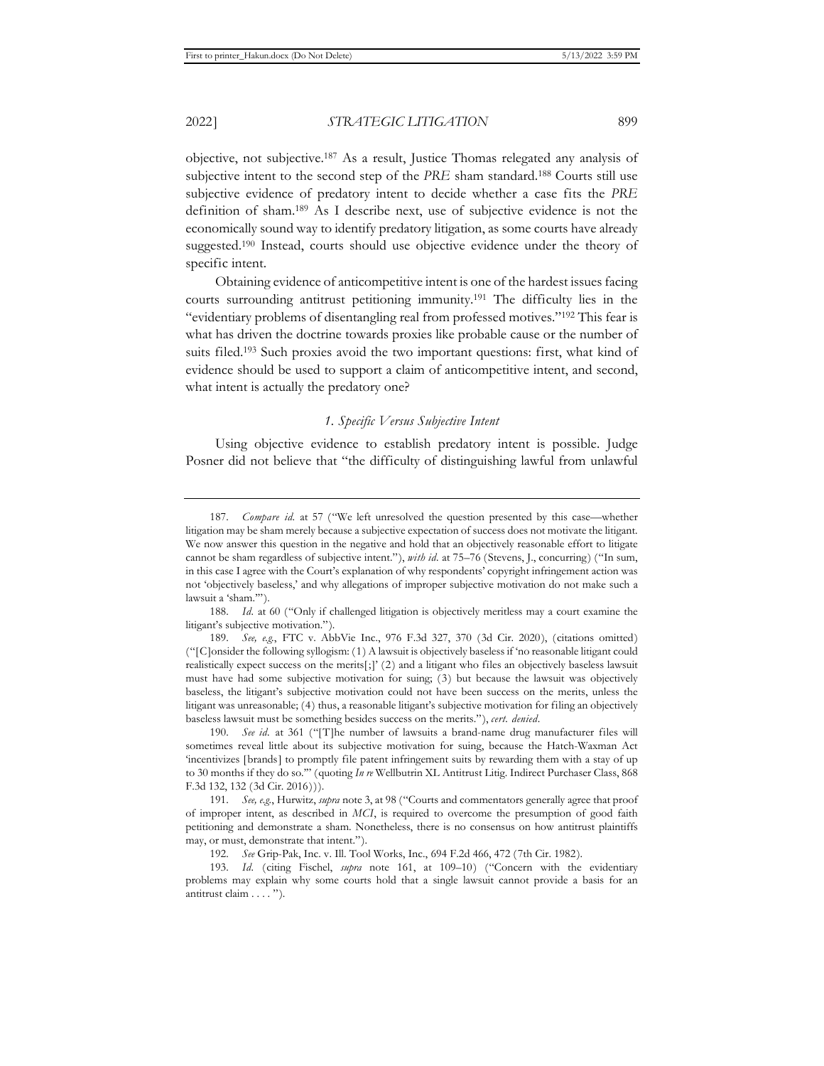objective, not subjective.[187] As a result, Justice Thomas relegated any analysis of subjective intent to the second step of the *PRE* sham standard.[188] Courts still use subjective evidence of predatory intent to decide whether a case fits the *PRE* definition of sham.[189] As I describe next, use of subjective evidence is not the economically sound way to identify predatory litigation, as some courts have already suggested.[190] Instead, courts should use objective evidence under the theory of specific intent.

Obtaining evidence of anticompetitive intent is one of the hardest issues facing courts surrounding antitrust petitioning immunity.[191] The difficulty lies in the "evidentiary problems of disentangling real from professed motives."[192] This fear is what has driven the doctrine towards proxies like probable cause or the number of suits filed.[193] Such proxies avoid the two important questions: first, what kind of evidence should be used to support a claim of anticompetitive intent, and second, what intent is actually the predatory one?

### *1. Specific Versus Subjective Intent*

Using objective evidence to establish predatory intent is possible. Judge Posner did not believe that "the difficulty of distinguishing lawful from unlawful

---

187. *Compare id.* at 57 ("We left unresolved the question presented by this case—whether litigation may be sham merely because a subjective expectation of success does not motivate the litigant. We now answer this question in the negative and hold that an objectively reasonable effort to litigate cannot be sham regardless of subjective intent."), *with id.* at 75–76 (Stevens, J., concurring) ("In sum, in this case I agree with the Court's explanation of why respondents' copyright infringement action was not 'objectively baseless,' and why allegations of improper subjective motivation do not make such a lawsuit a 'sham.'").

188. *Id.* at 60 ("Only if challenged litigation is objectively meritless may a court examine the litigant's subjective motivation.").

189. *See, e.g.*, FTC v. AbbVie Inc., 976 F.3d 327, 370 (3d Cir. 2020), (citations omitted) ("[C]onsider the following syllogism: (1) A lawsuit is objectively baseless if 'no reasonable litigant could realistically expect success on the merits[;]' (2) and a litigant who files an objectively baseless lawsuit must have had some subjective motivation for suing; (3) but because the lawsuit was objectively baseless, the litigant's subjective motivation could not have been success on the merits, unless the litigant was unreasonable; (4) thus, a reasonable litigant's subjective motivation for filing an objectively baseless lawsuit must be something besides success on the merits."), *cert. denied*.

190. *See id.* at 361 ("[T]he number of lawsuits a brand-name drug manufacturer files will sometimes reveal little about its subjective motivation for suing, because the Hatch-Waxman Act 'incentivizes [brands] to promptly file patent infringement suits by rewarding them with a stay of up to 30 months if they do so.'" (quoting *In re* Wellbutrin XL Antitrust Litig. Indirect Purchaser Class, 868 F.3d 132, 132 (3d Cir. 2016))).

191. *See, e.g.*, Hurwitz, *supra* note 3, at 98 ("Courts and commentators generally agree that proof of improper intent, as described in *MCI*, is required to overcome the presumption of good faith petitioning and demonstrate a sham. Nonetheless, there is no consensus on how antitrust plaintiffs may, or must, demonstrate that intent.").

192. *See* Grip-Pak, Inc. v. Ill. Tool Works, Inc., 694 F.2d 466, 472 (7th Cir. 1982).

193. *Id.* (citing Fischel, *supra* note 161, at 109–10) ("Concern with the evidentiary problems may explain why some courts hold that a single lawsuit cannot provide a basis for an antitrust claim . . . .").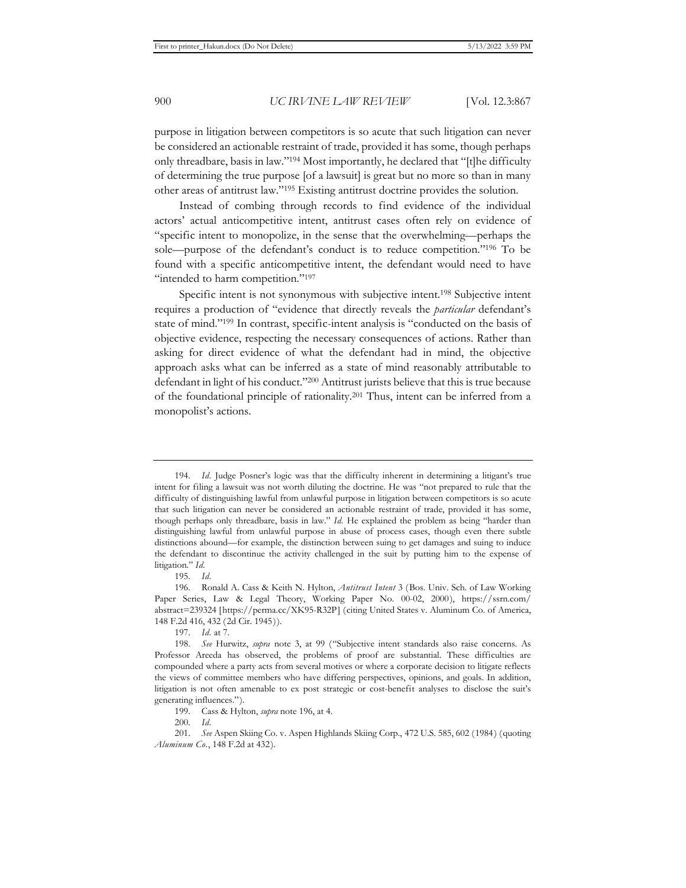purpose in litigation between competitors is so acute that such litigation can never be considered an actionable restraint of trade, provided it has some, though perhaps only threadbare, basis in law."[194] Most importantly, he declared that "[t]he difficulty of determining the true purpose [of a lawsuit] is great but no more so than in many other areas of antitrust law."[195] Existing antitrust doctrine provides the solution.

Instead of combing through records to find evidence of the individual actors' actual anticompetitive intent, antitrust cases often rely on evidence of "specific intent to monopolize, in the sense that the overwhelming—perhaps the sole—purpose of the defendant's conduct is to reduce competition."[196] To be found with a specific anticompetitive intent, the defendant would need to have "intended to harm competition."[197]

Specific intent is not synonymous with subjective intent.[198] Subjective intent requires a production of "evidence that directly reveals the *particular* defendant's state of mind."[199] In contrast, specific-intent analysis is "conducted on the basis of objective evidence, respecting the necessary consequences of actions. Rather than asking for direct evidence of what the defendant had in mind, the objective approach asks what can be inferred as a state of mind reasonably attributable to defendant in light of his conduct."[200] Antitrust jurists believe that this is true because of the foundational principle of rationality.[201] Thus, intent can be inferred from a monopolist's actions.

---

194. *Id.* Judge Posner's logic was that the difficulty inherent in determining a litigant's true intent for filing a lawsuit was not worth diluting the doctrine. He was "not prepared to rule that the difficulty of distinguishing lawful from unlawful purpose in litigation between competitors is so acute that such litigation can never be considered an actionable restraint of trade, provided it has some, though perhaps only threadbare, basis in law." *Id.* He explained the problem as being "harder than distinguishing lawful from unlawful purpose in abuse of process cases, though even there subtle distinctions abound—for example, the distinction between suing to get damages and suing to induce the defendant to discontinue the activity challenged in the suit by putting him to the expense of litigation." *Id.*

195. *Id.*

196. Ronald A. Cass & Keith N. Hylton, *Antitrust Intent* 3 (Bos. Univ. Sch. of Law Working Paper Series, Law & Legal Theory, Working Paper No. 00-02, 2000), https://ssrn.com/abstract=239324 [https://perma.cc/XK95-R32P] (citing United States v. Aluminum Co. of America, 148 F.2d 416, 432 (2d Cir. 1945)).

197. *Id.* at 7.

198. *See* Hurwitz, *supra* note 3, at 99 ("Subjective intent standards also raise concerns. As Professor Areeda has observed, the problems of proof are substantial. These difficulties are compounded where a party acts from several motives or where a corporate decision to litigate reflects the views of committee members who have differing perspectives, opinions, and goals. In addition, litigation is not often amenable to ex post strategic or cost-benefit analyses to disclose the suit's generating influences.").

199. Cass & Hylton, *supra* note 196, at 4.

200. *Id.*

201. *See* Aspen Skiing Co. v. Aspen Highlands Skiing Corp., 472 U.S. 585, 602 (1984) (quoting *Aluminum Co.*, 148 F.2d at 432).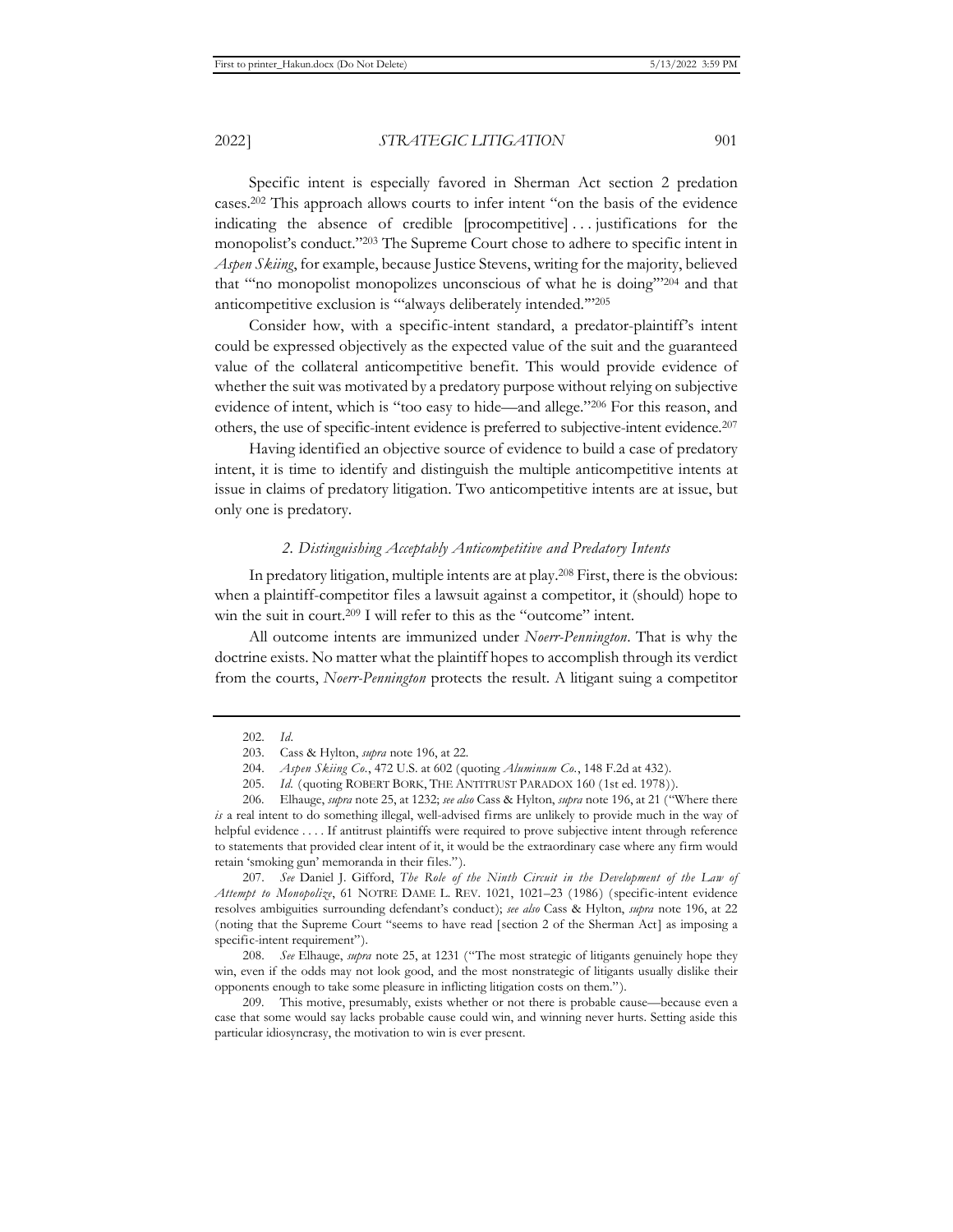Specific intent is especially favored in Sherman Act section 2 predation cases.[202] This approach allows courts to infer intent "on the basis of the evidence indicating the absence of credible [procompetitive] . . . justifications for the monopolist's conduct."[203] The Supreme Court chose to adhere to specific intent in *Aspen Skiing*, for example, because Justice Stevens, writing for the majority, believed that "'no monopolist monopolizes unconscious of what he is doing'"[204] and that anticompetitive exclusion is "'always deliberately intended.'"[205]

Consider how, with a specific-intent standard, a predator-plaintiff's intent could be expressed objectively as the expected value of the suit and the guaranteed value of the collateral anticompetitive benefit. This would provide evidence of whether the suit was motivated by a predatory purpose without relying on subjective evidence of intent, which is "too easy to hide—and allege."[206] For this reason, and others, the use of specific-intent evidence is preferred to subjective-intent evidence.[207]

Having identified an objective source of evidence to build a case of predatory intent, it is time to identify and distinguish the multiple anticompetitive intents at issue in claims of predatory litigation. Two anticompetitive intents are at issue, but only one is predatory.

### *2. Distinguishing Acceptably Anticompetitive and Predatory Intents*

In predatory litigation, multiple intents are at play.[208] First, there is the obvious: when a plaintiff-competitor files a lawsuit against a competitor, it (should) hope to win the suit in court.[209] I will refer to this as the "outcome" intent.

All outcome intents are immunized under *Noerr-Pennington*. That is why the doctrine exists. No matter what the plaintiff hopes to accomplish through its verdict from the courts, *Noerr-Pennington* protects the result. A litigant suing a competitor

---

202. *Id.*

203. Cass & Hylton, *supra* note 196, at 22.

204. *Aspen Skiing Co.*, 472 U.S. at 602 (quoting *Aluminum Co.*, 148 F.2d at 432).

205. *Id.* (quoting ROBERT BORK, THE ANTITRUST PARADOX 160 (1st ed. 1978)).

206. Elhauge, *supra* note 25, at 1232; *see also* Cass & Hylton, *supra* note 196, at 21 ("Where there *is* a real intent to do something illegal, well-advised firms are unlikely to provide much in the way of helpful evidence . . . . If antitrust plaintiffs were required to prove subjective intent through reference to statements that provided clear intent of it, it would be the extraordinary case where any firm would retain 'smoking gun' memoranda in their files.").

207. *See* Daniel J. Gifford, *The Role of the Ninth Circuit in the Development of the Law of Attempt to Monopolize*, 61 NOTRE DAME L. REV. 1021, 1021–23 (1986) (specific-intent evidence resolves ambiguities surrounding defendant's conduct); *see also* Cass & Hylton, *supra* note 196, at 22 (noting that the Supreme Court "seems to have read [section 2 of the Sherman Act] as imposing a specific-intent requirement").

208. *See* Elhauge, *supra* note 25, at 1231 ("The most strategic of litigants genuinely hope they win, even if the odds may not look good, and the most nonstrategic of litigants usually dislike their opponents enough to take some pleasure in inflicting litigation costs on them.").

209. This motive, presumably, exists whether or not there is probable cause—because even a case that some would say lacks probable cause could win, and winning never hurts. Setting aside this particular idiosyncrasy, the motivation to win is ever present.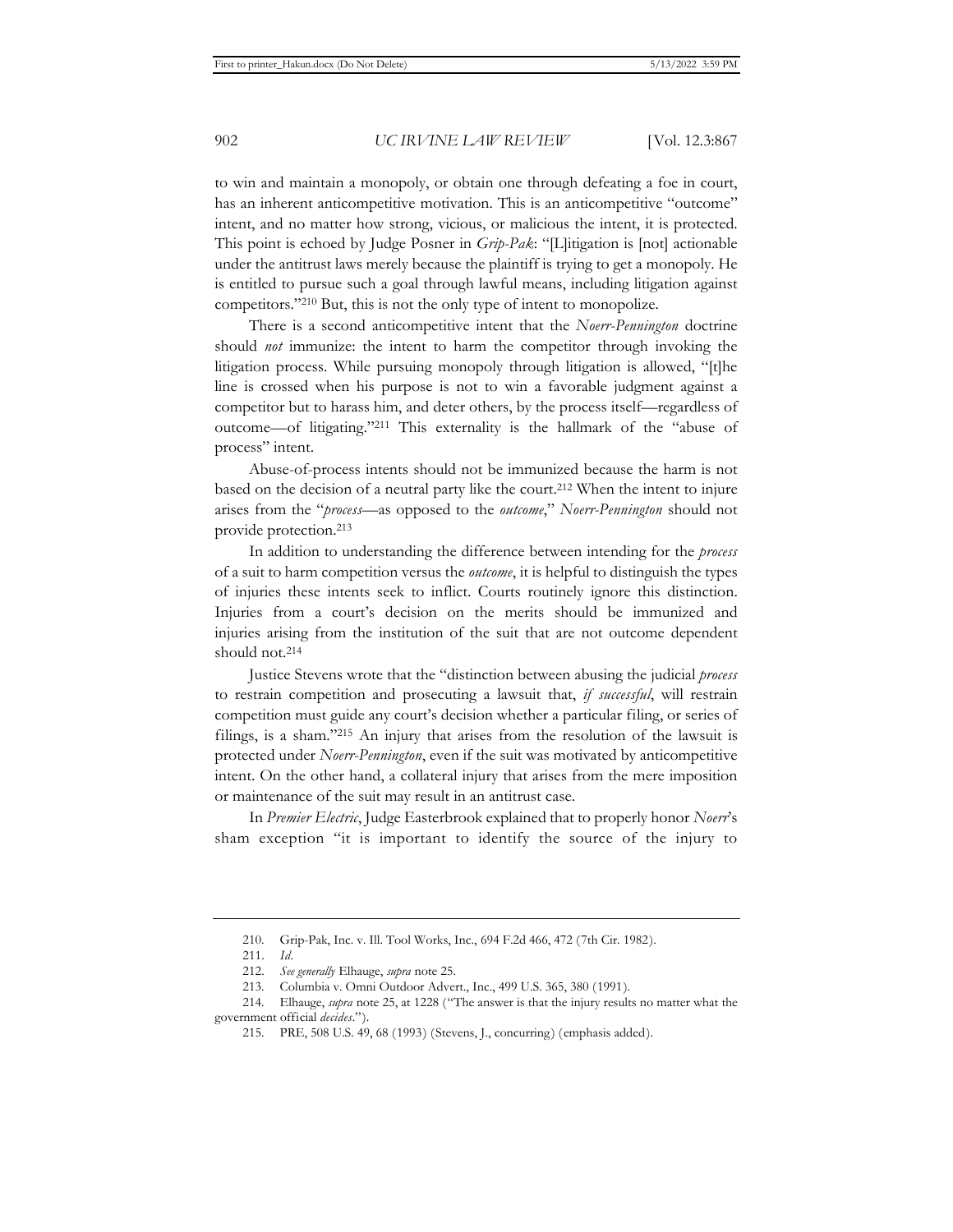to win and maintain a monopoly, or obtain one through defeating a foe in court, has an inherent anticompetitive motivation. This is an anticompetitive "outcome" intent, and no matter how strong, vicious, or malicious the intent, it is protected. This point is echoed by Judge Posner in *Grip-Pak*: "[L]itigation is [not] actionable under the antitrust laws merely because the plaintiff is trying to get a monopoly. He is entitled to pursue such a goal through lawful means, including litigation against competitors."[210] But, this is not the only type of intent to monopolize.

There is a second anticompetitive intent that the *Noerr-Pennington* doctrine should *not* immunize: the intent to harm the competitor through invoking the litigation process. While pursuing monopoly through litigation is allowed, "[t]he line is crossed when his purpose is not to win a favorable judgment against a competitor but to harass him, and deter others, by the process itself—regardless of outcome—of litigating."[211] This externality is the hallmark of the "abuse of process" intent.

Abuse-of-process intents should not be immunized because the harm is not based on the decision of a neutral party like the court.[212] When the intent to injure arises from the "*process*—as opposed to the *outcome*," *Noerr-Pennington* should not provide protection.[213]

In addition to understanding the difference between intending for the *process* of a suit to harm competition versus the *outcome*, it is helpful to distinguish the types of injuries these intents seek to inflict. Courts routinely ignore this distinction. Injuries from a court's decision on the merits should be immunized and injuries arising from the institution of the suit that are not outcome dependent should not.[214]

Justice Stevens wrote that the "distinction between abusing the judicial *process* to restrain competition and prosecuting a lawsuit that, *if successful*, will restrain competition must guide any court's decision whether a particular filing, or series of filings, is a sham."[215] An injury that arises from the resolution of the lawsuit is protected under *Noerr-Pennington*, even if the suit was motivated by anticompetitive intent. On the other hand, a collateral injury that arises from the mere imposition or maintenance of the suit may result in an antitrust case.

In *Premier Electric*, Judge Easterbrook explained that to properly honor *Noerr*'s sham exception "it is important to identify the source of the injury to

210. Grip-Pak, Inc. v. Ill. Tool Works, Inc., 694 F.2d 466, 472 (7th Cir. 1982).

211. *Id.*

212. *See generally* Elhauge, *supra* note 25.

213. Columbia v. Omni Outdoor Advert., Inc., 499 U.S. 365, 380 (1991).

214. Elhauge, *supra* note 25, at 1228 ("The answer is that the injury results no matter what the government official *decides*.").

215. PRE, 508 U.S. 49, 68 (1993) (Stevens, J., concurring) (emphasis added).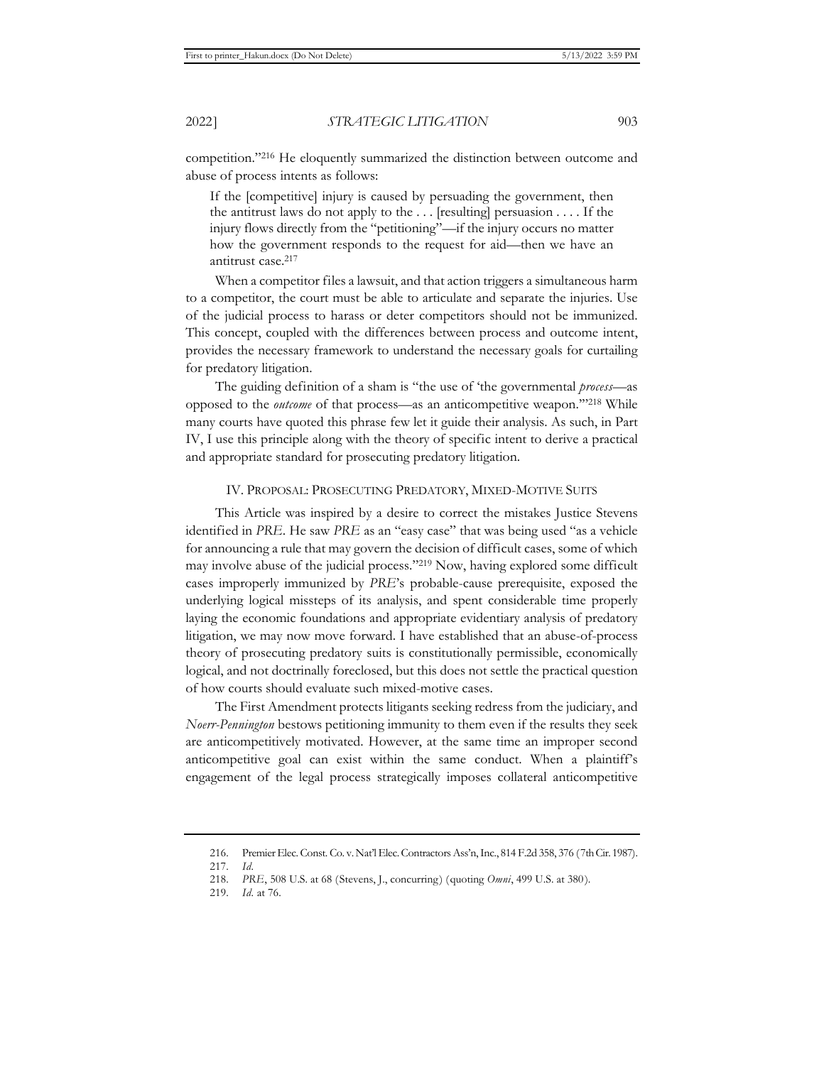competition."[216] He eloquently summarized the distinction between outcome and abuse of process intents as follows:

> If the [competitive] injury is caused by persuading the government, then the antitrust laws do not apply to the . . . [resulting] persuasion . . . . If the injury flows directly from the "petitioning"—if the injury occurs no matter how the government responds to the request for aid—then we have an antitrust case.[217]

When a competitor files a lawsuit, and that action triggers a simultaneous harm to a competitor, the court must be able to articulate and separate the injuries. Use of the judicial process to harass or deter competitors should not be immunized. This concept, coupled with the differences between process and outcome intent, provides the necessary framework to understand the necessary goals for curtailing for predatory litigation.

The guiding definition of a sham is "the use of 'the governmental *process*—as opposed to the *outcome* of that process—as an anticompetitive weapon.'"[218] While many courts have quoted this phrase few let it guide their analysis. As such, in Part IV, I use this principle along with the theory of specific intent to derive a practical and appropriate standard for prosecuting predatory litigation.

## IV. PROPOSAL: PROSECUTING PREDATORY, MIXED-MOTIVE SUITS

This Article was inspired by a desire to correct the mistakes Justice Stevens identified in *PRE*. He saw *PRE* as an "easy case" that was being used "as a vehicle for announcing a rule that may govern the decision of difficult cases, some of which may involve abuse of the judicial process."[219] Now, having explored some difficult cases improperly immunized by *PRE*'s probable-cause prerequisite, exposed the underlying logical missteps of its analysis, and spent considerable time properly laying the economic foundations and appropriate evidentiary analysis of predatory litigation, we may now move forward. I have established that an abuse-of-process theory of prosecuting predatory suits is constitutionally permissible, economically logical, and not doctrinally foreclosed, but this does not settle the practical question of how courts should evaluate such mixed-motive cases.

The First Amendment protects litigants seeking redress from the judiciary, and *Noerr-Pennington* bestows petitioning immunity to them even if the results they seek are anticompetitively motivated. However, at the same time an improper second anticompetitive goal can exist within the same conduct. When a plaintiff's engagement of the legal process strategically imposes collateral anticompetitive

---

216. Premier Elec. Const. Co. v. Nat'l Elec. Contractors Ass'n, Inc., 814 F.2d 358, 376 (7th Cir. 1987).

217. *Id.*

218. *PRE*, 508 U.S. at 68 (Stevens, J., concurring) (quoting *Omni*, 499 U.S. at 380).

219. *Id.* at 76.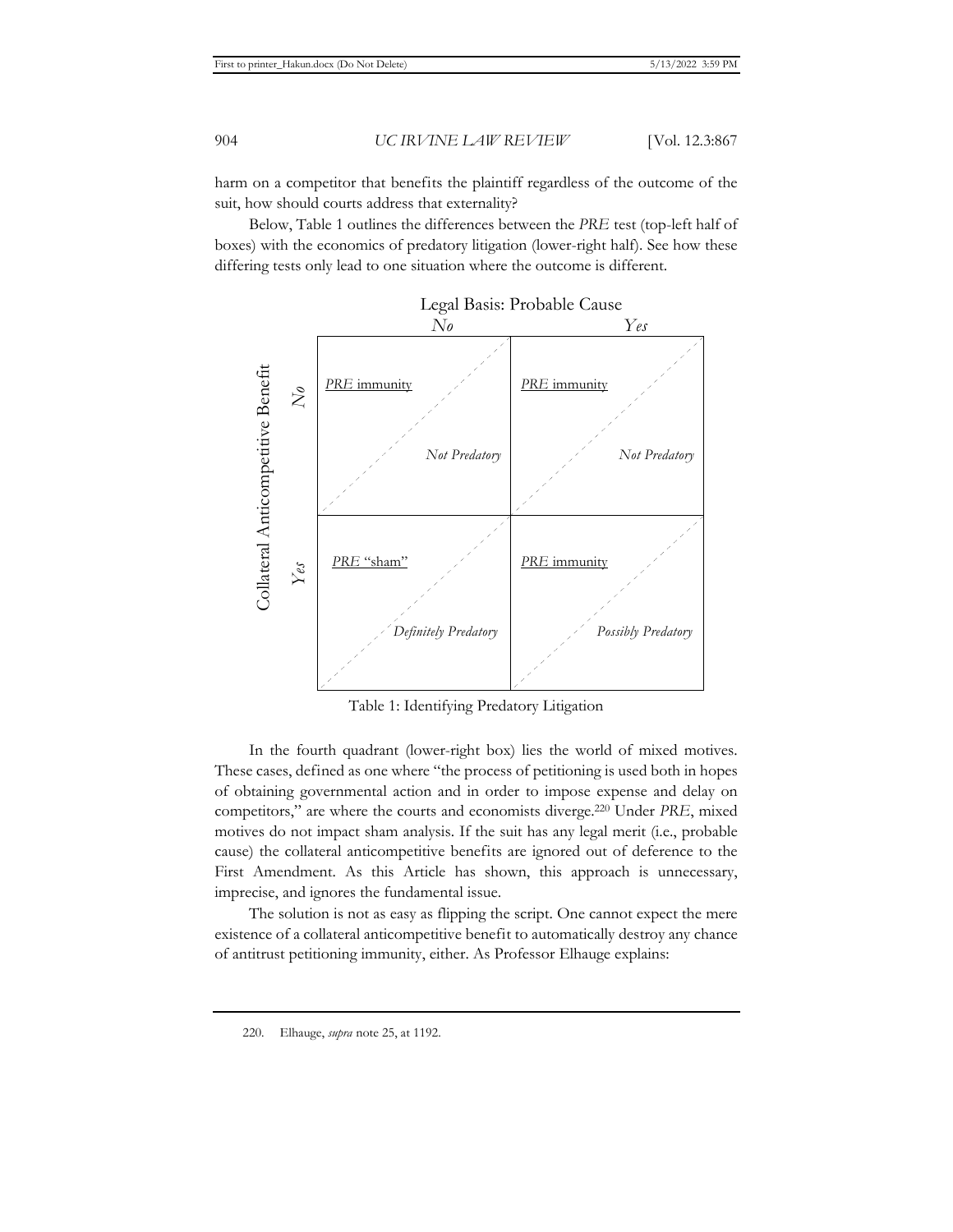harm on a competitor that benefits the plaintiff regardless of the outcome of the suit, how should courts address that externality?

Below, Table 1 outlines the differences between the *PRE* test (top-left half of boxes) with the economics of predatory litigation (lower-right half). See how these differing tests only lead to one situation where the outcome is different.

| Collateral Anticompetitive Benefit | Legal Basis: Probable Cause — *No* | Legal Basis: Probable Cause — *Yes* |
|---|---|---|
| *No* | PRE immunity / *Not Predatory* | PRE immunity / *Not Predatory* |
| *Yes* | PRE "sham" / *Definitely Predatory* | PRE immunity / *Possibly Predatory* |

Table 1: Identifying Predatory Litigation

In the fourth quadrant (lower-right box) lies the world of mixed motives. These cases, defined as one where "the process of petitioning is used both in hopes of obtaining governmental action and in order to impose expense and delay on competitors," are where the courts and economists diverge.[220] Under *PRE*, mixed motives do not impact sham analysis. If the suit has any legal merit (i.e., probable cause) the collateral anticompetitive benefits are ignored out of deference to the First Amendment. As this Article has shown, this approach is unnecessary, imprecise, and ignores the fundamental issue.

The solution is not as easy as flipping the script. One cannot expect the mere existence of a collateral anticompetitive benefit to automatically destroy any chance of antitrust petitioning immunity, either. As Professor Elhauge explains:

---

220. Elhauge, *supra* note 25, at 1192.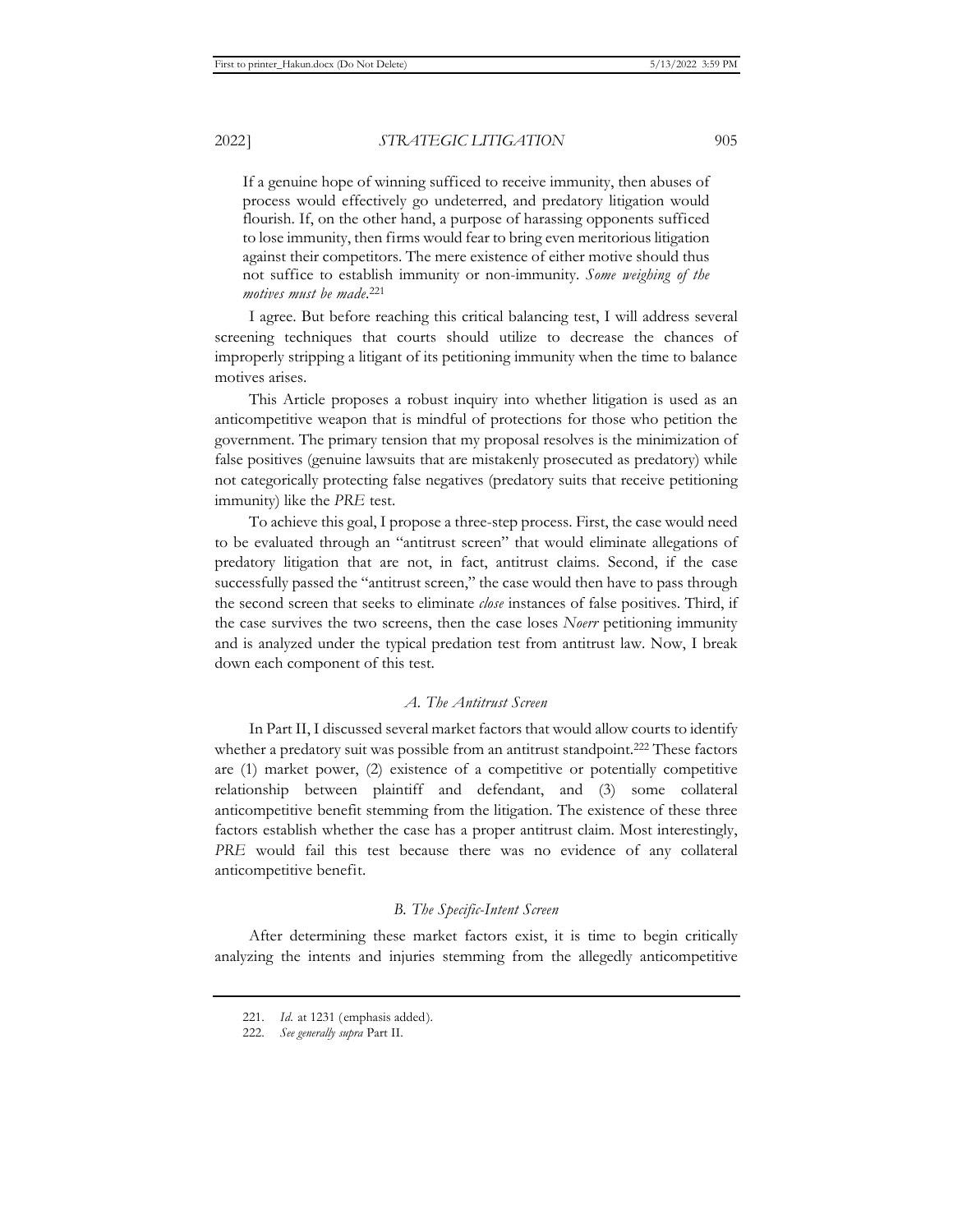> If a genuine hope of winning sufficed to receive immunity, then abuses of process would effectively go undeterred, and predatory litigation would flourish. If, on the other hand, a purpose of harassing opponents sufficed to lose immunity, then firms would fear to bring even meritorious litigation against their competitors. The mere existence of either motive should thus not suffice to establish immunity or non-immunity. *Some weighing of the motives must be made*.[221]

I agree. But before reaching this critical balancing test, I will address several screening techniques that courts should utilize to decrease the chances of improperly stripping a litigant of its petitioning immunity when the time to balance motives arises.

This Article proposes a robust inquiry into whether litigation is used as an anticompetitive weapon that is mindful of protections for those who petition the government. The primary tension that my proposal resolves is the minimization of false positives (genuine lawsuits that are mistakenly prosecuted as predatory) while not categorically protecting false negatives (predatory suits that receive petitioning immunity) like the *PRE* test.

To achieve this goal, I propose a three-step process. First, the case would need to be evaluated through an "antitrust screen" that would eliminate allegations of predatory litigation that are not, in fact, antitrust claims. Second, if the case successfully passed the "antitrust screen," the case would then have to pass through the second screen that seeks to eliminate *close* instances of false positives. Third, if the case survives the two screens, then the case loses *Noerr* petitioning immunity and is analyzed under the typical predation test from antitrust law. Now, I break down each component of this test.

### *A. The Antitrust Screen*

In Part II, I discussed several market factors that would allow courts to identify whether a predatory suit was possible from an antitrust standpoint.[222] These factors are (1) market power, (2) existence of a competitive or potentially competitive relationship between plaintiff and defendant, and (3) some collateral anticompetitive benefit stemming from the litigation. The existence of these three factors establish whether the case has a proper antitrust claim. Most interestingly, *PRE* would fail this test because there was no evidence of any collateral anticompetitive benefit.

### *B. The Specific-Intent Screen*

After determining these market factors exist, it is time to begin critically analyzing the intents and injuries stemming from the allegedly anticompetitive

221. *Id.* at 1231 (emphasis added).

222. *See generally supra* Part II.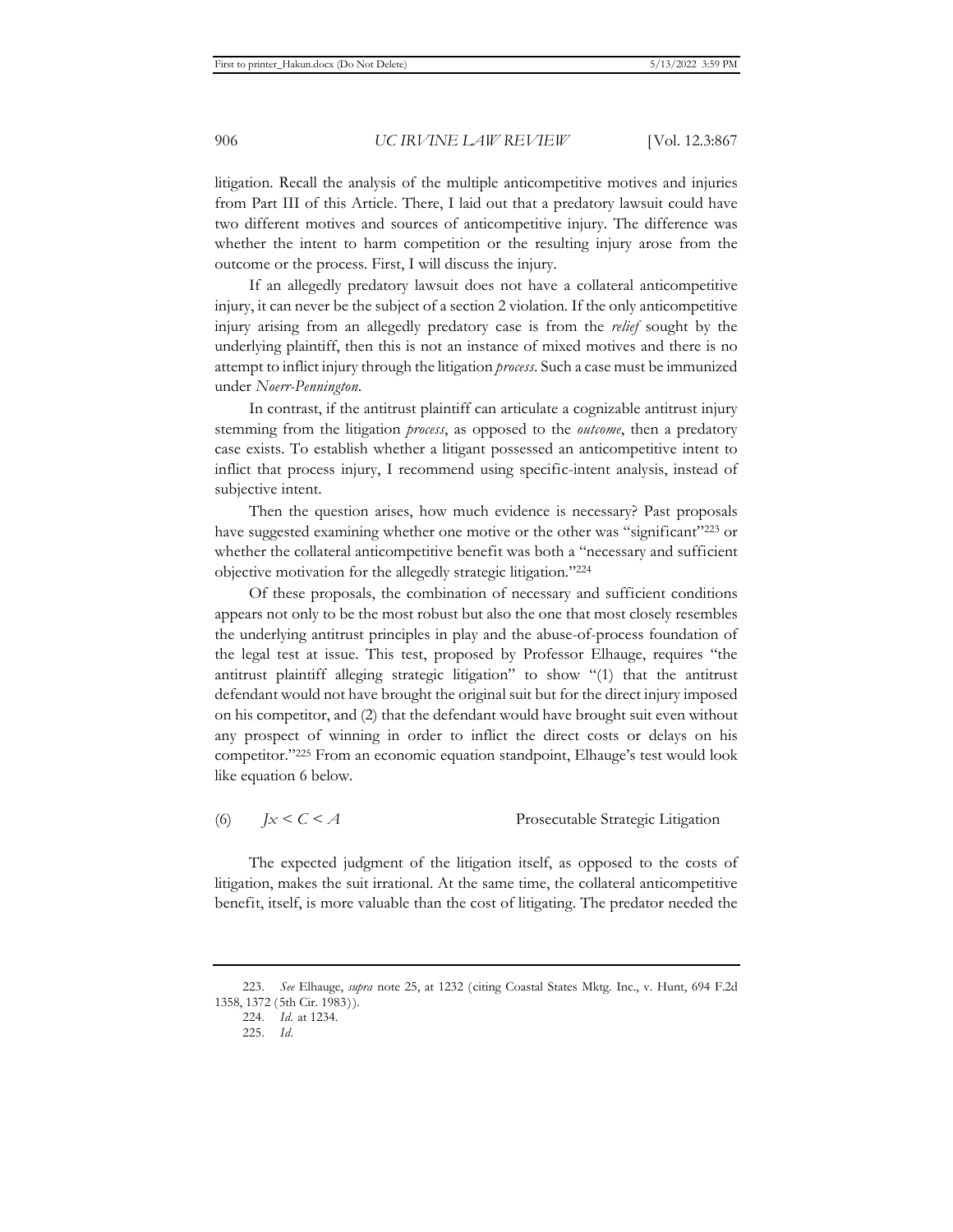litigation. Recall the analysis of the multiple anticompetitive motives and injuries from Part III of this Article. There, I laid out that a predatory lawsuit could have two different motives and sources of anticompetitive injury. The difference was whether the intent to harm competition or the resulting injury arose from the outcome or the process. First, I will discuss the injury.

If an allegedly predatory lawsuit does not have a collateral anticompetitive injury, it can never be the subject of a section 2 violation. If the only anticompetitive injury arising from an allegedly predatory case is from the *relief* sought by the underlying plaintiff, then this is not an instance of mixed motives and there is no attempt to inflict injury through the litigation *process*. Such a case must be immunized under *Noerr-Pennington*.

In contrast, if the antitrust plaintiff can articulate a cognizable antitrust injury stemming from the litigation *process*, as opposed to the *outcome*, then a predatory case exists. To establish whether a litigant possessed an anticompetitive intent to inflict that process injury, I recommend using specific-intent analysis, instead of subjective intent.

Then the question arises, how much evidence is necessary? Past proposals have suggested examining whether one motive or the other was "significant"[223] or whether the collateral anticompetitive benefit was both a "necessary and sufficient objective motivation for the allegedly strategic litigation."[224]

Of these proposals, the combination of necessary and sufficient conditions appears not only to be the most robust but also the one that most closely resembles the underlying antitrust principles in play and the abuse-of-process foundation of the legal test at issue. This test, proposed by Professor Elhauge, requires "the antitrust plaintiff alleging strategic litigation" to show "(1) that the antitrust defendant would not have brought the original suit but for the direct injury imposed on his competitor, and (2) that the defendant would have brought suit even without any prospect of winning in order to inflict the direct costs or delays on his competitor."[225] From an economic equation standpoint, Elhauge's test would look like equation 6 below.

(6) $Jx < C < A$ Prosecutable Strategic Litigation

The expected judgment of the litigation itself, as opposed to the costs of litigation, makes the suit irrational. At the same time, the collateral anticompetitive benefit, itself, is more valuable than the cost of litigating. The predator needed the

---

223. *See* Elhauge, *supra* note 25, at 1232 (citing Coastal States Mktg. Inc., v. Hunt, 694 F.2d 1358, 1372 (5th Cir. 1983)).

224. *Id.* at 1234.

225. *Id.*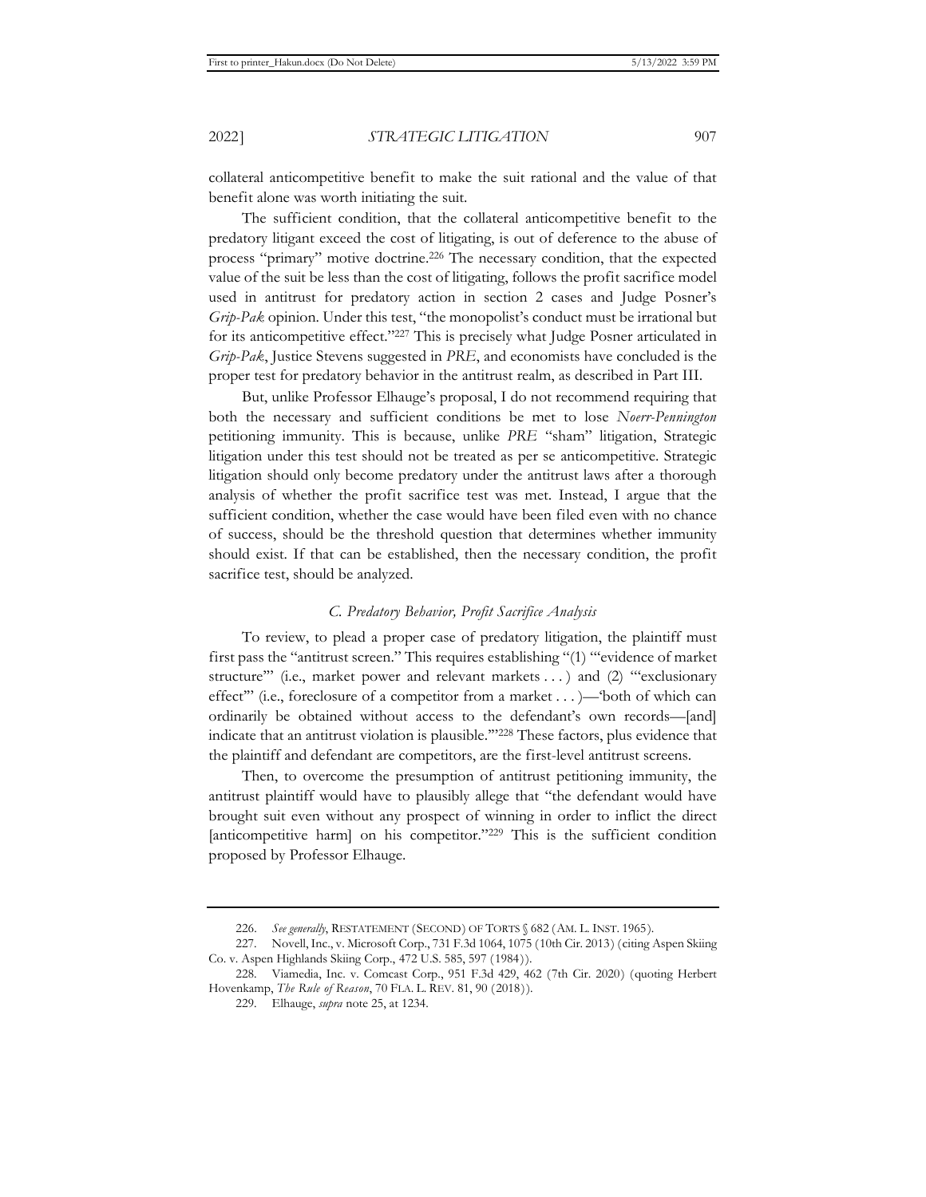collateral anticompetitive benefit to make the suit rational and the value of that benefit alone was worth initiating the suit.

The sufficient condition, that the collateral anticompetitive benefit to the predatory litigant exceed the cost of litigating, is out of deference to the abuse of process "primary" motive doctrine.[226] The necessary condition, that the expected value of the suit be less than the cost of litigating, follows the profit sacrifice model used in antitrust for predatory action in section 2 cases and Judge Posner's *Grip-Pak* opinion. Under this test, "the monopolist's conduct must be irrational but for its anticompetitive effect."[227] This is precisely what Judge Posner articulated in *Grip-Pak*, Justice Stevens suggested in *PRE*, and economists have concluded is the proper test for predatory behavior in the antitrust realm, as described in Part III.

But, unlike Professor Elhauge's proposal, I do not recommend requiring that both the necessary and sufficient conditions be met to lose *Noerr-Pennington* petitioning immunity. This is because, unlike *PRE* "sham" litigation, Strategic litigation under this test should not be treated as per se anticompetitive. Strategic litigation should only become predatory under the antitrust laws after a thorough analysis of whether the profit sacrifice test was met. Instead, I argue that the sufficient condition, whether the case would have been filed even with no chance of success, should be the threshold question that determines whether immunity should exist. If that can be established, then the necessary condition, the profit sacrifice test, should be analyzed.

### *C. Predatory Behavior, Profit Sacrifice Analysis*

To review, to plead a proper case of predatory litigation, the plaintiff must first pass the "antitrust screen." This requires establishing "(1) '"evidence of market structure"' (i.e., market power and relevant markets . . . ) and (2) '"exclusionary effect"' (i.e., foreclosure of a competitor from a market . . . )—'both of which can ordinarily be obtained without access to the defendant's own records—[and] indicate that an antitrust violation is plausible.'"[228] These factors, plus evidence that the plaintiff and defendant are competitors, are the first-level antitrust screens.

Then, to overcome the presumption of antitrust petitioning immunity, the antitrust plaintiff would have to plausibly allege that "the defendant would have brought suit even without any prospect of winning in order to inflict the direct [anticompetitive harm] on his competitor."[229] This is the sufficient condition proposed by Professor Elhauge.

---

226. *See generally*, RESTATEMENT (SECOND) OF TORTS § 682 (AM. L. INST. 1965).

227. Novell, Inc., v. Microsoft Corp., 731 F.3d 1064, 1075 (10th Cir. 2013) (citing Aspen Skiing Co. v. Aspen Highlands Skiing Corp., 472 U.S. 585, 597 (1984)).

228. Viamedia, Inc. v. Comcast Corp., 951 F.3d 429, 462 (7th Cir. 2020) (quoting Herbert Hovenkamp, *The Rule of Reason*, 70 FLA. L. REV. 81, 90 (2018)).

229. Elhauge, *supra* note 25, at 1234.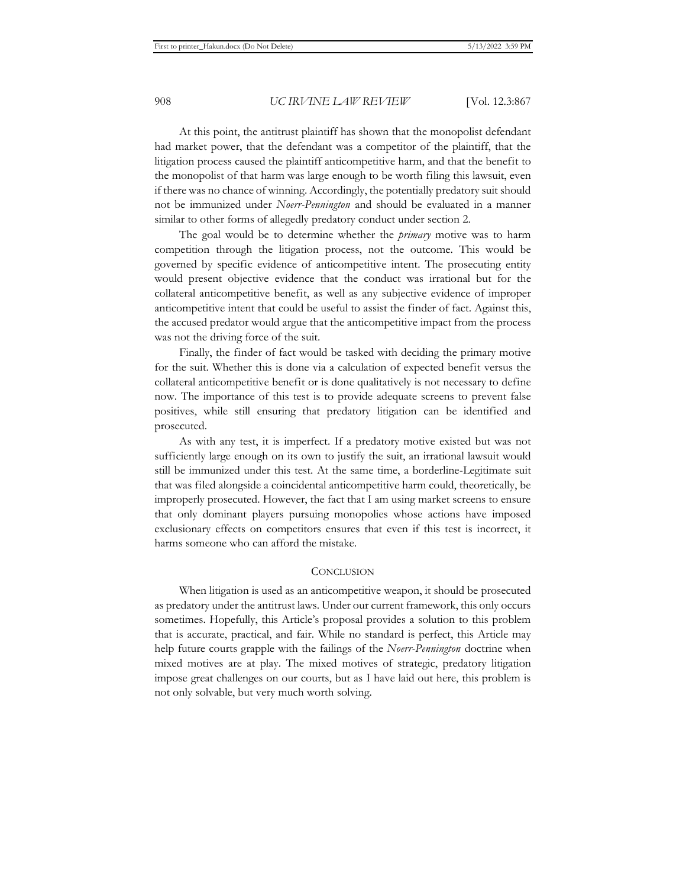At this point, the antitrust plaintiff has shown that the monopolist defendant had market power, that the defendant was a competitor of the plaintiff, that the litigation process caused the plaintiff anticompetitive harm, and that the benefit to the monopolist of that harm was large enough to be worth filing this lawsuit, even if there was no chance of winning. Accordingly, the potentially predatory suit should not be immunized under *Noerr-Pennington* and should be evaluated in a manner similar to other forms of allegedly predatory conduct under section 2.

The goal would be to determine whether the *primary* motive was to harm competition through the litigation process, not the outcome. This would be governed by specific evidence of anticompetitive intent. The prosecuting entity would present objective evidence that the conduct was irrational but for the collateral anticompetitive benefit, as well as any subjective evidence of improper anticompetitive intent that could be useful to assist the finder of fact. Against this, the accused predator would argue that the anticompetitive impact from the process was not the driving force of the suit.

Finally, the finder of fact would be tasked with deciding the primary motive for the suit. Whether this is done via a calculation of expected benefit versus the collateral anticompetitive benefit or is done qualitatively is not necessary to define now. The importance of this test is to provide adequate screens to prevent false positives, while still ensuring that predatory litigation can be identified and prosecuted.

As with any test, it is imperfect. If a predatory motive existed but was not sufficiently large enough on its own to justify the suit, an irrational lawsuit would still be immunized under this test. At the same time, a borderline-Legitimate suit that was filed alongside a coincidental anticompetitive harm could, theoretically, be improperly prosecuted. However, the fact that I am using market screens to ensure that only dominant players pursuing monopolies whose actions have imposed exclusionary effects on competitors ensures that even if this test is incorrect, it harms someone who can afford the mistake.

## CONCLUSION

When litigation is used as an anticompetitive weapon, it should be prosecuted as predatory under the antitrust laws. Under our current framework, this only occurs sometimes. Hopefully, this Article's proposal provides a solution to this problem that is accurate, practical, and fair. While no standard is perfect, this Article may help future courts grapple with the failings of the *Noerr-Pennington* doctrine when mixed motives are at play. The mixed motives of strategic, predatory litigation impose great challenges on our courts, but as I have laid out here, this problem is not only solvable, but very much worth solving.